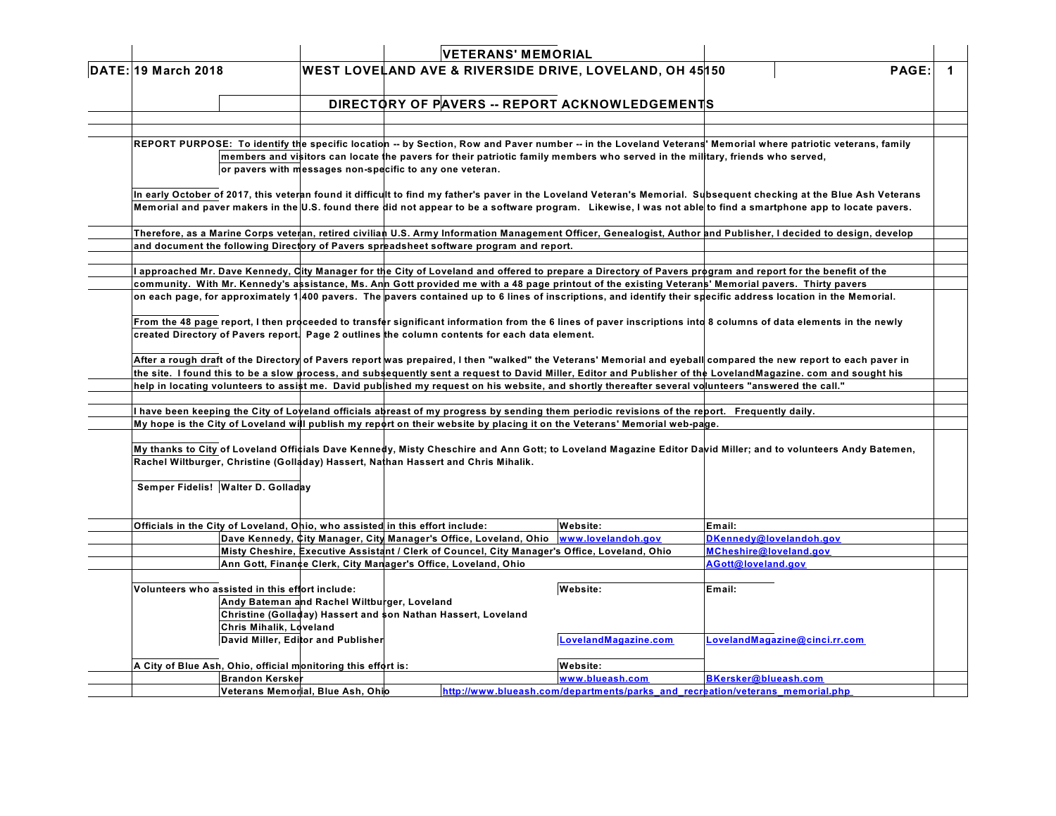# VETERANS' MEMORIAL

**DATE:** 19 March 2018

**WEST LOVELAND AVE & RIVERSIDE DRIVE, LOVELAND, OH 45150**

## DIRECTORY OF PAVERS -- REPORT ACKNOWLEDGEMENTS

**REPORT PURPOSE:** To identify the specific location -- by Section, Row and Paver number -- in the Loveland Veterans' Memorial where patriotic veterans, family members and visitors can locate the pavers for their patriotic family members who served in the military, friends who served, or pavers with messages non-specific to any one veteran.

In early October of 2017, this veteran found it difficult to find my father's paver in the Loveland Veteran's Memorial. Subsequent checking at the Blue Ash Veterans Memorial and paver makers in the U.S. found there did not appear to be a software program. Likewise, I was not able to find a smartphone app to locate pavers.

Therefore, as a Marine Corps veteran, retired civilian U.S. Army Information Management Officer, Genealogist, Author and Publisher, I decided to design, develop and document the following Directory of Pavers spreadsheet software program and report.

I approached Mr. Dave Kennedy, City Manager for the City of Loveland and offered to prepare a Directory of Pavers program and report for the benefit of the community. With Mr. Kennedy's assistance, Ms. Ann Gott provided me with a 48 page printout of the existing Veterans' Memorial pavers. Thirty pavers on each page, for approximately 1400 pavers. The pavers contained up to 6 lines of inscriptions, and identify their specific address location in the Memorial.

From the 48 page report, I then proceeded to transfer significant information from the 6 lines of paver inscriptions into 8 columns of data elements in the newly created Directory of Pavers report. Page 2 outlines the column contents for each data element.

After a rough draft of the Directory of Pavers report was prepaired, I then "walked" the Veterans' Memorial and eyeball compared the new report to each paver in the site. I found this to be a slow process, and subsequently sent a request to David Miller, Editor and Publisher of the LovelandMagazine. com and sought his help in locating volunteers to assist me. David published my request on his website, and shortly thereafter several volunteers "answered the call."

I have been keeping the City of Loveland officials abreast of my progress by sending them periodic revisions of the report. Frequently daily.
My hope is the City of Loveland will publish my report on their website by placing it on the Veterans' Memorial web-page.

My thanks to City of Loveland Officials Dave Kennedy, Misty Cheschire and Ann Gott; to Loveland Magazine Editor David Miller; and to volunteers Andy Batemen, Rachel Wiltburger, Christine (Golladay) Hassert, Nathan Hassert and Chris Mihalik.

Semper Fidelis! Walter D. Golladay

| Officials in the City of Loveland, Ohio, who assisted in this effort include: | Website: | Email: |
|---|---|---|
| Dave Kennedy, City Manager, City Manager's Office, Loveland, Ohio | www.lovelandoh.gov | DKennedy@lovelandoh.gov |
| Misty Cheshire, Executive Assistant / Clerk of Councel, City Manager's Office, Loveland, Ohio | | MCheshire@loveland.gov |
| Ann Gott, Finance Clerk, City Manager's Office, Loveland, Ohio | | AGott@loveland.gov |

| Volunteers who assisted in this effort include: | Website: | Email: |
|---|---|---|
| Andy Bateman and Rachel Wiltburger, Loveland | | |
| Christine (Golladay) Hassert and son Nathan Hassert, Loveland | | |
| Chris Mihalik, Loveland | | |
| David Miller, Editor and Publisher | LovelandMagazine.com | LovelandMagazine@cinci.rr.com |

| A City of Blue Ash, Ohio, official monitoring this effort is: | Website: | Email: |
|---|---|---|
| Brandon Kersker | www.blueash.com | BKersker@blueash.com |
| Veterans Memorial, Blue Ash, Ohio | http://www.blueash.com/departments/parks_and_recreation/veterans_memorial.php | |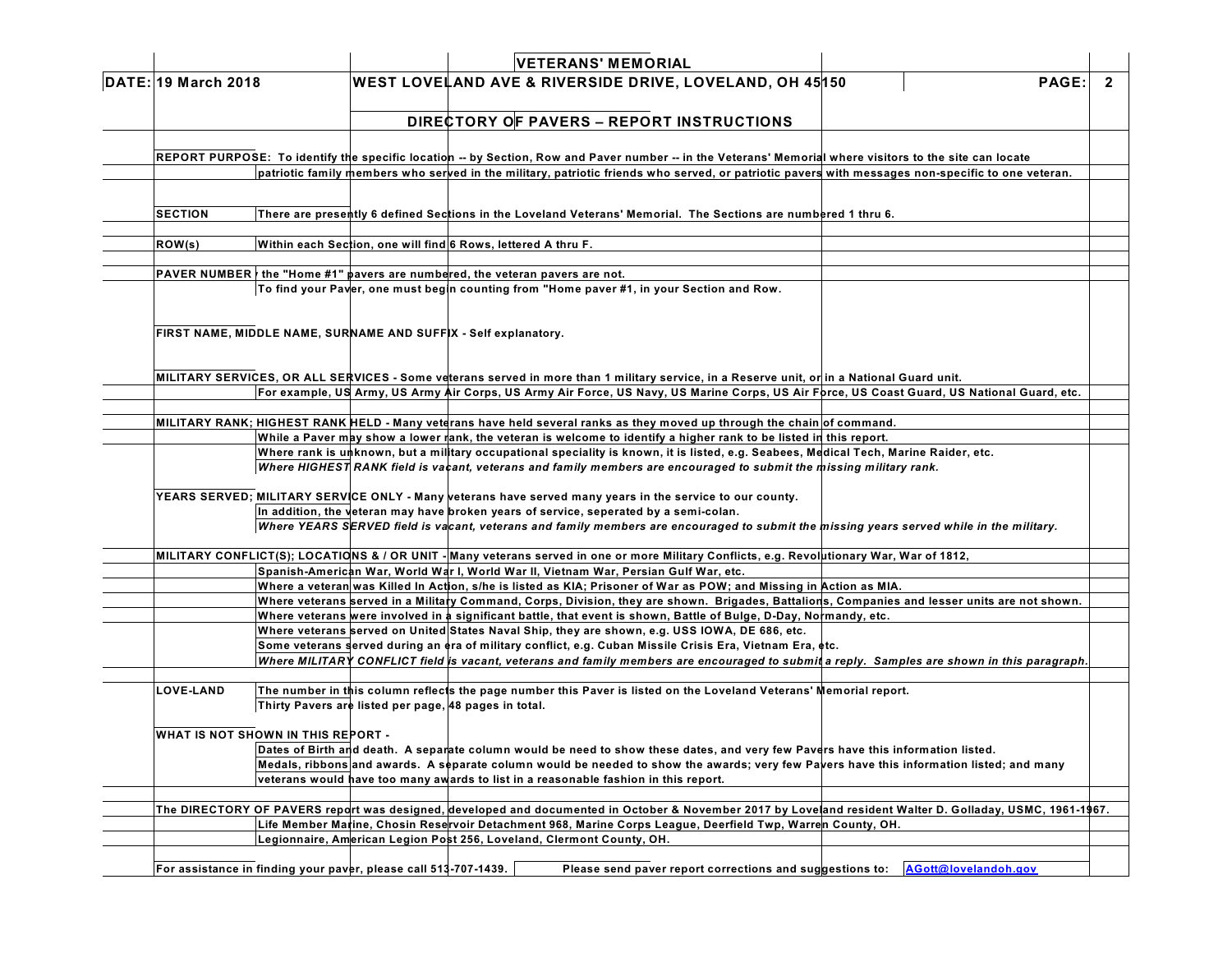# VETERANS' MEMORIAL

**DATE: 19 March 2018**

**WEST LOVELAND AVE & RIVERSIDE DRIVE, LOVELAND, OH 45150**

## DIRECTORY OF PAVERS – REPORT INSTRUCTIONS

**REPORT PURPOSE:** To identify the specific location -- by Section, Row and Paver number -- in the Veterans' Memorial where visitors to the site can locate patriotic family members who served in the military, patriotic friends who served, or patriotic pavers with messages non-specific to one veteran.

**SECTION** There are presently 6 defined Sections in the Loveland Veterans' Memorial. The Sections are numbered 1 thru 6.

**ROW(s)** Within each Section, one will find 6 Rows, lettered A thru F.

**PAVER NUMBER** the "Home #1" pavers are numbered, the veteran pavers are not.
To find your Paver, one must begin counting from "Home paver #1, in your Section and Row.

**FIRST NAME, MIDDLE NAME, SURNAME AND SUFFIX** - Self explanatory.

**MILITARY SERVICES, OR ALL SERVICES** - Some veterans served in more than 1 military service, in a Reserve unit, or in a National Guard unit.
For example, US Army, US Army Air Corps, US Army Air Force, US Navy, US Marine Corps, US Air Force, US Coast Guard, US National Guard, etc.

**MILITARY RANK; HIGHEST RANK HELD** - Many veterans have held several ranks as they moved up through the chain of command.
While a Paver may show a lower rank, the veteran is welcome to identify a higher rank to be listed in this report.
Where rank is unknown, but a military occupational speciality is known, it is listed, e.g. Seabees, Medical Tech, Marine Raider, etc.
*Where HIGHEST RANK field is vacant, veterans and family members are encouraged to submit the missing military rank.*

**YEARS SERVED; MILITARY SERVICE ONLY** - Many veterans have served many years in the service to our county.
In addition, the veteran may have broken years of service, seperated by a semi-colan.
*Where YEARS SERVED field is vacant, veterans and family members are encouraged to submit the missing years served while in the military.*

**MILITARY CONFLICT(S); LOCATIONS & / OR UNIT** - Many veterans served in one or more Military Conflicts, e.g. Revolutionary War, War of 1812, Spanish-American War, World War I, World War II, Vietnam War, Persian Gulf War, etc.
Where a veteran was Killed In Action, s/he is listed as KIA; Prisoner of War as POW; and Missing in Action as MIA.
Where veterans served in a Military Command, Corps, Division, they are shown. Brigades, Battalions, Companies and lesser units are not shown.
Where veterans were involved in a significant battle, that event is shown, Battle of Bulge, D-Day, Normandy, etc.
Where veterans served on United States Naval Ship, they are shown, e.g. USS IOWA, DE 686, etc.
Some veterans served during an era of military conflict, e.g. Cuban Missile Crisis Era, Vietnam Era, etc.
*Where MILITARY CONFLICT field is vacant, veterans and family members are encouraged to submit a reply. Samples are shown in this paragraph.*

**LOVE-LAND** The number in this column reflects the page number this Paver is listed on the Loveland Veterans' Memorial report.
Thirty Pavers are listed per page, 48 pages in total.

**WHAT IS NOT SHOWN IN THIS REPORT -**
Dates of Birth and death. A separate column would be need to show these dates, and very few Pavers have this information listed.
Medals, ribbons and awards. A separate column would be needed to show the awards; very few Pavers have this information listed; and many veterans would have too many awards to list in a reasonable fashion in this report.

The DIRECTORY OF PAVERS report was designed, developed and documented in October & November 2017 by Loveland resident Walter D. Golladay, USMC, 1961-1967.
Life Member Marine, Chosin Reservoir Detachment 968, Marine Corps League, Deerfield Twp, Warren County, OH.
Legionnaire, American Legion Post 256, Loveland, Clermont County, OH.

For assistance in finding your paver, please call 513-707-1439. Please send paver report corrections and suggestions to: AGott@lovelandoh.gov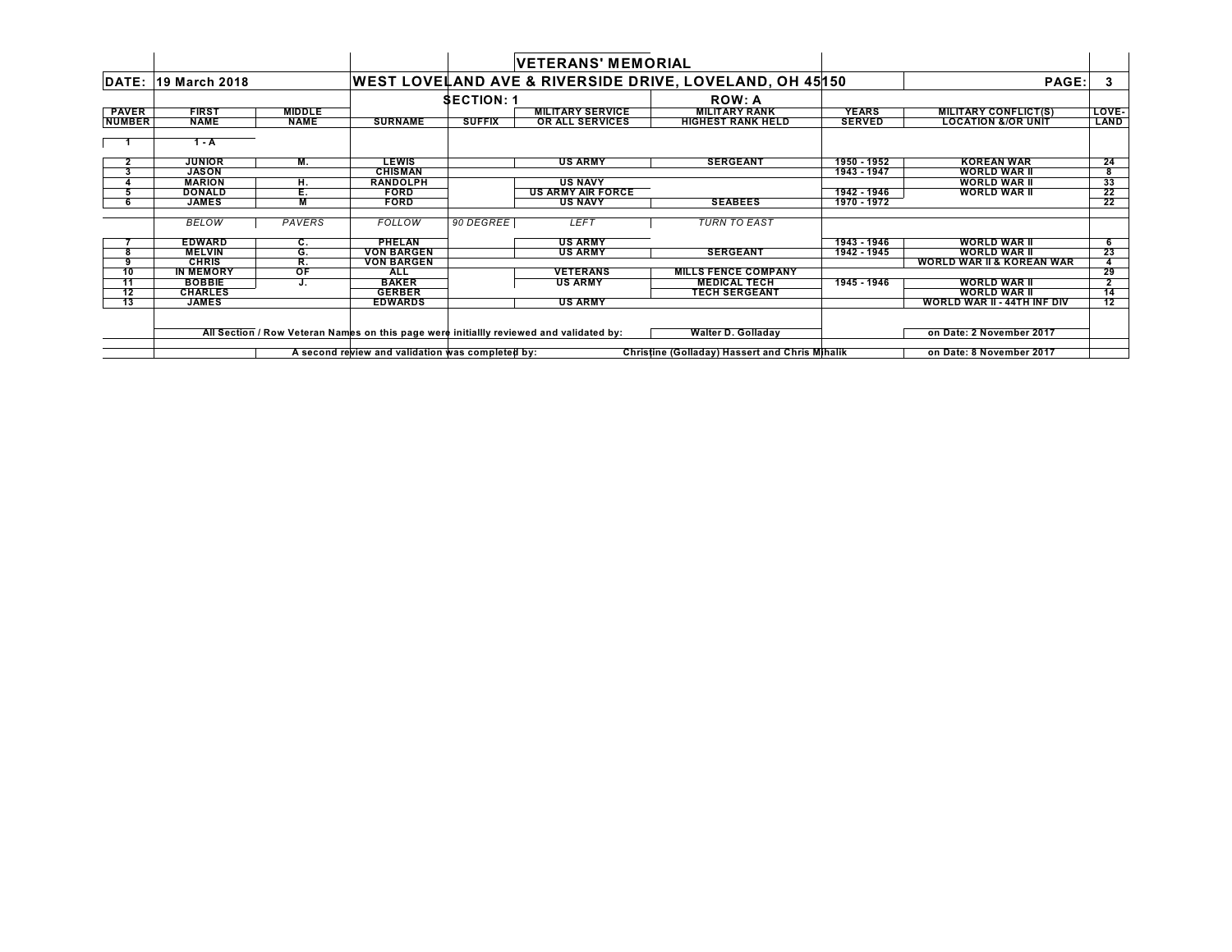# VETERANS' MEMORIAL

**DATE:** 19 March 2018

**WEST LOVELAND AVE & RIVERSIDE DRIVE, LOVELAND, OH 45150**

**PAGE:** 3

**SECTION: 1** | **ROW: A**

| PAVER NUMBER | FIRST NAME | MIDDLE NAME | SURNAME | SUFFIX | MILITARY SERVICE OR ALL SERVICES | MILITARY RANK HIGHEST RANK HELD | YEARS SERVED | MILITARY CONFLICT(S) LOCATION &/OR UNIT | LOVE-LAND |
|---|---|---|---|---|---|---|---|---|---|
| 1 | 1 - A | | | | | | | | |
| 2 | JUNIOR | M. | LEWIS | | US ARMY | SERGEANT | 1950 - 1952 | KOREAN WAR | 24 |
| 3 | JASON | | CHISMAN | | | | 1943 - 1947 | WORLD WAR II | 8 |
| 4 | MARION | H. | RANDOLPH | | US NAVY | | | WORLD WAR II | 33 |
| 5 | DONALD | E. | FORD | | US ARMY AIR FORCE | | 1942 - 1946 | WORLD WAR II | 22 |
| 6 | JAMES | M | FORD | | US NAVY | SEABEES | 1970 - 1972 | | 22 |
| | *BELOW* | *PAVERS* | *FOLLOW* | *90 DEGREE* | *LEFT* | *TURN TO EAST* | | | |
| 7 | EDWARD | C. | PHELAN | | US ARMY | | 1943 - 1946 | WORLD WAR II | 6 |
| 8 | MELVIN | G. | VON BARGEN | | US ARMY | SERGEANT | 1942 - 1945 | WORLD WAR II | 23 |
| 9 | CHRIS | R. | VON BARGEN | | | | | WORLD WAR II & KOREAN WAR | 4 |
| 10 | IN MEMORY | OF | ALL | | VETERANS | MILLS FENCE COMPANY | | | 29 |
| 11 | BOBBIE | J. | BAKER | | US ARMY | MEDICAL TECH | 1945 - 1946 | WORLD WAR II | 2 |
| 12 | CHARLES | | GERBER | | | TECH SERGEANT | | WORLD WAR II | 14 |
| 13 | JAMES | | EDWARDS | | US ARMY | | | WORLD WAR II - 44TH INF DIV | 12 |

All Section / Row Veteran Names on this page were initiallly reviewed and validated by: Walter D. Golladay on Date: 2 November 2017

A second review and validation was completed by: Christine (Golladay) Hassert and Chris Mihalik on Date: 8 November 2017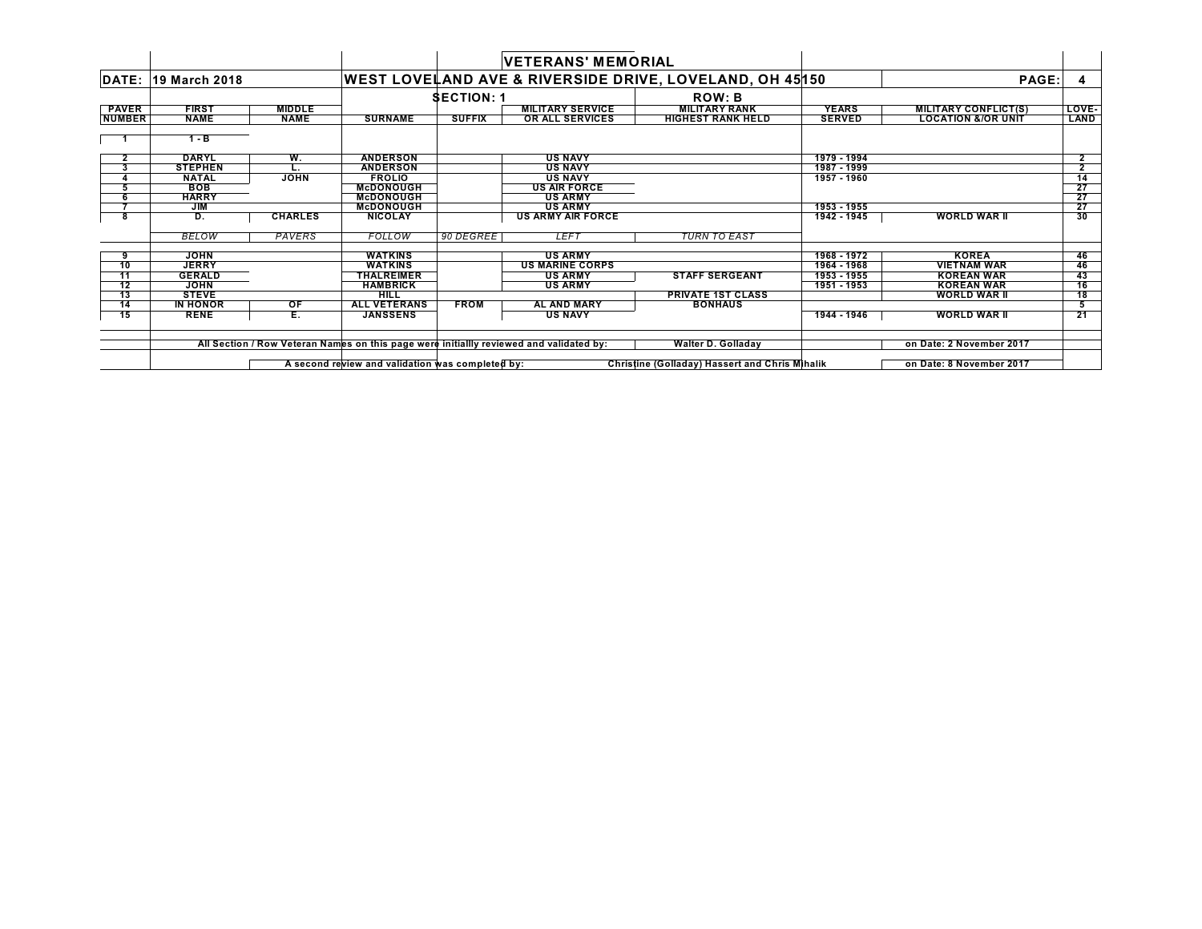# VETERANS' MEMORIAL

**DATE:** 19 March 2018

**WEST LOVELAND AVE & RIVERSIDE DRIVE, LOVELAND, OH 45150**

**PAGE:** 4

**SECTION: 1** **ROW: B**

| PAVER NUMBER | FIRST NAME | MIDDLE NAME | SURNAME | SUFFIX | MILITARY SERVICE OR ALL SERVICES | MILITARY RANK HIGHEST RANK HELD | YEARS SERVED | MILITARY CONFLICT(S) LOCATION &/OR UNIT | LOVE-LAND |
|---|---|---|---|---|---|---|---|---|---|
| 1 | 1 - B | | | | | | | | |
| 2 | DARYL | W. | ANDERSON | | US NAVY | | 1979 - 1994 | | 2 |
| 3 | STEPHEN | L. | ANDERSON | | US NAVY | | 1987 - 1999 | | 2 |
| 4 | NATAL | JOHN | FROLIO | | US NAVY | | 1957 - 1960 | | 14 |
| 5 | BOB | | McDONOUGH | | US AIR FORCE | | | | 27 |
| 6 | HARRY | | McDONOUGH | | US ARMY | | | | 27 |
| 7 | JIM | | McDONOUGH | | US ARMY | | 1953 - 1955 | | 27 |
| 8 | D. | CHARLES | NICOLAY | | US ARMY AIR FORCE | | 1942 - 1945 | WORLD WAR II | 30 |
| | *BELOW* | *PAVERS* | *FOLLOW* | *90 DEGREE* | *LEFT* | *TURN TO EAST* | | | |
| 9 | JOHN | | WATKINS | | US ARMY | | 1968 - 1972 | KOREA | 46 |
| 10 | JERRY | | WATKINS | | US MARINE CORPS | | 1964 - 1968 | VIETNAM WAR | 46 |
| 11 | GERALD | | THALREIMER | | US ARMY | STAFF SERGEANT | 1953 - 1955 | KOREAN WAR | 43 |
| 12 | JOHN | | HAMBRICK | | US ARMY | | 1951 - 1953 | KOREAN WAR | 16 |
| 13 | STEVE | | HILL | | | PRIVATE 1ST CLASS | | WORLD WAR II | 18 |
| 14 | IN HONOR | OF | ALL VETERANS | FROM | AL AND MARY | BONHAUS | | | 5 |
| 15 | RENE | E. | JANSSENS | | US NAVY | | 1944 - 1946 | WORLD WAR II | 21 |

All Section / Row Veteran Names on this page were initiallly reviewed and validated by: **Walter D. Golladay** on Date: 2 November 2017

A second review and validation was completed by: **Christine (Golladay) Hassert and Chris Mihalik** on Date: 8 November 2017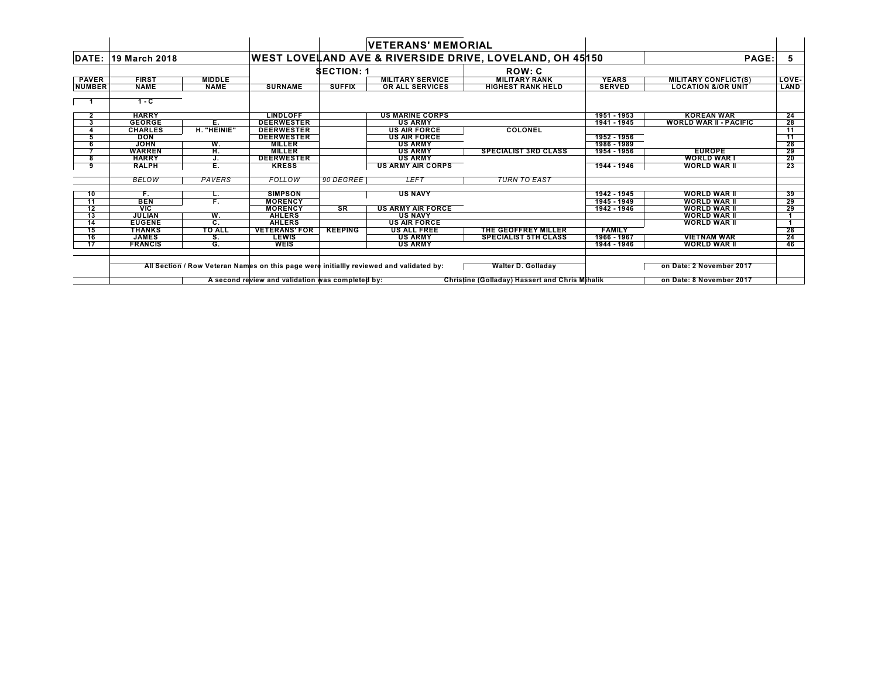# VETERANS' MEMORIAL

**DATE: 19 March 2018** — **WEST LOVELAND AVE & RIVERSIDE DRIVE, LOVELAND, OH 45150** — **PAGE: 5**

**SECTION: 1** — **ROW: C**

| PAVER NUMBER | FIRST NAME | MIDDLE NAME | SURNAME | SUFFIX | MILITARY SERVICE OR ALL SERVICES | MILITARY RANK HIGHEST RANK HELD | YEARS SERVED | MILITARY CONFLICT(S) LOCATION &/OR UNIT | LOVE-LAND |
|---|---|---|---|---|---|---|---|---|---|
| 1 | 1 - C | | | | | | | | |
| 2 | HARRY | | LINDLOFF | | US MARINE CORPS | | 1951 - 1953 | KOREAN WAR | 24 |
| 3 | GEORGE | E. | DEERWESTER | | US ARMY | | 1941 - 1945 | WORLD WAR II - PACIFIC | 28 |
| 4 | CHARLES | H. "HEINIE" | DEERWESTER | | US AIR FORCE | COLONEL | | | 11 |
| 5 | DON | | DEERWESTER | | US AIR FORCE | | 1952 - 1956 | | 11 |
| 6 | JOHN | W. | MILLER | | US ARMY | | 1986 - 1989 | | 28 |
| 7 | WARREN | H. | MILLER | | US ARMY | SPECIALIST 3RD CLASS | 1954 - 1956 | EUROPE | 29 |
| 8 | HARRY | J. | DEERWESTER | | US ARMY | | | WORLD WAR I | 20 |
| 9 | RALPH | E. | KRESS | | US ARMY AIR CORPS | | 1944 - 1946 | WORLD WAR II | 23 |
| | *BELOW* | *PAVERS* | *FOLLOW* | *90 DEGREE* | *LEFT* | *TURN TO EAST* | | | |
| 10 | F. | L. | SIMPSON | | US NAVY | | 1942 - 1945 | WORLD WAR II | 39 |
| 11 | BEN | F. | MORENCY | | | | 1945 - 1949 | WORLD WAR II | 29 |
| 12 | VIC | | MORENCY | SR | US ARMY AIR FORCE | | 1942 - 1946 | WORLD WAR II | 29 |
| 13 | JULIAN | W. | AHLERS | | US NAVY | | | WORLD WAR II | 1 |
| 14 | EUGENE | C. | AHLERS | | US AIR FORCE | | | WORLD WAR II | 1 |
| 15 | THANKS | TO ALL | VETERANS' FOR | KEEPING | US ALL FREE | THE GEOFFREY MILLER | FAMILY | | 28 |
| 16 | JAMES | S. | LEWIS | | US ARMY | SPECIALIST 5TH CLASS | 1966 - 1967 | VIETNAM WAR | 24 |
| 17 | FRANCIS | G. | WEIS | | US ARMY | | 1944 - 1946 | WORLD WAR II | 46 |

All Section / Row Veteran Names on this page were initiallly reviewed and validated by: **Walter D. Golladay** on Date: 2 November 2017

A second review and validation was completed by: **Christine (Golladay) Hassert and Chris Mihalik** on Date: 8 November 2017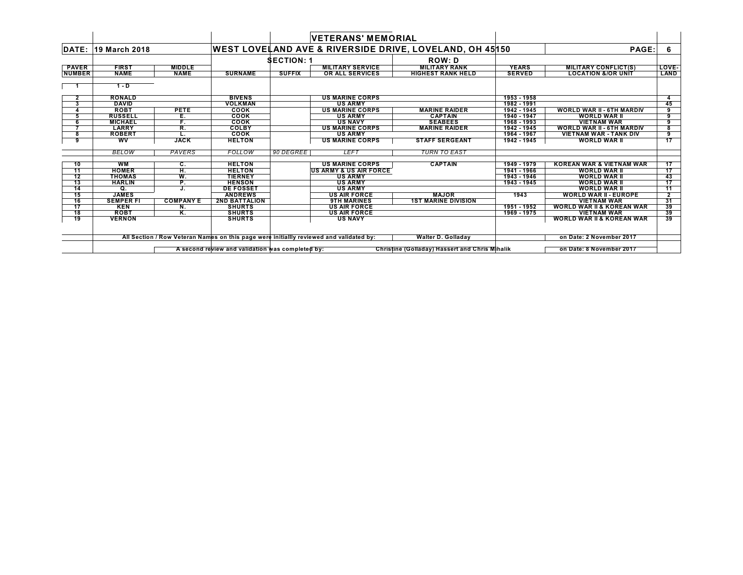# VETERANS' MEMORIAL

**DATE: 19 March 2018** | **WEST LOVELAND AVE & RIVERSIDE DRIVE, LOVELAND, OH 45150** | **PAGE: 6**

**SECTION: 1** | **ROW: D**

| PAVER NUMBER | FIRST NAME | MIDDLE NAME | SURNAME | SUFFIX | MILITARY SERVICE OR ALL SERVICES | MILITARY RANK HIGHEST RANK HELD | YEARS SERVED | MILITARY CONFLICT(S) LOCATION &/OR UNIT | LOVE-LAND |
|---|---|---|---|---|---|---|---|---|---|
| 1 | 1 - D | | | | | | | | |
| 2 | RONALD | | BIVENS | | US MARINE CORPS | | 1953 - 1958 | | 4 |
| 3 | DAVID | | VOLKMAN | | US ARMY | | 1982 - 1991 | | 45 |
| 4 | ROBT | PETE | COOK | | US MARINE CORPS | MARINE RAIDER | 1942 - 1945 | WORLD WAR II - 6TH MARDIV | 9 |
| 5 | RUSSELL | E. | COOK | | US ARMY | CAPTAIN | 1940 - 1947 | WORLD WAR II | 9 |
| 6 | MICHAEL | F. | COOK | | US NAVY | SEABEES | 1968 - 1993 | VIETNAM WAR | 9 |
| 7 | LARRY | R. | COLBY | | US MARINE CORPS | MARINE RAIDER | 1942 - 1945 | WORLD WAR II - 6TH MARDIV | 8 |
| 8 | ROBERT | L. | COOK | | US ARMY | | 1964 - 1967 | VIETNAM WAR - TANK DIV | 9 |
| 9 | WV | JACK | HELTON | | US MARINE CORPS | STAFF SERGEANT | 1942 - 1945 | WORLD WAR II | 17 |
| | *BELOW* | *PAVERS* | *FOLLOW* | *90 DEGREE* | *LEFT* | *TURN TO EAST* | | | |
| 10 | WM | C. | HELTON | | US MARINE CORPS | CAPTAIN | 1949 - 1979 | KOREAN WAR & VIETNAM WAR | 17 |
| 11 | HOMER | H. | HELTON | | US ARMY & US AIR FORCE | | 1941 - 1966 | WORLD WAR II | 17 |
| 12 | THOMAS | W. | TIERNEY | | US ARMY | | 1943 - 1946 | WORLD WAR II | 43 |
| 13 | HARLIN | P. | HENSON | | US ARMY | | 1943 - 1945 | WORLD WAR II | 17 |
| 14 | Q. | J. | DE FOSSET | | US ARMY | | | WORLD WAR II | 11 |
| 15 | JAMES | | ANDREWS | | US AIR FORCE | MAJOR | 1943 | WORLD WAR II - EUROPE | 2 |
| 16 | SEMPER FI | COMPANY E | 2ND BATTALION | | 9TH MARINES | 1ST MARINE DIVISION | | VIETNAM WAR | 31 |
| 17 | KEN | N. | SHURTS | | US AIR FORCE | | 1951 - 1952 | WORLD WAR II & KOREAN WAR | 39 |
| 18 | ROBT | K. | SHURTS | | US AIR FORCE | | 1969 - 1975 | VIETNAM WAR | 39 |
| 19 | VERNON | | SHURTS | | US NAVY | | | WORLD WAR II & KOREAN WAR | 39 |

All Section / Row Veteran Names on this page were initiallly reviewed and validated by: **Walter D. Golladay** on Date: 2 November 2017

A second review and validation was completed by: **Christine (Golladay) Hassert and Chris Mihalik** on Date: 8 November 2017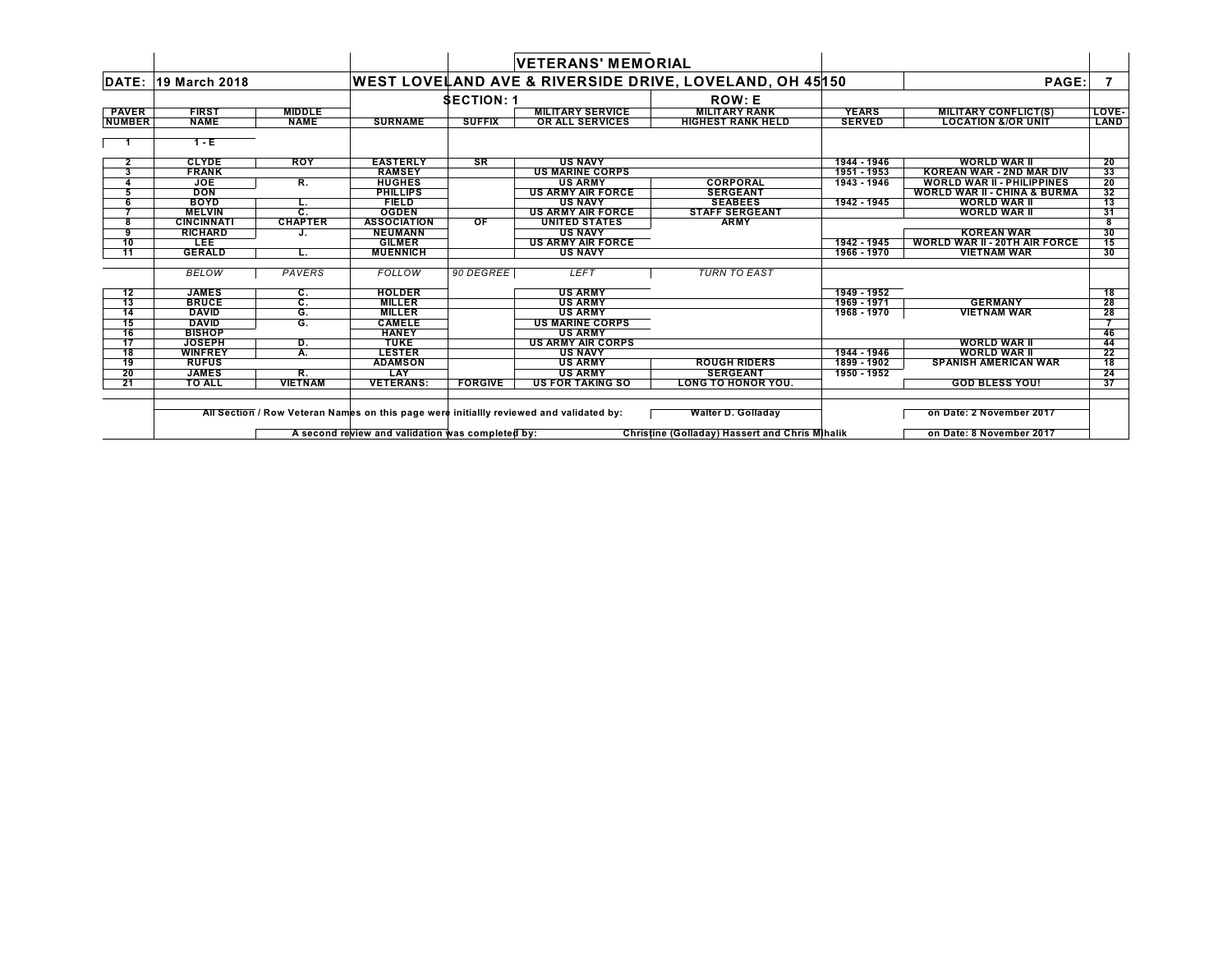| | | | | VETERANS' MEMORIAL | | | | |
|---|---|---|---|---|---|---|---|---|
| DATE: | 19 March 2018 | | WEST LOVELAND AVE & RIVERSIDE DRIVE, LOVELAND, OH 45150 | | | | PAGE: | 7 |
| | | | | SECTION: 1 | ROW: E | | | |
| PAVER NUMBER | FIRST NAME | MIDDLE NAME | SURNAME | SUFFIX | MILITARY SERVICE OR ALL SERVICES | MILITARY RANK HIGHEST RANK HELD | YEARS SERVED | MILITARY CONFLICT(S) LOCATION &/OR UNIT | LOVE-LAND |
| 1 | 1 - E | | | | | | | | |
| 2 | CLYDE | ROY | EASTERLY | SR | US NAVY | | 1944 - 1946 | WORLD WAR II | 20 |
| 3 | FRANK | | RAMSEY | | US MARINE CORPS | | 1951 - 1953 | KOREAN WAR - 2ND MAR DIV | 33 |
| 4 | JOE | R. | HUGHES | | US ARMY | CORPORAL | 1943 - 1946 | WORLD WAR II - PHILIPPINES | 20 |
| 5 | DON | | PHILLIPS | | US ARMY AIR FORCE | SERGEANT | | WORLD WAR II - CHINA & BURMA | 32 |
| 6 | BOYD | L. | FIELD | | US NAVY | SEABEES | 1942 - 1945 | WORLD WAR II | 13 |
| 7 | MELVIN | C. | OGDEN | | US ARMY AIR FORCE | STAFF SERGEANT | | WORLD WAR II | 31 |
| 8 | CINCINNATI | CHAPTER | ASSOCIATION | OF | UNITED STATES | ARMY | | | 8 |
| 9 | RICHARD | J. | NEUMANN | | US NAVY | | | KOREAN WAR | 30 |
| 10 | LEE | | GILMER | | US ARMY AIR FORCE | | 1942 - 1945 | WORLD WAR II - 20TH AIR FORCE | 15 |
| 11 | GERALD | L. | MUENNICH | | US NAVY | | 1966 - 1970 | VIETNAM WAR | 30 |
| | *BELOW* | *PAVERS* | *FOLLOW* | *90 DEGREE* | *LEFT* | *TURN TO EAST* | | | |
| 12 | JAMES | C. | HOLDER | | US ARMY | | 1949 - 1952 | | 18 |
| 13 | BRUCE | C. | MILLER | | US ARMY | | 1969 - 1971 | GERMANY | 28 |
| 14 | DAVID | G. | MILLER | | US ARMY | | 1968 - 1970 | VIETNAM WAR | 28 |
| 15 | DAVID | G. | CAMELE | | US MARINE CORPS | | | | 7 |
| 16 | BISHOP | | HANEY | | US ARMY | | | | 46 |
| 17 | JOSEPH | D. | TUKE | | US ARMY AIR CORPS | | | WORLD WAR II | 44 |
| 18 | WINFREY | A. | LESTER | | US NAVY | | 1944 - 1946 | WORLD WAR II | 22 |
| 19 | RUFUS | | ADAMSON | | US ARMY | ROUGH RIDERS | 1899 - 1902 | SPANISH AMERICAN WAR | 18 |
| 20 | JAMES | R. | LAY | | US ARMY | SERGEANT | 1950 - 1952 | | 24 |
| 21 | TO ALL | VIETNAM | VETERANS: | FORGIVE | US FOR TAKING SO | LONG TO HONOR YOU. | | GOD BLESS YOU! | 37 |

All Section / Row Veteran Names on this page were initiallly reviewed and validated by: Walter D. Golladay on Date: 2 November 2017

A second review and validation was completed by: Christine (Golladay) Hassert and Chris Mihalik on Date: 8 November 2017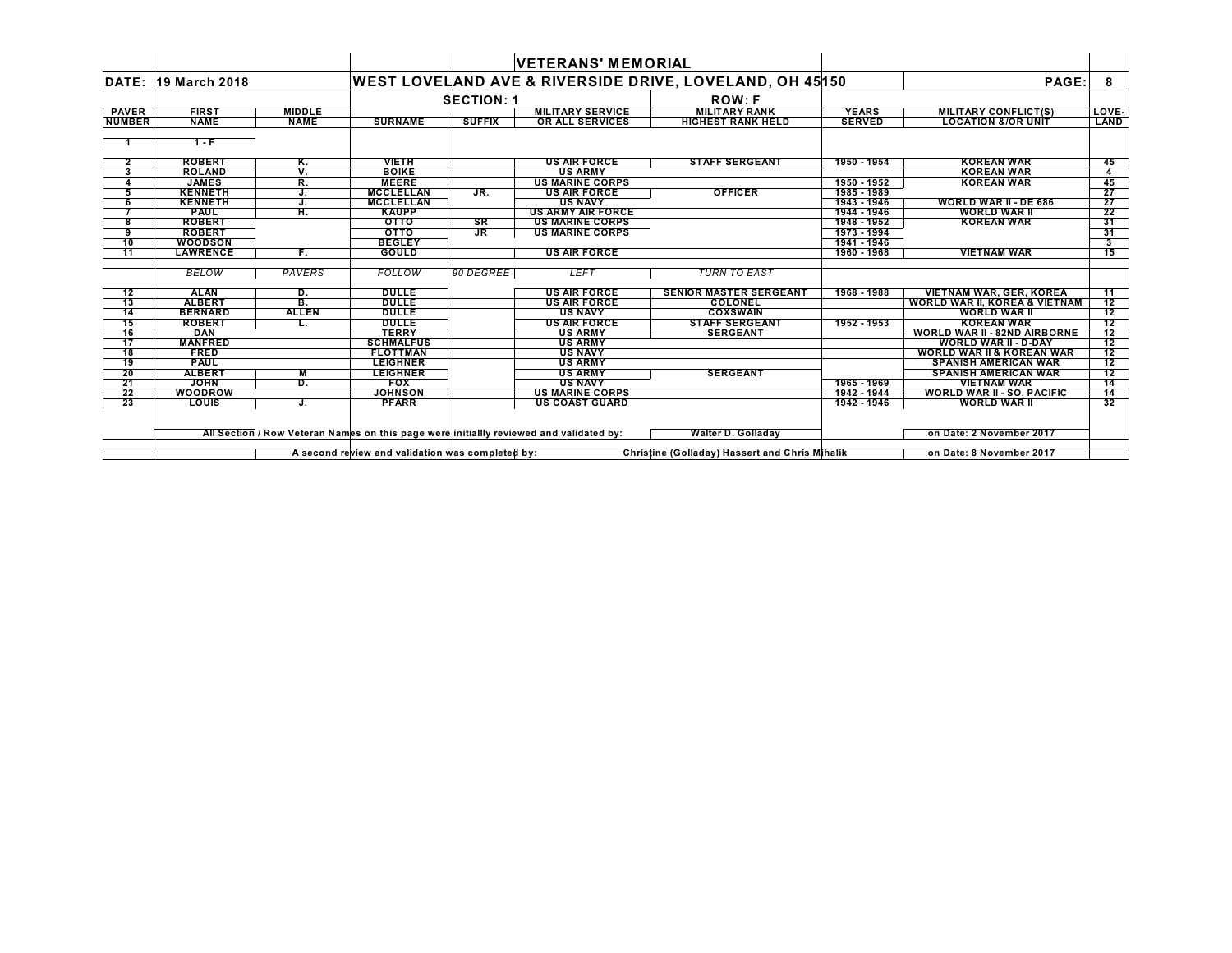# VETERANS' MEMORIAL

**DATE: 19 March 2018** — **WEST LOVELAND AVE & RIVERSIDE DRIVE, LOVELAND, OH 45150** — **PAGE: 8**

**SECTION: 1** — **ROW: F**

| PAVER NUMBER | FIRST NAME | MIDDLE NAME | SURNAME | SUFFIX | MILITARY SERVICE OR ALL SERVICES | MILITARY RANK HIGHEST RANK HELD | YEARS SERVED | MILITARY CONFLICT(S) LOCATION &/OR UNIT | LOVE-LAND |
|---|---|---|---|---|---|---|---|---|---|
| 1 | 1 - F | | | | | | | | |
| 2 | ROBERT | K. | VIETH | | US AIR FORCE | STAFF SERGEANT | 1950 - 1954 | KOREAN WAR | 45 |
| 3 | ROLAND | V. | BOIKE | | US ARMY | | | KOREAN WAR | 4 |
| 4 | JAMES | R. | MEERE | | US MARINE CORPS | | 1950 - 1952 | KOREAN WAR | 45 |
| 5 | KENNETH | J. | MCCLELLAN | JR. | US AIR FORCE | OFFICER | 1985 - 1989 | | 27 |
| 6 | KENNETH | J. | MCCLELLAN | | US NAVY | | 1943 - 1946 | WORLD WAR II - DE 686 | 27 |
| 7 | PAUL | H. | KAUPP | | US ARMY AIR FORCE | | 1944 - 1946 | WORLD WAR II | 22 |
| 8 | ROBERT | | OTTO | SR | US MARINE CORPS | | 1948 - 1952 | KOREAN WAR | 31 |
| 9 | ROBERT | | OTTO | JR | US MARINE CORPS | | 1973 - 1994 | | 31 |
| 10 | WOODSON | | BEGLEY | | | | 1941 - 1946 | | 3 |
| 11 | LAWRENCE | F. | GOULD | | US AIR FORCE | | 1960 - 1968 | VIETNAM WAR | 15 |
| | *BELOW* | *PAVERS* | *FOLLOW* | *90 DEGREE* | *LEFT* | *TURN TO EAST* | | | |
| 12 | ALAN | D. | DULLE | | US AIR FORCE | SENIOR MASTER SERGEANT | 1968 - 1988 | VIETNAM WAR, GER, KOREA | 11 |
| 13 | ALBERT | B. | DULLE | | US AIR FORCE | COLONEL | | WORLD WAR II, KOREA & VIETNAM | 12 |
| 14 | BERNARD | ALLEN | DULLE | | US NAVY | COXSWAIN | | WORLD WAR II | 12 |
| 15 | ROBERT | L. | DULLE | | US AIR FORCE | STAFF SERGEANT | 1952 - 1953 | KOREAN WAR | 12 |
| 16 | DAN | | TERRY | | US ARMY | SERGEANT | | WORLD WAR II - 82ND AIRBORNE | 12 |
| 17 | MANFRED | | SCHMALFUS | | US ARMY | | | WORLD WAR II - D-DAY | 12 |
| 18 | FRED | | FLOTTMAN | | US NAVY | | | WORLD WAR II & KOREAN WAR | 12 |
| 19 | PAUL | | LEIGHNER | | US ARMY | | | SPANISH AMERICAN WAR | 12 |
| 20 | ALBERT | M | LEIGHNER | | US ARMY | SERGEANT | | SPANISH AMERICAN WAR | 12 |
| 21 | JOHN | D. | FOX | | US NAVY | | 1965 - 1969 | VIETNAM WAR | 14 |
| 22 | WOODROW | | JOHNSON | | US MARINE CORPS | | 1942 - 1944 | WORLD WAR II - SO. PACIFIC | 14 |
| 23 | LOUIS | J. | PFARR | | US COAST GUARD | | 1942 - 1946 | WORLD WAR II | 32 |

All Section / Row Veteran Names on this page were initiallly reviewed and validated by: **Walter D. Golladay** on Date: 2 November 2017

A second review and validation was completed by: **Christine (Golladay) Hassert and Chris Mihalik** on Date: 8 November 2017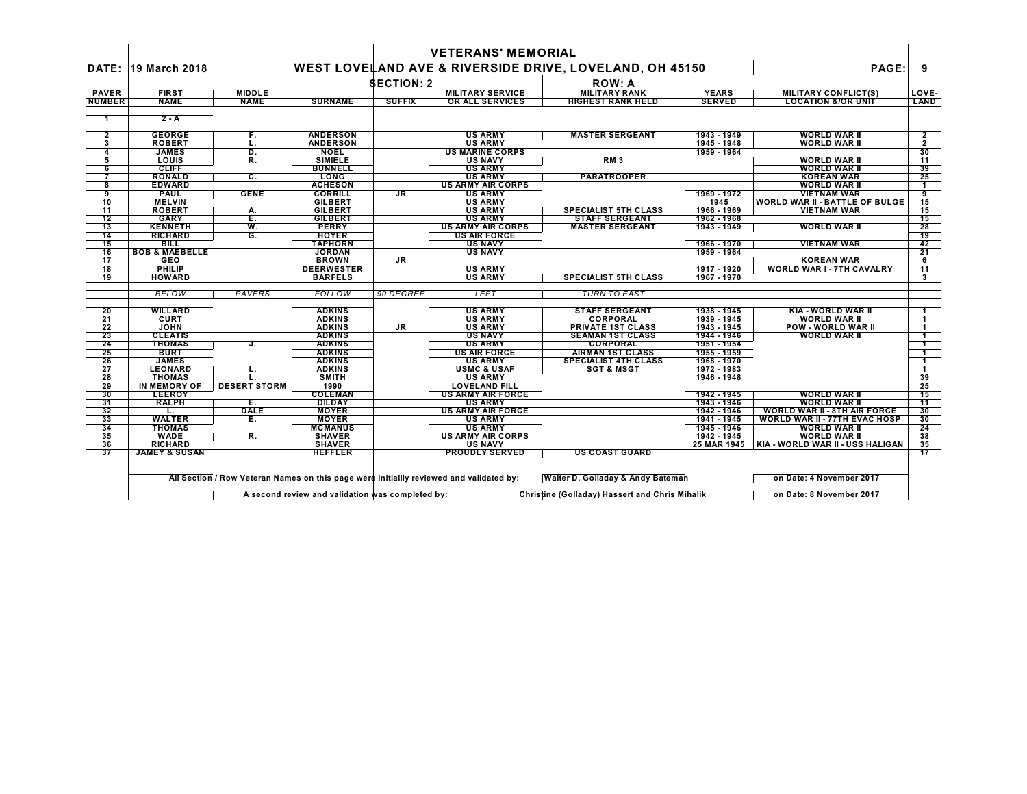# VETERANS' MEMORIAL

**DATE: 19 March 2018** — **WEST LOVELAND AVE & RIVERSIDE DRIVE, LOVELAND, OH 45150** — **PAGE: 9**

**SECTION: 2** — **ROW: A**

| PAVER NUMBER | FIRST NAME | MIDDLE NAME | SURNAME | SUFFIX | MILITARY SERVICE OR ALL SERVICES | MILITARY RANK HIGHEST RANK HELD | YEARS SERVED | MILITARY CONFLICT(S) LOCATION &/OR UNIT | LOVE-LAND |
|---|---|---|---|---|---|---|---|---|---|
| 1 | 2 - A | | | | | | | | |
| 2 | GEORGE | F. | ANDERSON | | US ARMY | MASTER SERGEANT | 1943 - 1949 | WORLD WAR II | 2 |
| 3 | ROBERT | L. | ANDERSON | | US ARMY | | 1945 - 1948 | WORLD WAR II | 2 |
| 4 | JAMES | D. | NOEL | | US MARINE CORPS | | 1959 - 1964 | | 30 |
| 5 | LOUIS | R. | SIMIELE | | US NAVY | RM 3 | | WORLD WAR II | 11 |
| 6 | CLIFF | | BUNNELL | | US ARMY | | | WORLD WAR II | 39 |
| 7 | RONALD | C. | LONG | | US ARMY | PARATROOPER | | KOREAN WAR | 25 |
| 8 | EDWARD | | ACHESON | | US ARMY AIR CORPS | | | WORLD WAR II | 1 |
| 9 | PAUL | GENE | CORRILL | JR | US ARMY | | 1969 - 1972 | VIETNAM WAR | 9 |
| 10 | MELVIN | | GILBERT | | US ARMY | | 1945 | WORLD WAR II - BATTLE OF BULGE | 15 |
| 11 | ROBERT | A. | GILBERT | | US ARMY | SPECIALIST 5TH CLASS | 1966 - 1969 | VIETNAM WAR | 15 |
| 12 | GARY | E. | GILBERT | | US ARMY | STAFF SERGEANT | 1962 - 1968 | | 15 |
| 13 | KENNETH | W. | PERRY | | US ARMY AIR CORPS | MASTER SERGEANT | 1943 - 1949 | WORLD WAR II | 28 |
| 14 | RICHARD | G. | HOYER | | US AIR FORCE | | | | 19 |
| 15 | BILL | | TAPHORN | | US NAVY | | 1966 - 1970 | VIETNAM WAR | 42 |
| 16 | BOB & MAEBELLE | | JORDAN | | US NAVY | | 1959 - 1964 | | 21 |
| 17 | GEO | | BROWN | JR | | | | KOREAN WAR | 6 |
| 18 | PHILIP | | DEERWESTER | | US ARMY | | 1917 - 1920 | WORLD WAR I - 7TH CAVALRY | 11 |
| 19 | HOWARD | | BARFELS | | US ARMY | SPECIALIST 5TH CLASS | 1967 - 1970 | | 3 |
| | *BELOW* | *PAVERS* | *FOLLOW* | *90 DEGREE* | *LEFT* | *TURN TO EAST* | | | |
| 20 | WILLARD | | ADKINS | | US ARMY | STAFF SERGEANT | 1938 - 1945 | KIA - WORLD WAR II | 1 |
| 21 | CURT | | ADKINS | | US ARMY | CORPORAL | 1939 - 1945 | WORLD WAR II | 1 |
| 22 | JOHN | | ADKINS | JR | US ARMY | PRIVATE 1ST CLASS | 1943 - 1945 | POW - WORLD WAR II | 1 |
| 23 | CLEATIS | | ADKINS | | US NAVY | SEAMAN 1ST CLASS | 1944 - 1946 | WORLD WAR II | 1 |
| 24 | THOMAS | J. | ADKINS | | US ARMY | CORPORAL | 1951 - 1954 | | 1 |
| 25 | BURT | | ADKINS | | US AIR FORCE | AIRMAN 1ST CLASS | 1955 - 1959 | | 1 |
| 26 | JAMES | | ADKINS | | US ARMY | SPECIALIST 4TH CLASS | 1968 - 1970 | | 1 |
| 27 | LEONARD | L. | ADKINS | | USMC & USAF | SGT & MSGT | 1972 - 1983 | | 1 |
| 28 | THOMAS | L. | SMITH | | US ARMY | | 1946 - 1948 | | 39 |
| 29 | IN MEMORY OF | DESERT STORM | 1990 | | LOVELAND FILL | | | | 25 |
| 30 | LEEROY | | COLEMAN | | US ARMY AIR FORCE | | 1942 - 1945 | WORLD WAR II | 15 |
| 31 | RALPH | E. | DILDAY | | US ARMY | | 1943 - 1946 | WORLD WAR II | 11 |
| 32 | L. | DALE | MOYER | | US ARMY AIR FORCE | | 1942 - 1946 | WORLD WAR II - 8TH AIR FORCE | 30 |
| 33 | WALTER | E. | MOYER | | US ARMY | | 1941 - 1945 | WORLD WAR II - 77TH EVAC HOSP | 30 |
| 34 | THOMAS | | MCMANUS | | US ARMY | | 1945 - 1946 | WORLD WAR II | 24 |
| 35 | WADE | R. | SHAVER | | US ARMY AIR CORPS | | 1942 - 1945 | WORLD WAR II | 38 |
| 36 | RICHARD | | SHAVER | | US NAVY | | 25 MAR 1945 | KIA - WORLD WAR II - USS HALIGAN | 35 |
| 37 | JAMEY & SUSAN | | HEFFLER | | PROUDLY SERVED | US COAST GUARD | | | 17 |

All Section / Row Veteran Names on this page were initiallly reviewed and validated by: Walter D. Golladay & Andy Bateman on Date: 4 November 2017

A second review and validation was completed by: Christine (Golladay) Hassert and Chris Mihalik on Date: 8 November 2017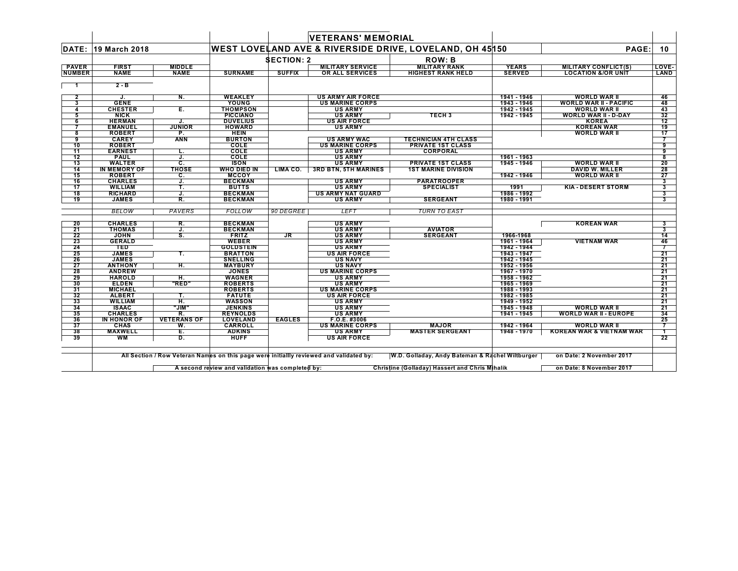| | | | | | **VETERANS' MEMORIAL** | | | | |
|---|---|---|---|---|---|---|---|---|---|
| **DATE:** | **19 March 2018** | | **WEST LOVELAND AVE & RIVERSIDE DRIVE, LOVELAND, OH 45150** | | | | | **PAGE:** | **10** |
| | | | | **SECTION: 2** | | **ROW: B** | | | |
| **PAVER NUMBER** | **FIRST NAME** | **MIDDLE NAME** | **SURNAME** | **SUFFIX** | **MILITARY SERVICE OR ALL SERVICES** | **MILITARY RANK HIGHEST RANK HELD** | **YEARS SERVED** | **MILITARY CONFLICT(S) LOCATION &/OR UNIT** | **LOVE-LAND** |
| 1 | 2 - B | | | | | | | | |
| 2 | J. | N. | WEAKLEY | | US ARMY AIR FORCE | | 1941 - 1946 | WORLD WAR II | 46 |
| 3 | GENE | | YOUNG | | US MARINE CORPS | | 1943 - 1946 | WORLD WAR II - PACIFIC | 48 |
| 4 | CHESTER | E. | THOMPSON | | US ARMY | | 1942 - 1945 | WORLD WAR II | 43 |
| 5 | NICK | | PICCIANO | | US ARMY | TECH 3 | 1942 - 1945 | WORLD WAR II - D-DAY | 32 |
| 6 | HERMAN | J. | DUVELIUS | | US AIR FORCE | | | KOREA | 12 |
| 7 | EMANUEL | JUNIOR | HOWARD | | US ARMY | | | KOREAN WAR | 19 |
| 8 | ROBERT | P. | HEIN | | | | | WORLD WAR II | 17 |
| 9 | CAREY | ANN | BURTON | | US ARMY WAC | TECHNICIAN 4TH CLASS | | | 7 |
| 10 | ROBERT | | COLE | | US MARINE CORPS | PRIVATE 1ST CLASS | | | 9 |
| 11 | EARNEST | L. | COLE | | US ARMY | CORPORAL | | | 9 |
| 12 | PAUL | J. | COLE | | US ARMY | | 1961 - 1963 | | 8 |
| 13 | WALTER | C. | ISON | | US ARMY | PRIVATE 1ST CLASS | 1945 - 1946 | WORLD WAR II | 20 |
| 14 | IN MEMORY OF | THOSE | WHO DIED IN | LIMA CO. | 3RD BTN, 5TH MARINES | 1ST MARINE DIVISION | | DAVID W. MILLER | 28 |
| 15 | ROBERT | C. | MCCOY | | | | 1942 - 1946 | WORLD WAR II | 27 |
| 16 | CHARLES | J. | BECKMAN | | US ARMY | PARATROOPER | | | 3 |
| 17 | WILLIAM | T. | BUTTS | | US ARMY | SPECIALIST | 1991 | KIA - DESERT STORM | 3 |
| 18 | RICHARD | J. | BECKMAN | | US ARMY NAT GUARD | | 1986 - 1992 | | 3 |
| 19 | JAMES | R. | BECKMAN | | US ARMY | SERGEANT | 1980 - 1991 | | 3 |
| | *BELOW* | *PAVERS* | *FOLLOW* | *90 DEGREE* | *LEFT* | *TURN TO EAST* | | | |
| 20 | CHARLES | R. | BECKMAN | | US ARMY | | | KOREAN WAR | 3 |
| 21 | THOMAS | J. | BECKMAN | | US ARMY | AVIATOR | | | 3 |
| 22 | JOHN | S. | FRITZ | JR | US ARMY | SERGEANT | 1966-1968 | | 14 |
| 23 | GERALD | | WEBER | | US ARMY | | 1961 - 1964 | VIETNAM WAR | 46 |
| 24 | TED | | GOLDSTEIN | | US ARMY | | 1942 - 1944 | | 7 |
| 25 | JAMES | T. | BRATTON | | US AIR FORCE | | 1943 - 1947 | | 21 |
| 26 | JAMES | | SNELLING | | US NAVY | | 1942 - 1945 | | 21 |
| 27 | ANTHONY | H. | MAYBURY | | US NAVY | | 1952 - 1956 | | 21 |
| 28 | ANDREW | | JONES | | US MARINE CORPS | | 1967 - 1970 | | 21 |
| 29 | HAROLD | H. | WAGNER | | US ARMY | | 1958 - 1962 | | 21 |
| 30 | ELDEN | "RED" | ROBERTS | | US ARMY | | 1965 - 1969 | | 21 |
| 31 | MICHAEL | | ROBERTS | | US MARINE CORPS | | 1988 - 1993 | | 21 |
| 32 | ALBERT | T. | FATUTE | | US AIR FORCE | | 1982 - 1985 | | 21 |
| 33 | WILLIAM | H. | WASSON | | US ARMY | | 1949 - 1952 | | 21 |
| 34 | ISAAC | "JIM" | JENKINS | | US ARMY | | 1945 - 1948 | WORLD WAR II | 21 |
| 35 | CHARLES | R. | REYNOLDS | | US ARMY | | 1941 - 1945 | WORLD WAR II - EUROPE | 34 |
| 36 | IN HONOR OF | VETERANS OF | LOVELAND | EAGLES | F.O.E. #3006 | | | | 25 |
| 37 | CHAS | W. | CARROLL | | US MARINE CORPS | MAJOR | 1942 - 1964 | WORLD WAR II | 7 |
| 38 | MAXWELL | E. | ADKINS | | US ARMY | MASTER SERGEANT | 1948 - 1970 | KOREAN WAR & VIETNAM WAR | 1 |
| 39 | WM | D. | HUFF | | US AIR FORCE | | | | 22 |

All Section / Row Veteran Names on this page were initiallly reviewed and validated by: W.D. Golladay, Andy Bateman & Rachel Wiltburger on Date: 2 November 2017

A second review and validation was completed by: Christine (Golladay) Hassert and Chris Mihalik on Date: 8 November 2017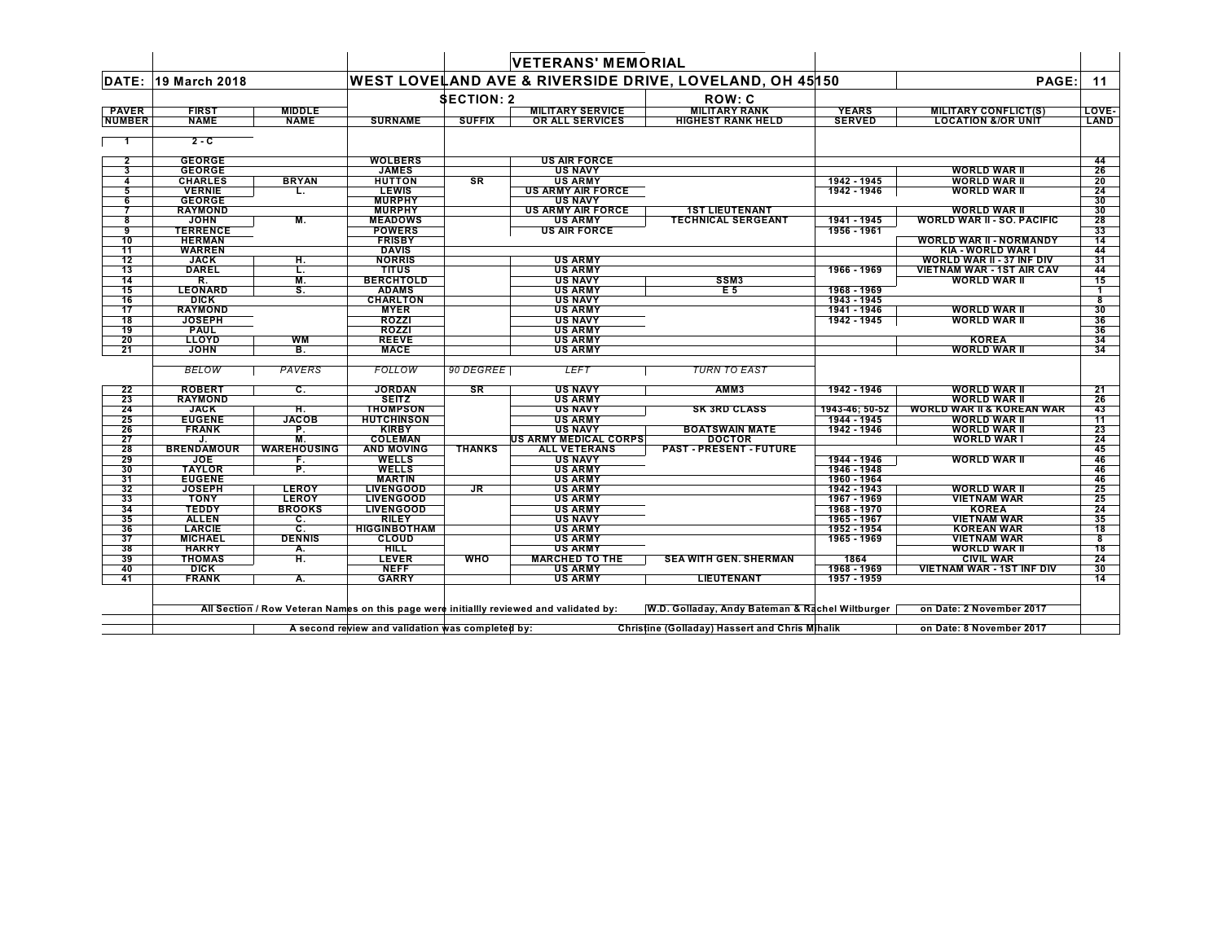# VETERANS' MEMORIAL

**DATE: 19 March 2018** — **WEST LOVELAND AVE & RIVERSIDE DRIVE, LOVELAND, OH 45150** — **PAGE: 11**

**SECTION: 2** — **ROW: C**

| PAVER NUMBER | FIRST NAME | MIDDLE NAME | SURNAME | SUFFIX | MILITARY SERVICE OR ALL SERVICES | MILITARY RANK HIGHEST RANK HELD | YEARS SERVED | MILITARY CONFLICT(S) LOCATION &/OR UNIT | LOVELAND |
|---|---|---|---|---|---|---|---|---|---|
| 1 | 2 - C | | | | | | | | |
| 2 | GEORGE | | WOLBERS | | US AIR FORCE | | | | 44 |
| 3 | GEORGE | | JAMES | | US NAVY | | | WORLD WAR II | 26 |
| 4 | CHARLES | BRYAN | HUTTON | SR | US ARMY | | 1942 - 1945 | WORLD WAR II | 20 |
| 5 | VERNIE | L. | LEWIS | | US ARMY AIR FORCE | | 1942 - 1946 | WORLD WAR II | 24 |
| 6 | GEORGE | | MURPHY | | US NAVY | | | | 30 |
| 7 | RAYMOND | | MURPHY | | US ARMY AIR FORCE | 1ST LIEUTENANT | | WORLD WAR II | 30 |
| 8 | JOHN | M. | MEADOWS | | US ARMY | TECHNICAL SERGEANT | 1941 - 1945 | WORLD WAR II - SO. PACIFIC | 28 |
| 9 | TERRENCE | | POWERS | | US AIR FORCE | | 1956 - 1961 | | 33 |
| 10 | HERMAN | | FRISBY | | | | | WORLD WAR II - NORMANDY | 14 |
| 11 | WARREN | | DAVIS | | | | | KIA - WORLD WAR I | 44 |
| 12 | JACK | H. | NORRIS | | US ARMY | | | WORLD WAR II - 37 INF DIV | 31 |
| 13 | DAREL | L. | TITUS | | US ARMY | | 1966 - 1969 | VIETNAM WAR - 1ST AIR CAV | 44 |
| 14 | R. | M. | BERCHTOLD | | US NAVY | SSM3 | | WORLD WAR II | 15 |
| 15 | LEONARD | S. | ADAMS | | US ARMY | E 5 | 1968 - 1969 | | 1 |
| 16 | DICK | | CHARLTON | | US NAVY | | 1943 - 1945 | | 8 |
| 17 | RAYMOND | | MYER | | US ARMY | | 1941 - 1946 | WORLD WAR II | 30 |
| 18 | JOSEPH | | ROZZI | | US NAVY | | 1942 - 1945 | WORLD WAR II | 36 |
| 19 | PAUL | | ROZZI | | US ARMY | | | | 36 |
| 20 | LLOYD | WM | REEVE | | US ARMY | | | KOREA | 34 |
| 21 | JOHN | B. | MACE | | US ARMY | | | WORLD WAR II | 34 |
| | *BELOW* | *PAVERS* | *FOLLOW* | *90 DEGREE* | *LEFT* | *TURN TO EAST* | | | |
| 22 | ROBERT | C. | JORDAN | SR | US NAVY | AMM3 | 1942 - 1946 | WORLD WAR II | 21 |
| 23 | RAYMOND | | SEITZ | | US ARMY | | | WORLD WAR II | 26 |
| 24 | JACK | H. | THOMPSON | | US NAVY | SK 3RD CLASS | 1943-46; 50-52 | WORLD WAR II & KOREAN WAR | 43 |
| 25 | EUGENE | JACOB | HUTCHINSON | | US ARMY | | 1944 - 1945 | WORLD WAR II | 11 |
| 26 | FRANK | P. | KIRBY | | US NAVY | BOATSWAIN MATE | 1942 - 1946 | WORLD WAR II | 23 |
| 27 | J. | M. | COLEMAN | | US ARMY MEDICAL CORPS | DOCTOR | | WORLD WAR I | 24 |
| 28 | BRENDAMOUR | WAREHOUSING | AND MOVING | THANKS | ALL VETERANS | PAST - PRESENT - FUTURE | | | 45 |
| 29 | JOE | F. | WELLS | | US NAVY | | 1944 - 1946 | WORLD WAR II | 46 |
| 30 | TAYLOR | P. | WELLS | | US ARMY | | 1946 - 1948 | | 46 |
| 31 | EUGENE | | MARTIN | | US ARMY | | 1960 - 1964 | | 46 |
| 32 | JOSEPH | LEROY | LIVENGOOD | JR | US ARMY | | 1942 - 1943 | WORLD WAR II | 25 |
| 33 | TONY | LEROY | LIVENGOOD | | US ARMY | | 1967 - 1969 | VIETNAM WAR | 25 |
| 34 | TEDDY | BROOKS | LIVENGOOD | | US ARMY | | 1968 - 1970 | KOREA | 24 |
| 35 | ALLEN | C. | RILEY | | US NAVY | | 1965 - 1967 | VIETNAM WAR | 35 |
| 36 | LARCIE | C. | HIGGINBOTHAM | | US ARMY | | 1952 - 1954 | KOREAN WAR | 18 |
| 37 | MICHAEL | DENNIS | CLOUD | | US ARMY | | 1965 - 1969 | VIETNAM WAR | 8 |
| 38 | HARRY | A. | HILL | | US ARMY | | | WORLD WAR II | 18 |
| 39 | THOMAS | H. | LEVER | WHO | MARCHED TO THE | SEA WITH GEN. SHERMAN | 1864 | CIVIL WAR | 24 |
| 40 | DICK | | NEFF | | US ARMY | | 1968 - 1969 | VIETNAM WAR - 1ST INF DIV | 30 |
| 41 | FRANK | A. | GARRY | | US ARMY | LIEUTENANT | 1957 - 1959 | | 14 |

All Section / Row Veteran Names on this page were initiallly reviewed and validated by: W.D. Golladay, Andy Bateman & Rachel Wiltburger on Date: 2 November 2017

A second review and validation was completed by: Christine (Golladay) Hassert and Chris Mihalik on Date: 8 November 2017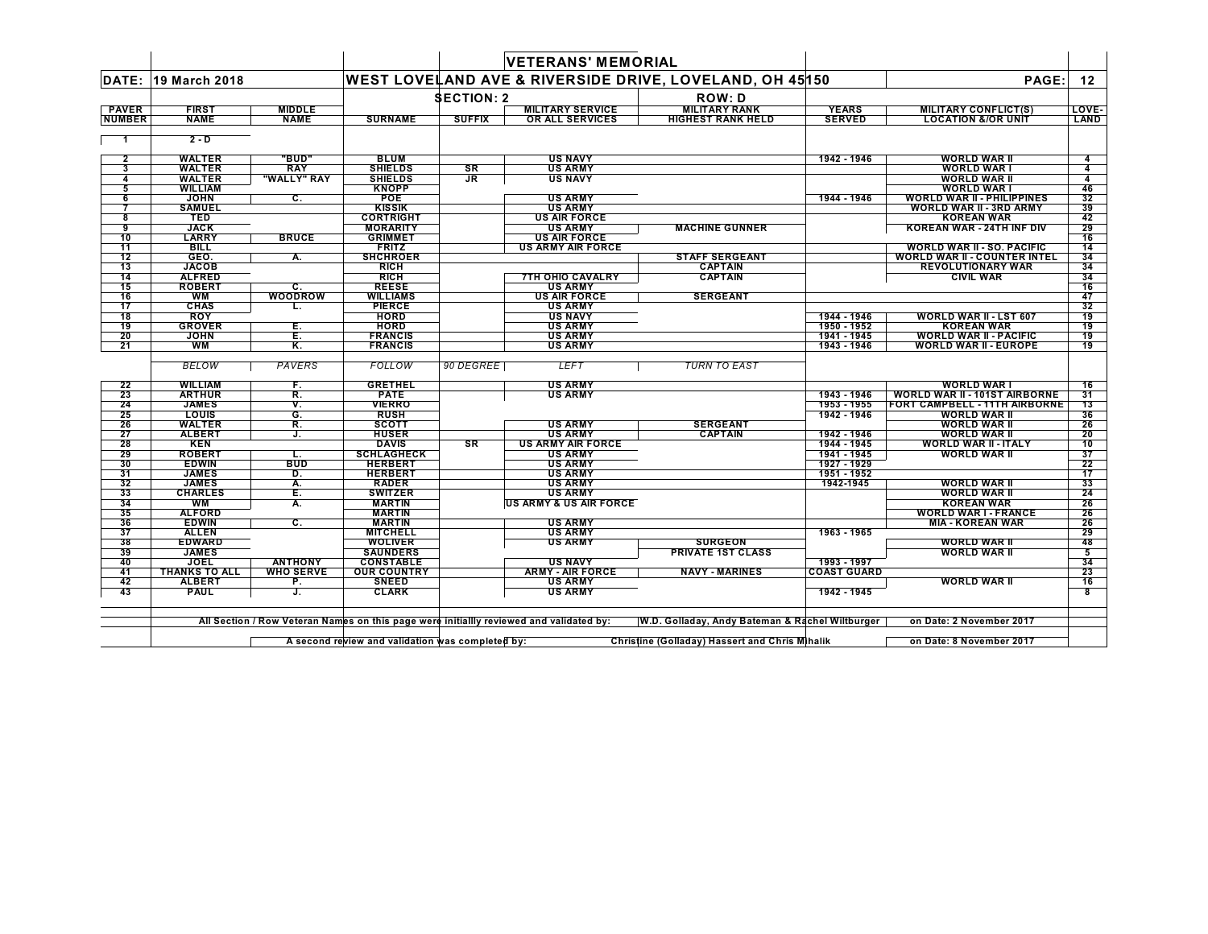# VETERANS' MEMORIAL

**DATE: 19 March 2018** — **WEST LOVELAND AVE & RIVERSIDE DRIVE, LOVELAND, OH 45150** — **PAGE: 12**

**SECTION: 2** — **ROW: D**

| PAVER NUMBER | FIRST NAME | MIDDLE NAME | SURNAME | SUFFIX | MILITARY SERVICE OR ALL SERVICES | MILITARY RANK HIGHEST RANK HELD | YEARS SERVED | MILITARY CONFLICT(S) LOCATION &/OR UNIT | LOVE-LAND |
|---|---|---|---|---|---|---|---|---|---|
| 1 | 2 - D | | | | | | | | |
| 2 | WALTER | "BUD" | BLUM | | US NAVY | | 1942 - 1946 | WORLD WAR II | 4 |
| 3 | WALTER | RAY | SHIELDS | SR | US ARMY | | | WORLD WAR I | 4 |
| 4 | WALTER | "WALLY" RAY | SHIELDS | JR | US NAVY | | | WORLD WAR II | 4 |
| 5 | WILLIAM | | KNOPP | | | | | WORLD WAR I | 46 |
| 6 | JOHN | C. | POE | | US ARMY | | 1944 - 1946 | WORLD WAR II - PHILIPPINES | 32 |
| 7 | SAMUEL | | KISSIK | | US ARMY | | | WORLD WAR II - 3RD ARMY | 39 |
| 8 | TED | | CORTRIGHT | | US AIR FORCE | | | KOREAN WAR | 42 |
| 9 | JACK | | MORARITY | | US ARMY | MACHINE GUNNER | | KOREAN WAR - 24TH INF DIV | 29 |
| 10 | LARRY | BRUCE | GRIMMET | | US AIR FORCE | | | | 16 |
| 11 | BILL | | FRITZ | | US ARMY AIR FORCE | | | WORLD WAR II - SO. PACIFIC | 14 |
| 12 | GEO. | A. | SHCHROER | | | STAFF SERGEANT | | WORLD WAR II - COUNTER INTEL | 34 |
| 13 | JACOB | | RICH | | | CAPTAIN | | REVOLUTIONARY WAR | 34 |
| 14 | ALFRED | | RICH | | 7TH OHIO CAVALRY | CAPTAIN | | CIVIL WAR | 34 |
| 15 | ROBERT | C. | REESE | | US ARMY | | | | 16 |
| 16 | WM | WOODROW | WILLIAMS | | US AIR FORCE | SERGEANT | | | 47 |
| 17 | CHAS | L. | PIERCE | | US ARMY | | | | 32 |
| 18 | ROY | | HORD | | US NAVY | | 1944 - 1946 | WORLD WAR II - LST 607 | 19 |
| 19 | GROVER | E. | HORD | | US ARMY | | 1950 - 1952 | KOREAN WAR | 19 |
| 20 | JOHN | E. | FRANCIS | | US ARMY | | 1941 - 1945 | WORLD WAR II - PACIFIC | 19 |
| 21 | WM | K. | FRANCIS | | US ARMY | | 1943 - 1946 | WORLD WAR II - EUROPE | 19 |
| | *BELOW* | *PAVERS* | *FOLLOW* | *90 DEGREE* | *LEFT* | *TURN TO EAST* | | | |
| 22 | WILLIAM | F. | GRETHEL | | US ARMY | | | WORLD WAR I | 16 |
| 23 | ARTHUR | R. | PATE | | US ARMY | | 1943 - 1946 | WORLD WAR II - 101ST AIRBORNE | 31 |
| 24 | JAMES | V. | VIERRO | | | | 1953 - 1955 | FORT CAMPBELL - 11TH AIRBORNE | 13 |
| 25 | LOUIS | G. | RUSH | | | | 1942 - 1946 | WORLD WAR II | 36 |
| 26 | WALTER | R. | SCOTT | | US ARMY | SERGEANT | | WORLD WAR II | 26 |
| 27 | ALBERT | J. | HUSER | | US ARMY | CAPTAIN | 1942 - 1946 | WORLD WAR II | 20 |
| 28 | KEN | | DAVIS | SR | US ARMY AIR FORCE | | 1944 - 1945 | WORLD WAR II - ITALY | 10 |
| 29 | ROBERT | L. | SCHLAGHECK | | US ARMY | | 1941 - 1945 | WORLD WAR II | 37 |
| 30 | EDWIN | BUD | HERBERT | | US ARMY | | 1927 - 1929 | | 22 |
| 31 | JAMES | D. | HERBERT | | US ARMY | | 1951 - 1952 | | 17 |
| 32 | JAMES | A. | RADER | | US ARMY | | 1942-1945 | WORLD WAR II | 33 |
| 33 | CHARLES | E. | SWITZER | | US ARMY | | | WORLD WAR II | 24 |
| 34 | WM | A. | MARTIN | | US ARMY & US AIR FORCE | | | KOREAN WAR | 26 |
| 35 | ALFORD | | MARTIN | | | | | WORLD WAR I - FRANCE | 26 |
| 36 | EDWIN | C. | MARTIN | | US ARMY | | | MIA - KOREAN WAR | 26 |
| 37 | ALLEN | | MITCHELL | | US ARMY | | 1963 - 1965 | | 29 |
| 38 | EDWARD | | WOLIVER | | US ARMY | SURGEON | | WORLD WAR II | 48 |
| 39 | JAMES | | SAUNDERS | | | PRIVATE 1ST CLASS | | WORLD WAR II | 5 |
| 40 | JOEL | ANTHONY | CONSTABLE | | US NAVY | | 1993 - 1997 | | 34 |
| 41 | THANKS TO ALL | WHO SERVE | OUR COUNTRY | | ARMY - AIR FORCE | NAVY - MARINES | COAST GUARD | | 23 |
| 42 | ALBERT | P. | SNEED | | US ARMY | | | WORLD WAR II | 16 |
| 43 | PAUL | J. | CLARK | | US ARMY | | 1942 - 1945 | | 8 |

All Section / Row Veteran Names on this page were initiallly reviewed and validated by: W.D. Golladay, Andy Bateman & Rachel Wiltburger on Date: 2 November 2017

A second review and validation was completed by: Christine (Golladay) Hassert and Chris Mihalik on Date: 8 November 2017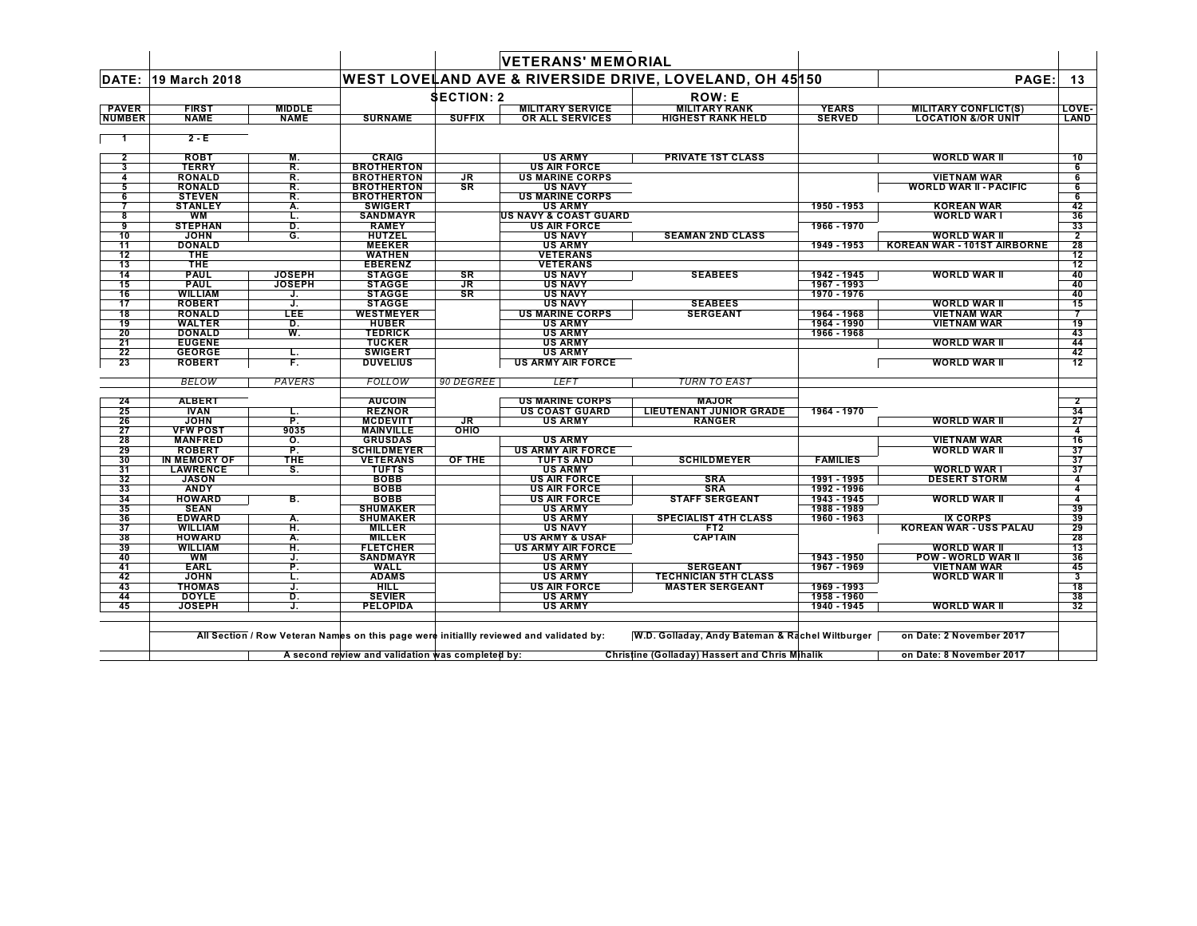# VETERANS' MEMORIAL

**DATE: 19 March 2018** — **WEST LOVELAND AVE & RIVERSIDE DRIVE, LOVELAND, OH 45150** — **PAGE: 13**

**SECTION: 2** — **ROW: E**

| PAVER NUMBER | FIRST NAME | MIDDLE NAME | SURNAME | SUFFIX | MILITARY SERVICE OR ALL SERVICES | MILITARY RANK HIGHEST RANK HELD | YEARS SERVED | MILITARY CONFLICT(S) LOCATION &/OR UNIT | LOVE-LAND |
|---|---|---|---|---|---|---|---|---|---|
| 1 | 2 - E | | | | | | | | |
| 2 | ROBT | M. | CRAIG | | US ARMY | PRIVATE 1ST CLASS | | WORLD WAR II | 10 |
| 3 | TERRY | R. | BROTHERTON | | US AIR FORCE | | | | 6 |
| 4 | RONALD | R. | BROTHERTON | JR | US MARINE CORPS | | | VIETNAM WAR | 6 |
| 5 | RONALD | R. | BROTHERTON | SR | US NAVY | | | WORLD WAR II - PACIFIC | 6 |
| 6 | STEVEN | R. | BROTHERTON | | US MARINE CORPS | | | | 6 |
| 7 | STANLEY | A. | SWIGERT | | US ARMY | | 1950 - 1953 | KOREAN WAR | 42 |
| 8 | WM | L. | SANDMAYR | | US NAVY & COAST GUARD | | | WORLD WAR I | 36 |
| 9 | STEPHAN | D. | RAMEY | | US AIR FORCE | | 1966 - 1970 | | 33 |
| 10 | JOHN | G. | HUTZEL | | US NAVY | SEAMAN 2ND CLASS | | WORLD WAR II | 2 |
| 11 | DONALD | | MEEKER | | US ARMY | | 1949 - 1953 | KOREAN WAR - 101ST AIRBORNE | 28 |
| 12 | THE | | WATHEN | | VETERANS | | | | 12 |
| 13 | THE | | EBERENZ | | VETERANS | | | | 12 |
| 14 | PAUL | JOSEPH | STAGGE | SR | US NAVY | SEABEES | 1942 - 1945 | WORLD WAR II | 40 |
| 15 | PAUL | JOSEPH | STAGGE | JR | US NAVY | | 1967 - 1993 | | 40 |
| 16 | WILLIAM | J. | STAGGE | SR | US NAVY | | 1970 - 1976 | | 40 |
| 17 | ROBERT | J. | STAGGE | | US NAVY | SEABEES | | WORLD WAR II | 15 |
| 18 | RONALD | LEE | WESTMEYER | | US MARINE CORPS | SERGEANT | 1964 - 1968 | VIETNAM WAR | 7 |
| 19 | WALTER | D. | HUBER | | US ARMY | | 1964 - 1990 | VIETNAM WAR | 19 |
| 20 | DONALD | W. | TEDRICK | | US ARMY | | 1966 - 1968 | | 43 |
| 21 | EUGENE | | TUCKER | | US ARMY | | | WORLD WAR II | 44 |
| 22 | GEORGE | L. | SWIGERT | | US ARMY | | | | 42 |
| 23 | ROBERT | F. | DUVELIUS | | US ARMY AIR FORCE | | | WORLD WAR II | 12 |
| | *BELOW* | *PAVERS* | *FOLLOW* | *90 DEGREE* | *LEFT* | *TURN TO EAST* | | | |
| 24 | ALBERT | | AUCOIN | | US MARINE CORPS | MAJOR | | | 2 |
| 25 | IVAN | L. | REZNOR | | US COAST GUARD | LIEUTENANT JUNIOR GRADE | 1964 - 1970 | | 34 |
| 26 | JOHN | P. | MCDEVITT | JR | US ARMY | RANGER | | WORLD WAR II | 27 |
| 27 | VFW POST | 9035 | MAINVILLE | OHIO | | | | | 4 |
| 28 | MANFRED | O. | GRUSDAS | | US ARMY | | | VIETNAM WAR | 16 |
| 29 | ROBERT | P. | SCHILDMEYER | | US ARMY AIR FORCE | | | WORLD WAR II | 37 |
| 30 | IN MEMORY OF | THE | VETERANS | OF THE | TUFTS AND | SCHILDMEYER | FAMILIES | | 37 |
| 31 | LAWRENCE | S. | TUFTS | | US ARMY | | | WORLD WAR I | 37 |
| 32 | JASON | | BOBB | | US AIR FORCE | SRA | 1991 - 1995 | DESERT STORM | 4 |
| 33 | ANDY | | BOBB | | US AIR FORCE | SRA | 1992 - 1996 | | 4 |
| 34 | HOWARD | B. | BOBB | | US AIR FORCE | STAFF SERGEANT | 1943 - 1945 | WORLD WAR II | 4 |
| 35 | SEAN | | SHUMAKER | | US ARMY | | 1988 - 1989 | | 39 |
| 36 | EDWARD | A. | SHUMAKER | | US ARMY | SPECIALIST 4TH CLASS | 1960 - 1963 | IX CORPS | 39 |
| 37 | WILLIAM | H. | MILLER | | US NAVY | FT2 | | KOREAN WAR - USS PALAU | 29 |
| 38 | HOWARD | A. | MILLER | | US ARMY & USAF | CAPTAIN | | | 28 |
| 39 | WILLIAM | H. | FLETCHER | | US ARMY AIR FORCE | | | WORLD WAR II | 13 |
| 40 | WM | J. | SANDMAYR | | US ARMY | | 1943 - 1950 | POW - WORLD WAR II | 36 |
| 41 | EARL | P. | WALL | | US ARMY | SERGEANT | 1967 - 1969 | VIETNAM WAR | 45 |
| 42 | JOHN | L. | ADAMS | | US ARMY | TECHNICIAN 5TH CLASS | | WORLD WAR II | 3 |
| 43 | THOMAS | J. | HILL | | US AIR FORCE | MASTER SERGEANT | 1969 - 1993 | | 18 |
| 44 | DOYLE | D. | SEVIER | | US ARMY | | 1958 - 1960 | | 38 |
| 45 | JOSEPH | J. | PELOPIDA | | US ARMY | | 1940 - 1945 | WORLD WAR II | 32 |

All Section / Row Veteran Names on this page were initiallly reviewed and validated by: W.D. Golladay, Andy Bateman & Rachel Wiltburger on Date: 2 November 2017

A second review and validation was completed by: Christine (Golladay) Hassert and Chris Mihalik on Date: 8 November 2017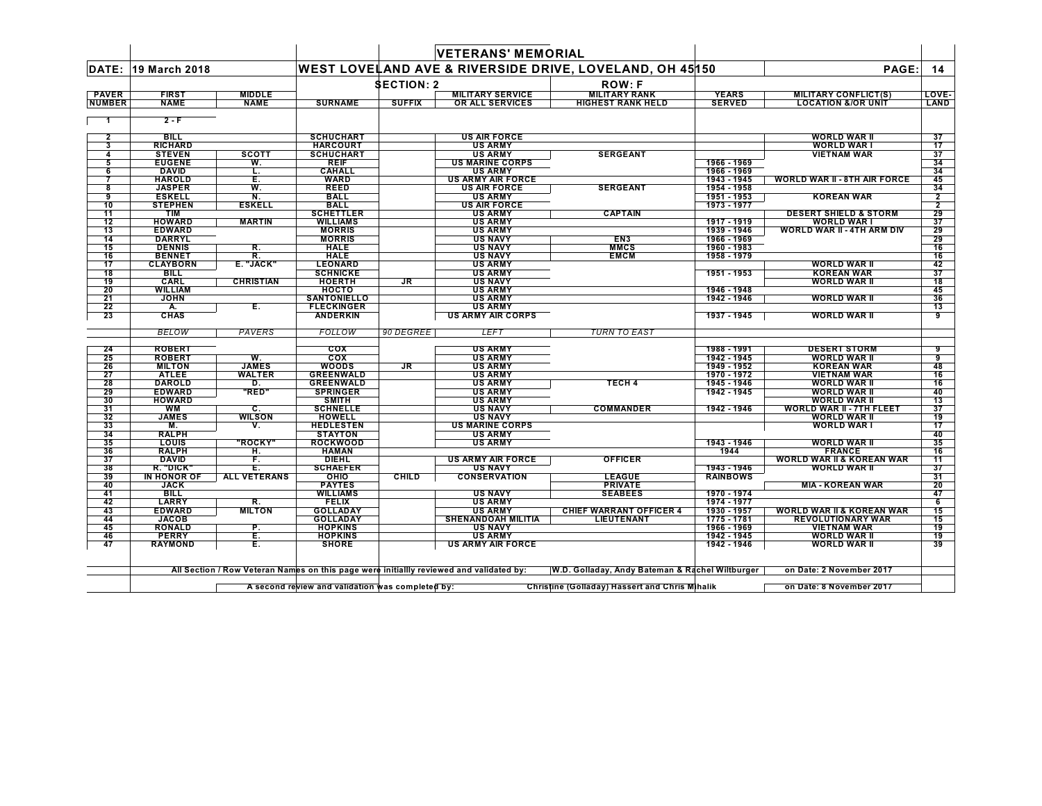# VETERANS' MEMORIAL

**DATE:** 19 March 2018 — **WEST LOVELAND AVE & RIVERSIDE DRIVE, LOVELAND, OH 45150** — **PAGE:** 14

**SECTION: 2** — **ROW: F**

| PAVER NUMBER | FIRST NAME | MIDDLE NAME | SURNAME | SUFFIX | MILITARY SERVICE OR ALL SERVICES | MILITARY RANK HIGHEST RANK HELD | YEARS SERVED | MILITARY CONFLICT(S) LOCATION &/OR UNIT | LOVE-LAND |
|---|---|---|---|---|---|---|---|---|---|
| 1 | 2 - F | | | | | | | | |
| 2 | BILL | | SCHUCHART | | US AIR FORCE | | | WORLD WAR II | 37 |
| 3 | RICHARD | | HARCOURT | | US ARMY | | | WORLD WAR I | 17 |
| 4 | STEVEN | SCOTT | SCHUCHART | | US ARMY | SERGEANT | | VIETNAM WAR | 37 |
| 5 | EUGENE | W. | REIF | | US MARINE CORPS | | 1966 - 1969 | | 34 |
| 6 | DAVID | L. | CAHALL | | US ARMY | | 1966 - 1969 | | 34 |
| 7 | HAROLD | E. | WARD | | US ARMY AIR FORCE | | 1943 - 1945 | WORLD WAR II - 8TH AIR FORCE | 45 |
| 8 | JASPER | W. | REED | | US AIR FORCE | SERGEANT | 1954 - 1958 | | 34 |
| 9 | ESKELL | N. | BALL | | US ARMY | | 1951 - 1953 | KOREAN WAR | 2 |
| 10 | STEPHEN | ESKELL | BALL | | US AIR FORCE | | 1973 - 1977 | | 2 |
| 11 | TIM | | SCHETTLER | | US ARMY | CAPTAIN | | DESERT SHIELD & STORM | 29 |
| 12 | HOWARD | MARTIN | WILLIAMS | | US ARMY | | 1917 - 1919 | WORLD WAR I | 37 |
| 13 | EDWARD | | MORRIS | | US ARMY | | 1939 - 1946 | WORLD WAR II - 4TH ARM DIV | 29 |
| 14 | DARRYL | | MORRIS | | US NAVY | EN3 | 1966 - 1969 | | 29 |
| 15 | DENNIS | R. | HALE | | US NAVY | MMCS | 1960 - 1983 | | 16 |
| 16 | BENNET | R. | HALE | | US NAVY | EMCM | 1958 - 1979 | | 16 |
| 17 | CLAYBORN | E. "JACK" | LEONARD | | US ARMY | | | WORLD WAR II | 42 |
| 18 | BILL | | SCHNICKE | | US ARMY | | 1951 - 1953 | KOREAN WAR | 37 |
| 19 | CARL | CHRISTIAN | HOERTH | JR | US NAVY | | | WORLD WAR II | 18 |
| 20 | WILLIAM | | HOCTO | | US ARMY | | 1946 - 1948 | | 45 |
| 21 | JOHN | | SANTONIELLO | | US ARMY | | 1942 - 1946 | WORLD WAR II | 36 |
| 22 | A. | E. | FLECKINGER | | US ARMY | | | | 13 |
| 23 | CHAS | | ANDERKIN | | US ARMY AIR CORPS | | 1937 - 1945 | WORLD WAR II | 9 |
| | *BELOW* | *PAVERS* | *FOLLOW* | *90 DEGREE* | *LEFT* | *TURN TO EAST* | | | |
| 24 | ROBERT | | COX | | US ARMY | | 1988 - 1991 | DESERT STORM | 9 |
| 25 | ROBERT | W. | COX | | US ARMY | | 1942 - 1945 | WORLD WAR II | 9 |
| 26 | MILTON | JAMES | WOODS | JR | US ARMY | | 1949 - 1952 | KOREAN WAR | 48 |
| 27 | ATLEE | WALTER | GREENWALD | | US ARMY | | 1970 - 1972 | VIETNAM WAR | 16 |
| 28 | DAROLD | D. | GREENWALD | | US ARMY | TECH 4 | 1945 - 1946 | WORLD WAR II | 16 |
| 29 | EDWARD | "RED" | SPRINGER | | US ARMY | | 1942 - 1945 | WORLD WAR II | 40 |
| 30 | HOWARD | | SMITH | | US ARMY | | | WORLD WAR II | 13 |
| 31 | WM | C. | SCHNELLE | | US NAVY | COMMANDER | 1942 - 1946 | WORLD WAR II - 7TH FLEET | 37 |
| 32 | JAMES | WILSON | HOWELL | | US NAVY | | | WORLD WAR II | 19 |
| 33 | M. | V. | HEDLESTEN | | US MARINE CORPS | | | WORLD WAR I | 17 |
| 34 | RALPH | | STAYTON | | US ARMY | | | | 40 |
| 35 | LOUIS | "ROCKY" | ROCKWOOD | | US ARMY | | 1943 - 1946 | WORLD WAR II | 35 |
| 36 | RALPH | H. | HAMAN | | | | 1944 | FRANCE | 16 |
| 37 | DAVID | F. | DIEHL | | US ARMY AIR FORCE | OFFICER | | WORLD WAR II & KOREAN WAR | 11 |
| 38 | R. "DICK" | E. | SCHAEFER | | US NAVY | | 1943 - 1946 | WORLD WAR II | 37 |
| 39 | IN HONOR OF | ALL VETERANS | OHIO | CHILD | CONSERVATION | LEAGUE | RAINBOWS | | 31 |
| 40 | JACK | | PAYTES | | | PRIVATE | | MIA - KOREAN WAR | 20 |
| 41 | BILL | | WILLIAMS | | US NAVY | SEABEES | 1970 - 1974 | | 47 |
| 42 | LARRY | R. | FELIX | | US ARMY | | 1974 - 1977 | | 6 |
| 43 | EDWARD | MILTON | GOLLADAY | | US ARMY | CHIEF WARRANT OFFICER 4 | 1930 - 1957 | WORLD WAR II & KOREAN WAR | 15 |
| 44 | JACOB | | GOLLADAY | | SHENANDOAH MILITIA | LIEUTENANT | 1775 - 1781 | REVOLUTIONARY WAR | 15 |
| 45 | RONALD | P. | HOPKINS | | US NAVY | | 1966 - 1969 | VIETNAM WAR | 19 |
| 46 | PERRY | E. | HOPKINS | | US ARMY | | 1942 - 1945 | WORLD WAR II | 19 |
| 47 | RAYMOND | E. | SHORE | | US ARMY AIR FORCE | | 1942 - 1946 | WORLD WAR II | 39 |

All Section / Row Veteran Names on this page were initiallly reviewed and validated by: W.D. Golladay, Andy Bateman & Rachel Wiltburger on Date: 2 November 2017

A second review and validation was completed by: Christine (Golladay) Hassert and Chris Mihalik on Date: 8 November 2017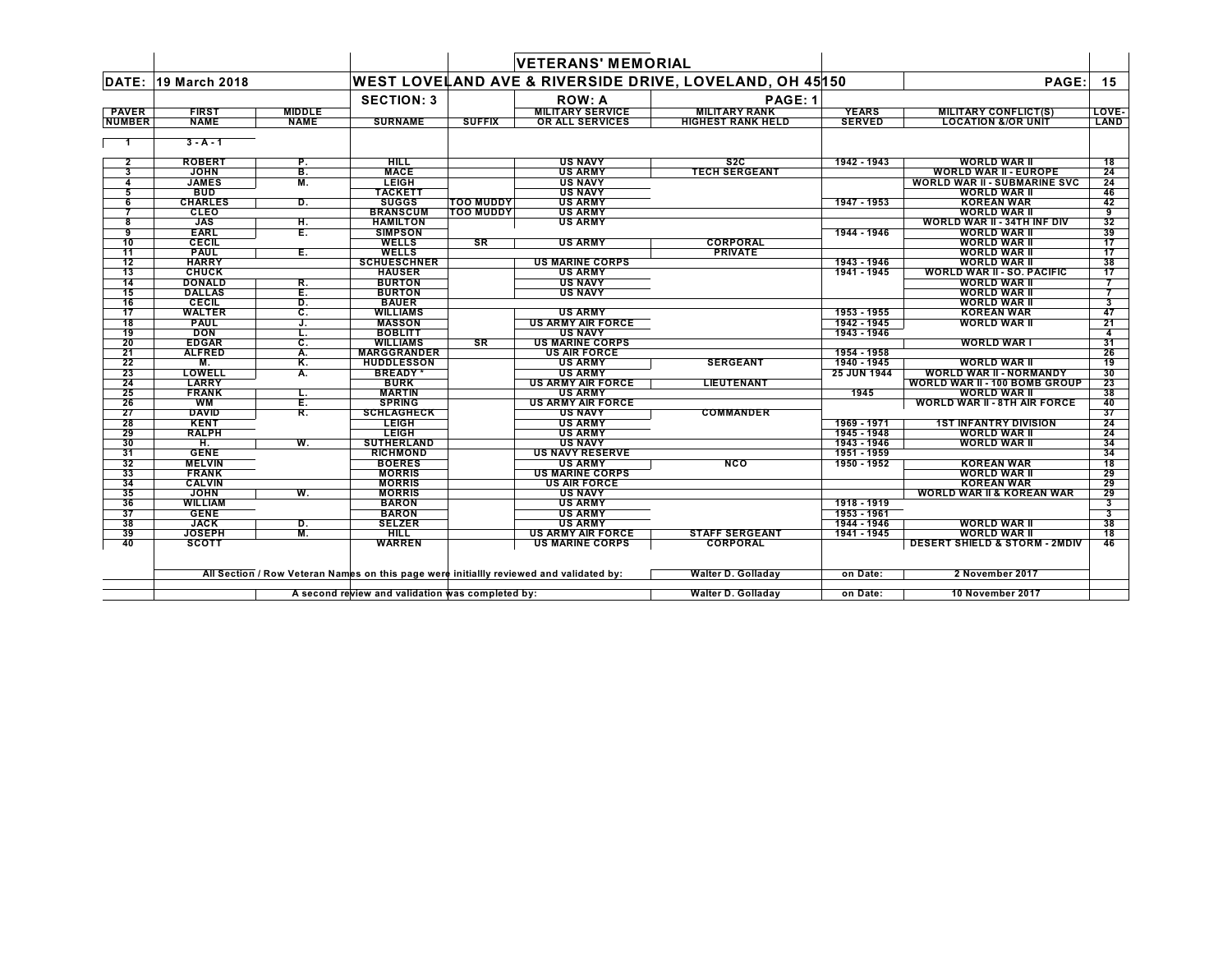# VETERANS' MEMORIAL

**DATE:** 19 March 2018

## WEST LOVELAND AVE & RIVERSIDE DRIVE, LOVELAND, OH 45150

**PAGE:** 15

**SECTION: 3** | **ROW: A** | **PAGE: 1**

| PAVER NUMBER | FIRST NAME | MIDDLE NAME | SURNAME | SUFFIX | MILITARY SERVICE OR ALL SERVICES | MILITARY RANK HIGHEST RANK HELD | YEARS SERVED | MILITARY CONFLICT(S) LOCATION &/OR UNIT | LOVE-LAND |
|---|---|---|---|---|---|---|---|---|---|
| 1 | 3 - A - 1 | | | | | | | | |
| 2 | ROBERT | P. | HILL | | US NAVY | S2C | 1942 - 1943 | WORLD WAR II | 18 |
| 3 | JOHN | B. | MACE | | US ARMY | TECH SERGEANT | | WORLD WAR II - EUROPE | 24 |
| 4 | JAMES | M. | LEIGH | | US NAVY | | | WORLD WAR II - SUBMARINE SVC | 24 |
| 5 | BUD | | TACKETT | | US NAVY | | | WORLD WAR II | 46 |
| 6 | CHARLES | D. | SUGGS | TOO MUDDY | US ARMY | | 1947 - 1953 | KOREAN WAR | 42 |
| 7 | CLEO | | BRANSCUM | TOO MUDDY | US ARMY | | | WORLD WAR II | 9 |
| 8 | JAS | H. | HAMILTON | | US ARMY | | | WORLD WAR II - 34TH INF DIV | 32 |
| 9 | EARL | E. | SIMPSON | | | | 1944 - 1946 | WORLD WAR II | 39 |
| 10 | CECIL | | WELLS | SR | US ARMY | CORPORAL | | WORLD WAR II | 17 |
| 11 | PAUL | E. | WELLS | | | PRIVATE | | WORLD WAR II | 17 |
| 12 | HARRY | | SCHUESCHNER | | US MARINE CORPS | | 1943 - 1946 | WORLD WAR II | 38 |
| 13 | CHUCK | | HAUSER | | US ARMY | | 1941 - 1945 | WORLD WAR II - SO. PACIFIC | 17 |
| 14 | DONALD | R. | BURTON | | US NAVY | | | WORLD WAR II | 7 |
| 15 | DALLAS | E. | BURTON | | US NAVY | | | WORLD WAR II | 7 |
| 16 | CECIL | D. | BAUER | | | | | WORLD WAR II | 3 |
| 17 | WALTER | C. | WILLIAMS | | US ARMY | | 1953 - 1955 | KOREAN WAR | 47 |
| 18 | PAUL | J. | MASSON | | US ARMY AIR FORCE | | 1942 - 1945 | WORLD WAR II | 21 |
| 19 | DON | L. | BOBLITT | | US NAVY | | 1943 - 1946 | | 4 |
| 20 | EDGAR | C. | WILLIAMS | SR | US MARINE CORPS | | | WORLD WAR I | 31 |
| 21 | ALFRED | A. | MARGGRANDER | | US AIR FORCE | | 1954 - 1958 | | 26 |
| 22 | M. | K. | HUDDLESSON | | US ARMY | SERGEANT | 1940 - 1945 | WORLD WAR II | 19 |
| 23 | LOWELL | A. | BREADY * | | US ARMY | | 25 JUN 1944 | WORLD WAR II - NORMANDY | 30 |
| 24 | LARRY | | BURK | | US ARMY AIR FORCE | LIEUTENANT | | WORLD WAR II - 100 BOMB GROUP | 23 |
| 25 | FRANK | L. | MARTIN | | US ARMY | | 1945 | WORLD WAR II | 38 |
| 26 | WM | E. | SPRING | | US ARMY AIR FORCE | | | WORLD WAR II - 8TH AIR FORCE | 40 |
| 27 | DAVID | R. | SCHLAGHECK | | US NAVY | COMMANDER | | | 37 |
| 28 | KENT | | LEIGH | | US ARMY | | 1969 - 1971 | 1ST INFANTRY DIVISION | 24 |
| 29 | RALPH | | LEIGH | | US ARMY | | 1945 - 1948 | WORLD WAR II | 24 |
| 30 | H. | W. | SUTHERLAND | | US NAVY | | 1943 - 1946 | WORLD WAR II | 34 |
| 31 | GENE | | RICHMOND | | US NAVY RESERVE | | 1951 - 1959 | | 34 |
| 32 | MELVIN | | BOERES | | US ARMY | NCO | 1950 - 1952 | KOREAN WAR | 18 |
| 33 | FRANK | | MORRIS | | US MARINE CORPS | | | WORLD WAR II | 29 |
| 34 | CALVIN | | MORRIS | | US AIR FORCE | | | KOREAN WAR | 29 |
| 35 | JOHN | W. | MORRIS | | US NAVY | | | WORLD WAR II & KOREAN WAR | 29 |
| 36 | WILLIAM | | BARON | | US ARMY | | 1918 - 1919 | | 3 |
| 37 | GENE | | BARON | | US ARMY | | 1953 - 1961 | | 3 |
| 38 | JACK | D. | SELZER | | US ARMY | | 1944 - 1946 | WORLD WAR II | 38 |
| 39 | JOSEPH | M. | HILL | | US ARMY AIR FORCE | STAFF SERGEANT | 1941 - 1945 | WORLD WAR II | 18 |
| 40 | SCOTT | | WARREN | | US MARINE CORPS | CORPORAL | | DESERT SHIELD & STORM - 2MDIV | 46 |

All Section / Row Veteran Names on this page were initiallly reviewed and validated by: Walter D. Golladay on Date: 2 November 2017

A second review and validation was completed by: Walter D. Golladay on Date: 10 November 2017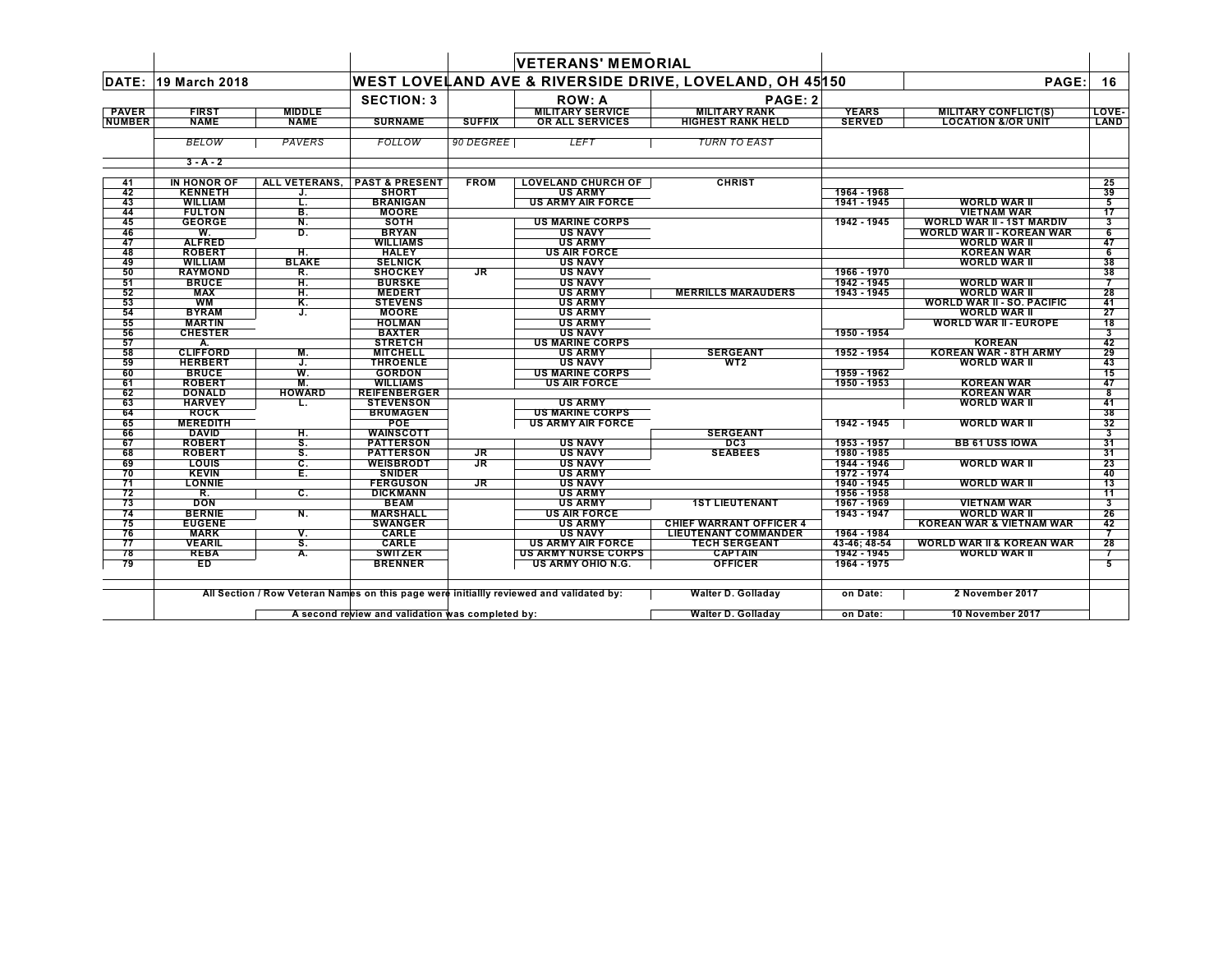# VETERANS' MEMORIAL

**DATE: 19 March 2018** — **WEST LOVELAND AVE & RIVERSIDE DRIVE, LOVELAND, OH 45150** — **PAGE: 16**

| PAVER NUMBER | FIRST NAME | MIDDLE NAME | SURNAME | SUFFIX | MILITARY SERVICE OR ALL SERVICES | MILITARY RANK HIGHEST RANK HELD | YEARS SERVED | MILITARY CONFLICT(S) LOCATION &/OR UNIT | LOVE-LAND |
|---|---|---|---|---|---|---|---|---|---|
| | | | SECTION: 3 | | ROW: A | PAGE: 2 | | | |
| | *BELOW* | *PAVERS* | *FOLLOW* | *90 DEGREE* | *LEFT* | *TURN TO EAST* | | | |
| | 3 - A - 2 | | | | | | | | |
| 41 | IN HONOR OF | ALL VETERANS, | PAST & PRESENT | FROM | LOVELAND CHURCH OF | CHRIST | | | 25 |
| 42 | KENNETH | J. | SHORT | | US ARMY | | 1964 - 1968 | | 39 |
| 43 | WILLIAM | L. | BRANIGAN | | US ARMY AIR FORCE | | 1941 - 1945 | WORLD WAR II | 5 |
| 44 | FULTON | B. | MOORE | | | | | VIETNAM WAR | 17 |
| 45 | GEORGE | N. | SOTH | | US MARINE CORPS | | 1942 - 1945 | WORLD WAR II - 1ST MARDIV | 3 |
| 46 | W. | D. | BRYAN | | US NAVY | | | WORLD WAR II - KOREAN WAR | 6 |
| 47 | ALFRED | | WILLIAMS | | US ARMY | | | WORLD WAR II | 47 |
| 48 | ROBERT | H. | HALEY | | US AIR FORCE | | | KOREAN WAR | 6 |
| 49 | WILLIAM | BLAKE | SELNICK | | US NAVY | | | WORLD WAR II | 38 |
| 50 | RAYMOND | R. | SHOCKEY | JR | US NAVY | | 1966 - 1970 | | 38 |
| 51 | BRUCE | H. | BURSKE | | US NAVY | | 1942 - 1945 | WORLD WAR II | 7 |
| 52 | MAX | H. | MEDERT | | US ARMY | MERRILLS MARAUDERS | 1943 - 1945 | WORLD WAR II | 28 |
| 53 | WM | K. | STEVENS | | US ARMY | | | WORLD WAR II - SO. PACIFIC | 41 |
| 54 | BYRAM | J. | MOORE | | US ARMY | | | WORLD WAR II | 27 |
| 55 | MARTIN | | HOLMAN | | US ARMY | | | WORLD WAR II - EUROPE | 18 |
| 56 | CHESTER | | BAXTER | | US NAVY | | 1950 - 1954 | | 3 |
| 57 | A. | | STRETCH | | US MARINE CORPS | | | KOREAN | 42 |
| 58 | CLIFFORD | M. | MITCHELL | | US ARMY | SERGEANT | 1952 - 1954 | KOREAN WAR - 8TH ARMY | 29 |
| 59 | HERBERT | J. | THROENLE | | US NAVY | WT2 | | WORLD WAR II | 43 |
| 60 | BRUCE | W. | GORDON | | US MARINE CORPS | | 1959 - 1962 | | 15 |
| 61 | ROBERT | M. | WILLIAMS | | US AIR FORCE | | 1950 - 1953 | KOREAN WAR | 47 |
| 62 | DONALD | HOWARD | REIFENBERGER | | | | | KOREAN WAR | 8 |
| 63 | HARVEY | L. | STEVENSON | | US ARMY | | | WORLD WAR II | 41 |
| 64 | ROCK | | BRUMAGEN | | US MARINE CORPS | | | | 38 |
| 65 | MEREDITH | | POE | | US ARMY AIR FORCE | | 1942 - 1945 | WORLD WAR II | 32 |
| 66 | DAVID | H. | WAINSCOTT | | | SERGEANT | | | 3 |
| 67 | ROBERT | S. | PATTERSON | | US NAVY | DC3 | 1953 - 1957 | BB 61 USS IOWA | 31 |
| 68 | ROBERT | S. | PATTERSON | JR | US NAVY | SEABEES | 1980 - 1985 | | 31 |
| 69 | LOUIS | C. | WEISBRODT | JR | US NAVY | | 1944 - 1946 | WORLD WAR II | 23 |
| 70 | KEVIN | E. | SNIDER | | US ARMY | | 1972 - 1974 | | 40 |
| 71 | LONNIE | | FERGUSON | JR | US NAVY | | 1940 - 1945 | WORLD WAR II | 13 |
| 72 | R. | C. | DICKMANN | | US ARMY | | 1956 - 1958 | | 11 |
| 73 | DON | | BEAM | | US ARMY | 1ST LIEUTENANT | 1967 - 1969 | VIETNAM WAR | 3 |
| 74 | BERNIE | N. | MARSHALL | | US AIR FORCE | | 1943 - 1947 | WORLD WAR II | 26 |
| 75 | EUGENE | | SWANGER | | US ARMY | CHIEF WARRANT OFFICER 4 | | KOREAN WAR & VIETNAM WAR | 42 |
| 76 | MARK | V. | CARLE | | US NAVY | LIEUTENANT COMMANDER | 1964 - 1984 | | 7 |
| 77 | VEARIL | S. | CARLE | | US ARMY AIR FORCE | TECH SERGEANT | 43-46; 48-54 | WORLD WAR II & KOREAN WAR | 28 |
| 78 | REBA | A. | SWITZER | | US ARMY NURSE CORPS | CAPTAIN | 1942 - 1945 | WORLD WAR II | 7 |
| 79 | ED | | BRENNER | | US ARMY OHIO N.G. | OFFICER | 1964 - 1975 | | 5 |

All Section / Row Veteran Names on this page were initiallly reviewed and validated by: **Walter D. Golladay** on Date: **2 November 2017**

A second review and validation was completed by: **Walter D. Golladay** on Date: **10 November 2017**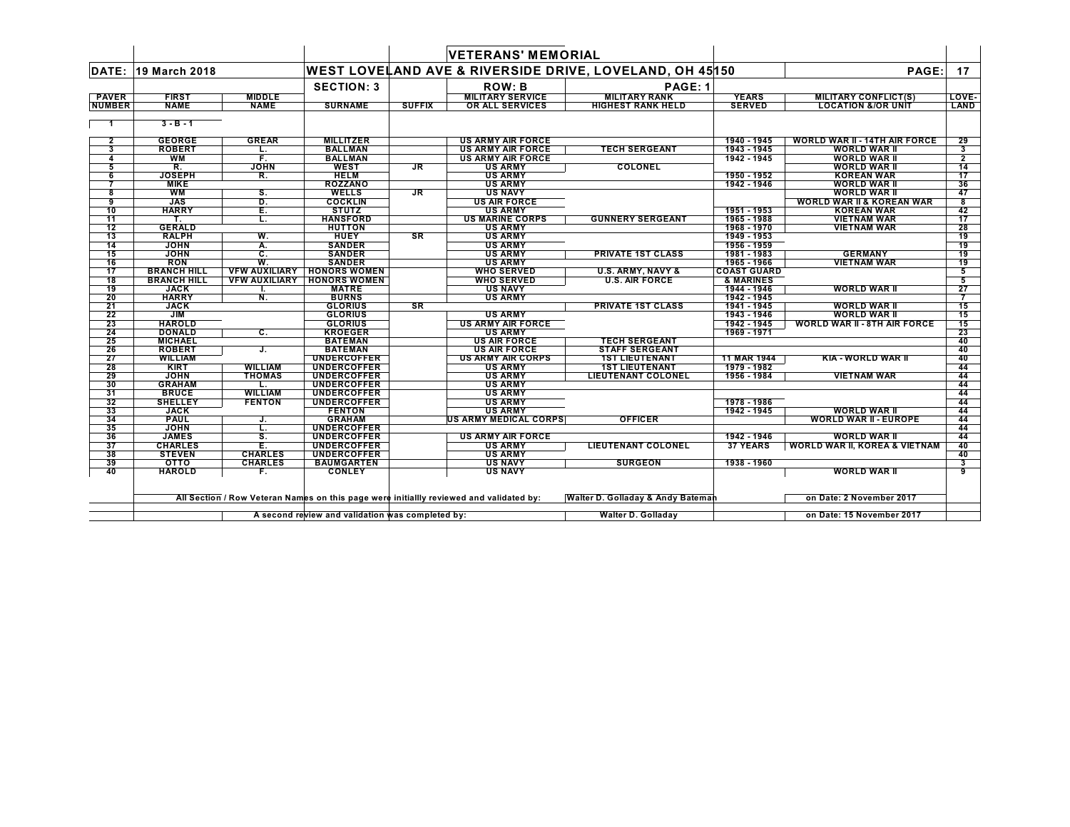## VETERANS' MEMORIAL

**DATE: 19 March 2018** — **WEST LOVELAND AVE & RIVERSIDE DRIVE, LOVELAND, OH 45150** — **PAGE: 17**

**SECTION: 3** — **ROW: B** — **PAGE: 1**

| PAVER NUMBER | FIRST NAME | MIDDLE NAME | SURNAME | SUFFIX | MILITARY SERVICE OR ALL SERVICES | MILITARY RANK HIGHEST RANK HELD | YEARS SERVED | MILITARY CONFLICT(S) LOCATION &/OR UNIT | LOVE-LAND |
|---|---|---|---|---|---|---|---|---|---|
| 1 | 3 - B - 1 | | | | | | | | |
| 2 | GEORGE | GREAR | MILLITZER | | US ARMY AIR FORCE | | 1940 - 1945 | WORLD WAR II - 14TH AIR FORCE | 29 |
| 3 | ROBERT | L. | BALLMAN | | US ARMY AIR FORCE | TECH SERGEANT | 1943 - 1945 | WORLD WAR II | 3 |
| 4 | WM | F. | BALLMAN | | US ARMY AIR FORCE | | 1942 - 1945 | WORLD WAR II | 2 |
| 5 | R. | JOHN | WEST | JR | US ARMY | COLONEL | | WORLD WAR II | 14 |
| 6 | JOSEPH | R. | HELM | | US ARMY | | 1950 - 1952 | KOREAN WAR | 17 |
| 7 | MIKE | | ROZZANO | | US ARMY | | 1942 - 1946 | WORLD WAR II | 36 |
| 8 | WM | S. | WELLS | JR | US NAVY | | | WORLD WAR II | 47 |
| 9 | JAS | D. | COCKLIN | | US AIR FORCE | | | WORLD WAR II & KOREAN WAR | 8 |
| 10 | HARRY | E. | STUTZ | | US ARMY | | 1951 - 1953 | KOREAN WAR | 42 |
| 11 | T. | L. | HANSFORD | | US MARINE CORPS | GUNNERY SERGEANT | 1965 - 1988 | VIETNAM WAR | 17 |
| 12 | GERALD | | HUTTON | | US ARMY | | 1968 - 1970 | VIETNAM WAR | 28 |
| 13 | RALPH | W. | HUEY | SR | US ARMY | | 1949 - 1953 | | 19 |
| 14 | JOHN | A. | SANDER | | US ARMY | | 1956 - 1959 | | 19 |
| 15 | JOHN | C. | SANDER | | US ARMY | PRIVATE 1ST CLASS | 1981 - 1983 | GERMANY | 19 |
| 16 | RON | W. | SANDER | | US ARMY | | 1965 - 1966 | VIETNAM WAR | 19 |
| 17 | BRANCH HILL | VFW AUXILIARY | HONORS WOMEN | | WHO SERVED | U.S. ARMY, NAVY & | COAST GUARD | | 5 |
| 18 | BRANCH HILL | VFW AUXILIARY | HONORS WOMEN | | WHO SERVED | U.S. AIR FORCE | & MARINES | | 5 |
| 19 | JACK | I. | MATRE | | US NAVY | | 1944 - 1946 | WORLD WAR II | 27 |
| 20 | HARRY | N. | BURNS | | US ARMY | | 1942 - 1945 | | 7 |
| 21 | JACK | | GLORIUS | SR | | PRIVATE 1ST CLASS | 1941 - 1945 | WORLD WAR II | 15 |
| 22 | JIM | | GLORIUS | | US ARMY | | 1943 - 1946 | WORLD WAR II | 15 |
| 23 | HAROLD | | GLORIUS | | US ARMY AIR FORCE | | 1942 - 1945 | WORLD WAR II - 8TH AIR FORCE | 15 |
| 24 | DONALD | C. | KROEGER | | US ARMY | | 1969 - 1971 | | 23 |
| 25 | MICHAEL | | BATEMAN | | US AIR FORCE | TECH SERGEANT | | | 40 |
| 26 | ROBERT | J. | BATEMAN | | US AIR FORCE | STAFF SERGEANT | | | 40 |
| 27 | WILLIAM | | UNDERCOFFER | | US ARMY AIR CORPS | 1ST LIEUTENANT | 11 MAR 1944 | KIA - WORLD WAR II | 40 |
| 28 | KIRT | WILLIAM | UNDERCOFFER | | US ARMY | 1ST LIEUTENANT | 1979 - 1982 | | 44 |
| 29 | JOHN | THOMAS | UNDERCOFFER | | US ARMY | LIEUTENANT COLONEL | 1956 - 1984 | VIETNAM WAR | 44 |
| 30 | GRAHAM | L. | UNDERCOFFER | | US ARMY | | | | 44 |
| 31 | BRUCE | WILLIAM | UNDERCOFFER | | US ARMY | | | | 44 |
| 32 | SHELLEY | FENTON | UNDERCOFFER | | US ARMY | | 1978 - 1986 | | 44 |
| 33 | JACK | | FENTON | | US ARMY | | 1942 - 1945 | WORLD WAR II | 44 |
| 34 | PAUL | J. | GRAHAM | | US ARMY MEDICAL CORPS | OFFICER | | WORLD WAR II - EUROPE | 44 |
| 35 | JOHN | L. | UNDERCOFFER | | | | | | 44 |
| 36 | JAMES | S. | UNDERCOFFER | | US ARMY AIR FORCE | | 1942 - 1946 | WORLD WAR II | 44 |
| 37 | CHARLES | E. | UNDERCOFFER | | US ARMY | LIEUTENANT COLONEL | 37 YEARS | WORLD WAR II, KOREA & VIETNAM | 40 |
| 38 | STEVEN | CHARLES | UNDERCOFFER | | US ARMY | | | | 40 |
| 39 | OTTO | CHARLES | BAUMGARTEN | | US NAVY | SURGEON | 1938 - 1960 | | 3 |
| 40 | HAROLD | F. | CONLEY | | US NAVY | | | WORLD WAR II | 9 |

All Section / Row Veteran Names on this page were initiallly reviewed and validated by: Walter D. Golladay & Andy Bateman on Date: 2 November 2017

A second review and validation was completed by: Walter D. Golladay on Date: 15 November 2017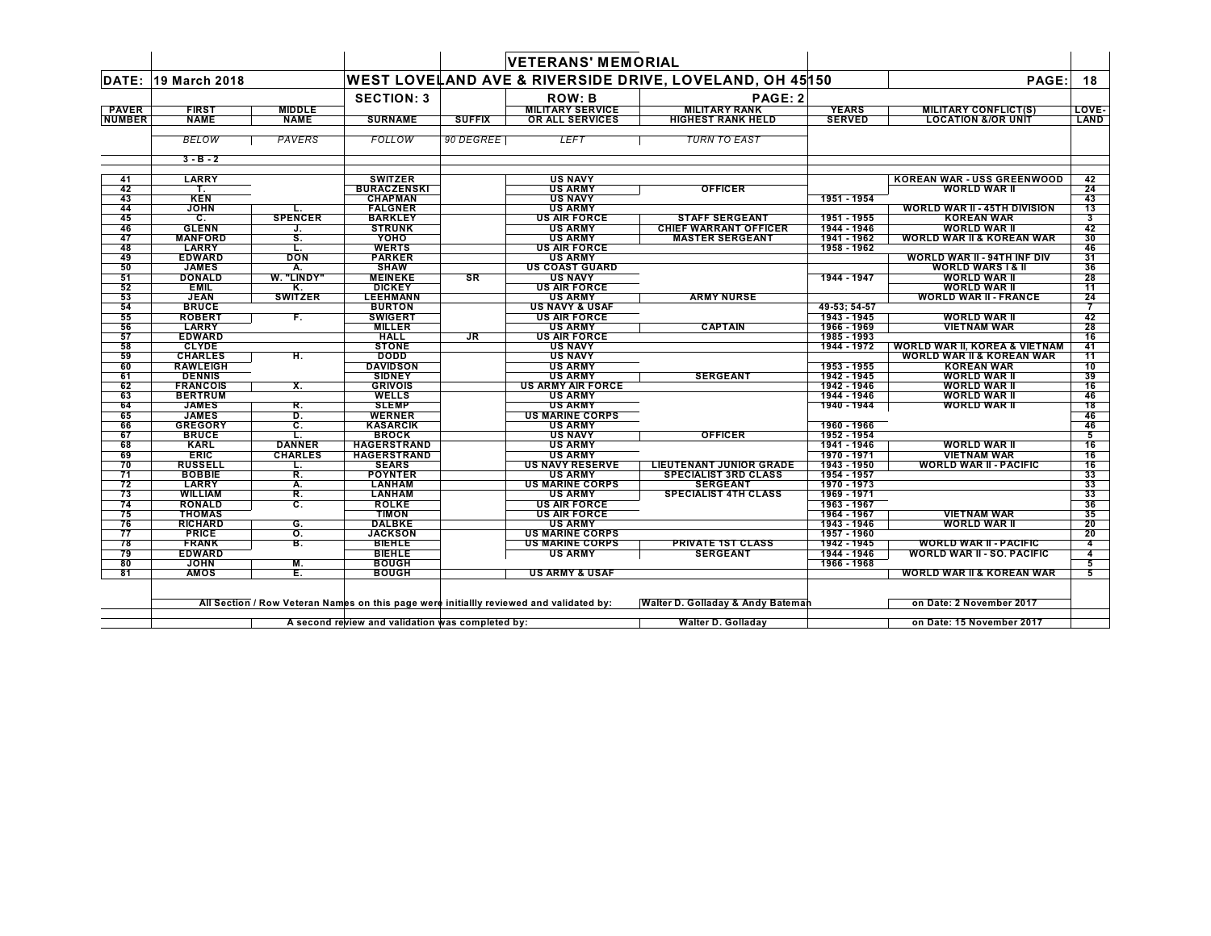# VETERANS' MEMORIAL

**DATE: 19 March 2018** — **WEST LOVELAND AVE & RIVERSIDE DRIVE, LOVELAND, OH 45150** — **PAGE: 18**

**SECTION: 3** — **ROW: B** — **PAGE: 2**

| PAVER NUMBER | FIRST NAME | MIDDLE NAME | SURNAME | SUFFIX | MILITARY SERVICE OR ALL SERVICES | MILITARY RANK HIGHEST RANK HELD | YEARS SERVED | MILITARY CONFLICT(S) LOCATION &/OR UNIT | LOVE-LAND |
|---|---|---|---|---|---|---|---|---|---|
| | *BELOW* | *PAVERS* | *FOLLOW* | *90 DEGREE* | *LEFT* | *TURN TO EAST* | | | |
| | 3 - B - 2 | | | | | | | | |
| 41 | LARRY | | SWITZER | | US NAVY | | | KOREAN WAR - USS GREENWOOD | 42 |
| 42 | T. | | BURACZENSKI | | US ARMY | OFFICER | | WORLD WAR II | 24 |
| 43 | KEN | | CHAPMAN | | US NAVY | | 1951 - 1954 | | 43 |
| 44 | JOHN | L. | FALGNER | | US ARMY | | | WORLD WAR II - 45TH DIVISION | 13 |
| 45 | C. | SPENCER | BARKLEY | | US AIR FORCE | STAFF SERGEANT | 1951 - 1955 | KOREAN WAR | 3 |
| 46 | GLENN | J. | STRUNK | | US ARMY | CHIEF WARRANT OFFICER | 1944 - 1946 | WORLD WAR II | 42 |
| 47 | MANFORD | S. | YOHO | | US ARMY | MASTER SERGEANT | 1941 - 1962 | WORLD WAR II & KOREAN WAR | 30 |
| 48 | LARRY | L. | WERTS | | US AIR FORCE | | 1958 - 1962 | | 46 |
| 49 | EDWARD | DON | PARKER | | US ARMY | | | WORLD WAR II - 94TH INF DIV | 31 |
| 50 | JAMES | A. | SHAW | | US COAST GUARD | | | WORLD WARS I & II | 36 |
| 51 | DONALD | W. "LINDY" | MEINEKE | SR | US NAVY | | 1944 - 1947 | WORLD WAR II | 28 |
| 52 | EMIL | K. | DICKEY | | US AIR FORCE | | | WORLD WAR II | 11 |
| 53 | JEAN | SWITZER | LEEHMANN | | US ARMY | ARMY NURSE | | WORLD WAR II - FRANCE | 24 |
| 54 | BRUCE | | BURTON | | US NAVY & USAF | | 49-53; 54-57 | | 7 |
| 55 | ROBERT | F. | SWIGERT | | US AIR FORCE | | 1943 - 1945 | WORLD WAR II | 42 |
| 56 | LARRY | | MILLER | | US ARMY | CAPTAIN | 1966 - 1969 | VIETNAM WAR | 28 |
| 57 | EDWARD | | HALL | JR | US AIR FORCE | | 1985 - 1993 | | 16 |
| 58 | CLYDE | | STONE | | US NAVY | | 1944 - 1972 | WORLD WAR II, KOREA & VIETNAM | 41 |
| 59 | CHARLES | H. | DODD | | US NAVY | | | WORLD WAR II & KOREAN WAR | 11 |
| 60 | RAWLEIGH | | DAVIDSON | | US ARMY | | 1953 - 1955 | KOREAN WAR | 10 |
| 61 | DENNIS | | SIDNEY | | US ARMY | SERGEANT | 1942 - 1945 | WORLD WAR II | 39 |
| 62 | FRANCOIS | X. | GRIVOIS | | US ARMY AIR FORCE | | 1942 - 1946 | WORLD WAR II | 16 |
| 63 | BERTRUM | | WELLS | | US ARMY | | 1944 - 1946 | WORLD WAR II | 46 |
| 64 | JAMES | R. | SLEMP | | US ARMY | | 1940 - 1944 | WORLD WAR II | 18 |
| 65 | JAMES | D. | WERNER | | US MARINE CORPS | | | | 46 |
| 66 | GREGORY | C. | KASARCIK | | US ARMY | | 1960 - 1966 | | 46 |
| 67 | BRUCE | L. | BROCK | | US NAVY | OFFICER | 1952 - 1954 | | 5 |
| 68 | KARL | DANNER | HAGERSTRAND | | US ARMY | | 1941 - 1946 | WORLD WAR II | 16 |
| 69 | ERIC | CHARLES | HAGERSTRAND | | US ARMY | | 1970 - 1971 | VIETNAM WAR | 16 |
| 70 | RUSSELL | L. | SEARS | | US NAVY RESERVE | LIEUTENANT JUNIOR GRADE | 1943 - 1950 | WORLD WAR II - PACIFIC | 16 |
| 71 | BOBBIE | R. | POYNTER | | US ARMY | SPECIALIST 3RD CLASS | 1954 - 1957 | | 33 |
| 72 | LARRY | A. | LANHAM | | US MARINE CORPS | SERGEANT | 1970 - 1973 | | 33 |
| 73 | WILLIAM | R. | LANHAM | | US ARMY | SPECIALIST 4TH CLASS | 1969 - 1971 | | 33 |
| 74 | RONALD | C. | ROLKE | | US AIR FORCE | | 1963 - 1967 | | 36 |
| 75 | THOMAS | | TIMON | | US AIR FORCE | | 1964 - 1967 | VIETNAM WAR | 35 |
| 76 | RICHARD | G. | DALBKE | | US ARMY | | 1943 - 1946 | WORLD WAR II | 20 |
| 77 | PRICE | O. | JACKSON | | US MARINE CORPS | | 1957 - 1960 | | 20 |
| 78 | FRANK | B. | BIEHLE | | US MARINE CORPS | PRIVATE 1ST CLASS | 1942 - 1945 | WORLD WAR II - PACIFIC | 4 |
| 79 | EDWARD | | BIEHLE | | US ARMY | SERGEANT | 1944 - 1946 | WORLD WAR II - SO. PACIFIC | 4 |
| 80 | JOHN | M. | BOUGH | | | | 1966 - 1968 | | 5 |
| 81 | AMOS | E. | BOUGH | | US ARMY & USAF | | | WORLD WAR II & KOREAN WAR | 5 |

All Section / Row Veteran Names on this page were initiallly reviewed and validated by: Walter D. Golladay & Andy Bateman on Date: 2 November 2017

A second review and validation was completed by: Walter D. Golladay on Date: 15 November 2017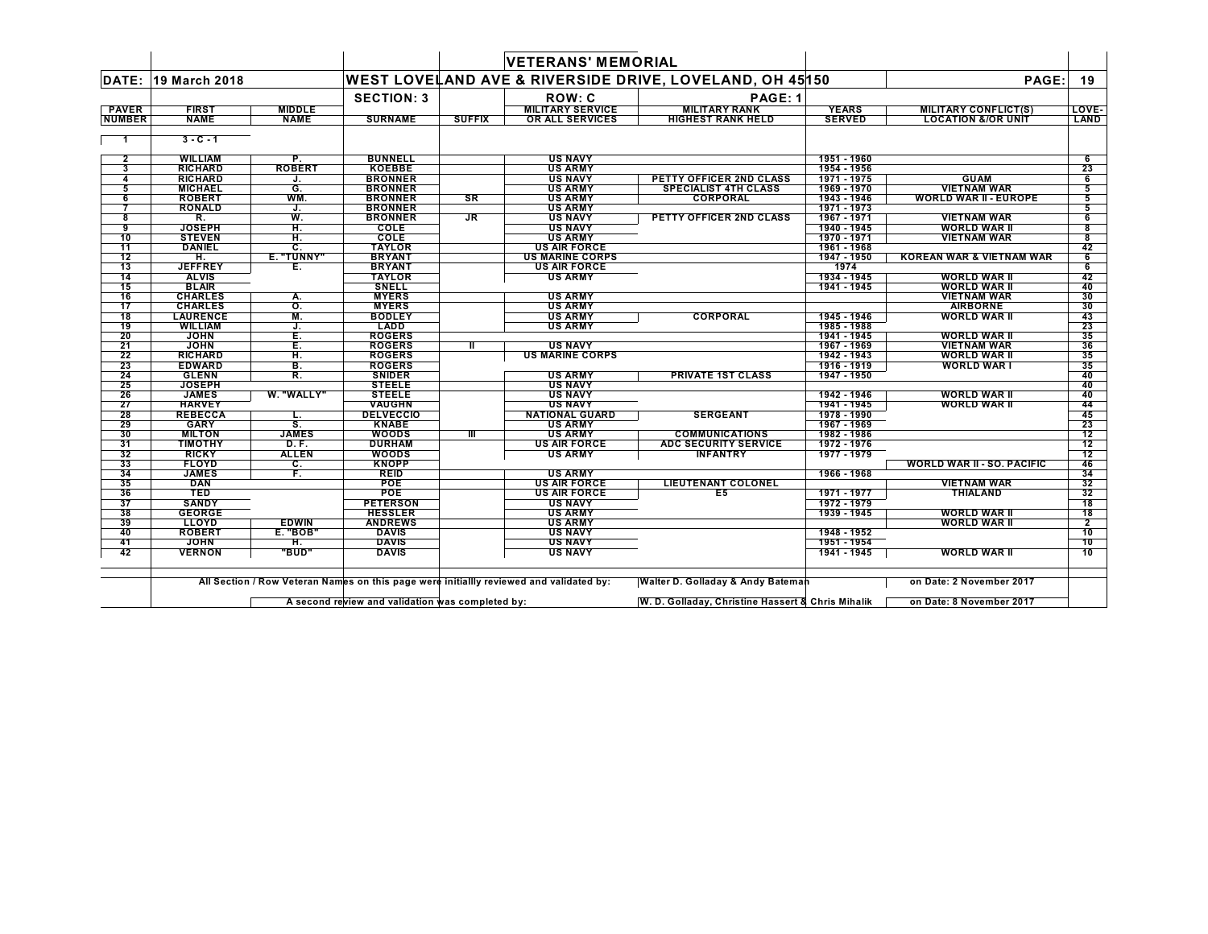# VETERANS' MEMORIAL

**DATE:** 19 March 2018

**WEST LOVELAND AVE & RIVERSIDE DRIVE, LOVELAND, OH 45150**

**PAGE:** 19

**SECTION: 3** | **ROW: C** | **PAGE: 1**

| PAVER NUMBER | FIRST NAME | MIDDLE NAME | SURNAME | SUFFIX | MILITARY SERVICE OR ALL SERVICES | MILITARY RANK HIGHEST RANK HELD | YEARS SERVED | MILITARY CONFLICT(S) LOCATION &/OR UNIT | LOVE-LAND |
|---|---|---|---|---|---|---|---|---|---|
| 1 | 3 - C - 1 | | | | | | | | |
| 2 | WILLIAM | P. | BUNNELL | | US NAVY | | 1951 - 1960 | | 6 |
| 3 | RICHARD | ROBERT | KOEBBE | | US ARMY | | 1954 - 1956 | | 23 |
| 4 | RICHARD | J. | BRONNER | | US NAVY | PETTY OFFICER 2ND CLASS | 1971 - 1975 | GUAM | 6 |
| 5 | MICHAEL | G. | BRONNER | | US ARMY | SPECIALIST 4TH CLASS | 1969 - 1970 | VIETNAM WAR | 5 |
| 6 | ROBERT | WM. | BRONNER | SR | US ARMY | CORPORAL | 1943 - 1946 | WORLD WAR II - EUROPE | 5 |
| 7 | RONALD | J. | BRONNER | | US ARMY | | 1971 - 1973 | | 5 |
| 8 | R. | W. | BRONNER | JR | US NAVY | PETTY OFFICER 2ND CLASS | 1967 - 1971 | VIETNAM WAR | 6 |
| 9 | JOSEPH | H. | COLE | | US NAVY | | 1940 - 1945 | WORLD WAR II | 8 |
| 10 | STEVEN | H. | COLE | | US ARMY | | 1970 - 1971 | VIETNAM WAR | 8 |
| 11 | DANIEL | C. | TAYLOR | | US AIR FORCE | | 1961 - 1968 | | 42 |
| 12 | H. | E. "TUNNY" | BRYANT | | US MARINE CORPS | | 1947 - 1950 | KOREAN WAR & VIETNAM WAR | 6 |
| 13 | JEFFREY | E. | BRYANT | | US AIR FORCE | | 1974 | | 6 |
| 14 | ALVIS | | TAYLOR | | US ARMY | | 1934 - 1945 | WORLD WAR II | 42 |
| 15 | BLAIR | | SNELL | | | | 1941 - 1945 | WORLD WAR II | 40 |
| 16 | CHARLES | A. | MYERS | | US ARMY | | | VIETNAM WAR | 30 |
| 17 | CHARLES | O. | MYERS | | US ARMY | | | AIRBORNE | 30 |
| 18 | LAURENCE | M. | BODLEY | | US ARMY | CORPORAL | 1945 - 1946 | WORLD WAR II | 43 |
| 19 | WILLIAM | J. | LADD | | US ARMY | | 1985 - 1988 | | 23 |
| 20 | JOHN | E. | ROGERS | | | | 1941 - 1945 | WORLD WAR II | 35 |
| 21 | JOHN | E. | ROGERS | II | US NAVY | | 1967 - 1969 | VIETNAM WAR | 36 |
| 22 | RICHARD | H. | ROGERS | | US MARINE CORPS | | 1942 - 1943 | WORLD WAR II | 35 |
| 23 | EDWARD | B. | ROGERS | | | | 1916 - 1919 | WORLD WAR I | 35 |
| 24 | GLENN | R. | SNIDER | | US ARMY | PRIVATE 1ST CLASS | 1947 - 1950 | | 40 |
| 25 | JOSEPH | | STEELE | | US NAVY | | | | 40 |
| 26 | JAMES | W. "WALLY" | STEELE | | US NAVY | | 1942 - 1946 | WORLD WAR II | 40 |
| 27 | HARVEY | | VAUGHN | | US NAVY | | 1941 - 1945 | WORLD WAR II | 44 |
| 28 | REBECCA | L. | DELVECCIO | | NATIONAL GUARD | SERGEANT | 1978 - 1990 | | 45 |
| 29 | GARY | S. | KNABE | | US ARMY | | 1967 - 1969 | | 23 |
| 30 | MILTON | JAMES | WOODS | III | US ARMY | COMMUNICATIONS | 1982 - 1986 | | 12 |
| 31 | TIMOTHY | D. F. | DURHAM | | US AIR FORCE | ADC SECURITY SERVICE | 1972 - 1976 | | 12 |
| 32 | RICKY | ALLEN | WOODS | | US ARMY | INFANTRY | 1977 - 1979 | | 12 |
| 33 | FLOYD | C. | KNOPP | | | | | WORLD WAR II - SO. PACIFIC | 46 |
| 34 | JAMES | F. | REID | | US ARMY | | 1966 - 1968 | | 34 |
| 35 | DAN | | POE | | US AIR FORCE | LIEUTENANT COLONEL | | VIETNAM WAR | 32 |
| 36 | TED | | POE | | US AIR FORCE | E5 | 1971 - 1977 | THIALAND | 32 |
| 37 | SANDY | | PETERSON | | US NAVY | | 1972 - 1979 | | 18 |
| 38 | GEORGE | | HESSLER | | US ARMY | | 1939 - 1945 | WORLD WAR II | 18 |
| 39 | LLOYD | EDWIN | ANDREWS | | US ARMY | | | WORLD WAR II | 2 |
| 40 | ROBERT | E. "BOB" | DAVIS | | US NAVY | | 1948 - 1952 | | 10 |
| 41 | JOHN | H. | DAVIS | | US NAVY | | 1951 - 1954 | | 10 |
| 42 | VERNON | "BUD" | DAVIS | | US NAVY | | 1941 - 1945 | WORLD WAR II | 10 |

All Section / Row Veteran Names on this page were initiallly reviewed and validated by: Walter D. Golladay & Andy Bateman on Date: 2 November 2017

A second review and validation was completed by: W. D. Golladay, Christine Hassert & Chris Mihalik on Date: 8 November 2017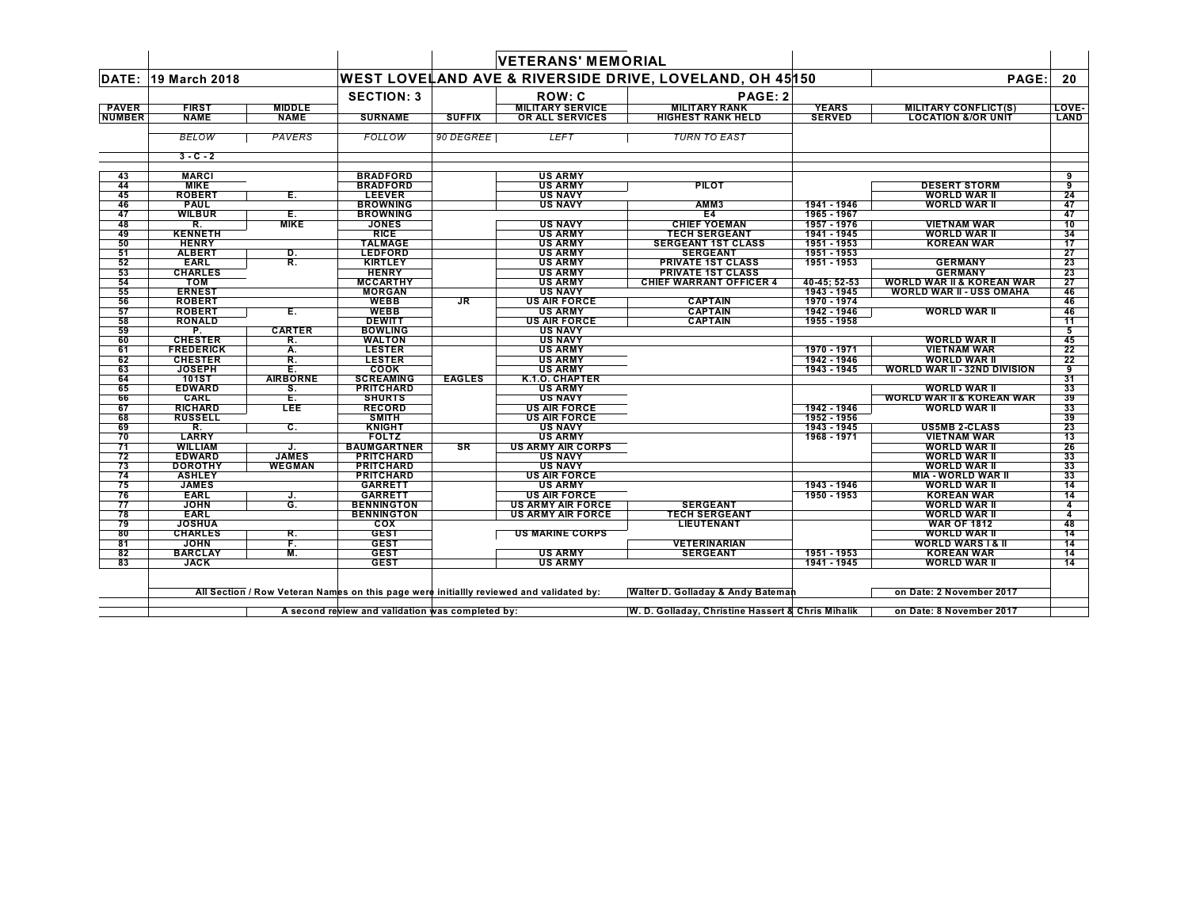| | | | | | **VETERANS' MEMORIAL** | | | | |
|---|---|---|---|---|---|---|---|---|---|
| **DATE:** | **19 March 2018** | | **WEST LOVELAND AVE & RIVERSIDE DRIVE, LOVELAND, OH 45150** | | | | | **PAGE:** | **20** |
| | | | **SECTION: 3** | | **ROW: C** | **PAGE: 2** | | | |
| **PAVER NUMBER** | **FIRST NAME** | **MIDDLE NAME** | **SURNAME** | **SUFFIX** | **MILITARY SERVICE OR ALL SERVICES** | **MILITARY RANK HIGHEST RANK HELD** | **YEARS SERVED** | **MILITARY CONFLICT(S) LOCATION &/OR UNIT** | **LOVE-LAND** |
| | *BELOW* | *PAVERS* | *FOLLOW* | *90 DEGREE* | *LEFT* | *TURN TO EAST* | | | |
| | 3 - C - 2 | | | | | | | | |
| 43 | MARCI | | BRADFORD | | US ARMY | | | | 9 |
| 44 | MIKE | | BRADFORD | | US ARMY | PILOT | | DESERT STORM | 9 |
| 45 | ROBERT | E. | LEEVER | | US NAVY | | | WORLD WAR II | 24 |
| 46 | PAUL | | BROWNING | | US NAVY | AMM3 | 1941 - 1946 | WORLD WAR II | 47 |
| 47 | WILBUR | E. | BROWNING | | | E4 | 1965 - 1967 | | 47 |
| 48 | R. | MIKE | JONES | | US NAVY | CHIEF YOEMAN | 1957 - 1976 | VIETNAM WAR | 10 |
| 49 | KENNETH | | RICE | | US ARMY | TECH SERGEANT | 1941 - 1945 | WORLD WAR II | 34 |
| 50 | HENRY | | TALMAGE | | US ARMY | SERGEANT 1ST CLASS | 1951 - 1953 | KOREAN WAR | 17 |
| 51 | ALBERT | D. | LEDFORD | | US ARMY | SERGEANT | 1951 - 1953 | | 27 |
| 52 | EARL | R. | KIRTLEY | | US ARMY | PRIVATE 1ST CLASS | 1951 - 1953 | GERMANY | 23 |
| 53 | CHARLES | | HENRY | | US ARMY | PRIVATE 1ST CLASS | | GERMANY | 23 |
| 54 | TOM | | MCCARTHY | | US ARMY | CHIEF WARRANT OFFICER 4 | 40-45; 52-53 | WORLD WAR II & KOREAN WAR | 27 |
| 55 | ERNEST | | MORGAN | | US NAVY | | 1943 - 1945 | WORLD WAR II - USS OMAHA | 46 |
| 56 | ROBERT | | WEBB | JR | US AIR FORCE | CAPTAIN | 1970 - 1974 | | 46 |
| 57 | ROBERT | E. | WEBB | | US ARMY | CAPTAIN | 1942 - 1946 | WORLD WAR II | 46 |
| 58 | RONALD | | DEWITT | | US AIR FORCE | CAPTAIN | 1955 - 1958 | | 11 |
| 59 | P. | CARTER | BOWLING | | US NAVY | | | | 5 |
| 60 | CHESTER | R. | WALTON | | US NAVY | | | WORLD WAR II | 45 |
| 61 | FREDERICK | A. | LESTER | | US ARMY | | 1970 - 1971 | VIETNAM WAR | 22 |
| 62 | CHESTER | R. | LESTER | | US ARMY | | 1942 - 1946 | WORLD WAR II | 22 |
| 63 | JOSEPH | E. | COOK | | US ARMY | | 1943 - 1945 | WORLD WAR II - 32ND DIVISION | 9 |
| 64 | 101ST | AIRBORNE | SCREAMING | EAGLES | K.I.O. CHAPTER | | | | 31 |
| 65 | EDWARD | S. | PRITCHARD | | US ARMY | | | WORLD WAR II | 33 |
| 66 | CARL | E. | SHURTS | | US NAVY | | | WORLD WAR II & KOREAN WAR | 39 |
| 67 | RICHARD | LEE | RECORD | | US AIR FORCE | | 1942 - 1946 | WORLD WAR II | 33 |
| 68 | RUSSELL | | SMITH | | US AIR FORCE | | 1952 - 1956 | | 39 |
| 69 | R. | C. | KNIGHT | | US NAVY | | 1943 - 1945 | US5MB 2-CLASS | 23 |
| 70 | LARRY | | FOLTZ | | US ARMY | | 1968 - 1971 | VIETNAM WAR | 13 |
| 71 | WILLIAM | J. | BAUMGARTNER | SR | US ARMY AIR CORPS | | | WORLD WAR II | 26 |
| 72 | EDWARD | JAMES | PRITCHARD | | US NAVY | | | WORLD WAR II | 33 |
| 73 | DOROTHY | WEGMAN | PRITCHARD | | US NAVY | | | WORLD WAR II | 33 |
| 74 | ASHLEY | | PRITCHARD | | US AIR FORCE | | | MIA - WORLD WAR II | 33 |
| 75 | JAMES | | GARRETT | | US ARMY | | 1943 - 1946 | WORLD WAR II | 14 |
| 76 | EARL | J. | GARRETT | | US AIR FORCE | | 1950 - 1953 | KOREAN WAR | 14 |
| 77 | JOHN | G. | BENNINGTON | | US ARMY AIR FORCE | SERGEANT | | WORLD WAR II | 4 |
| 78 | EARL | | BENNINGTON | | US ARMY AIR FORCE | TECH SERGEANT | | WORLD WAR II | 4 |
| 79 | JOSHUA | | COX | | | LIEUTENANT | | WAR OF 1812 | 48 |
| 80 | CHARLES | R. | GEST | | US MARINE CORPS | | | WORLD WAR II | 14 |
| 81 | JOHN | F. | GEST | | | VETERINARIAN | | WORLD WARS I & II | 14 |
| 82 | BARCLAY | M. | GEST | | US ARMY | SERGEANT | 1951 - 1953 | KOREAN WAR | 14 |
| 83 | JACK | | GEST | | US ARMY | | 1941 - 1945 | WORLD WAR II | 14 |

All Section / Row Veteran Names on this page were initiallly reviewed and validated by: Walter D. Golladay & Andy Bateman on Date: 2 November 2017

A second review and validation was completed by: W. D. Golladay, Christine Hassert & Chris Mihalik on Date: 8 November 2017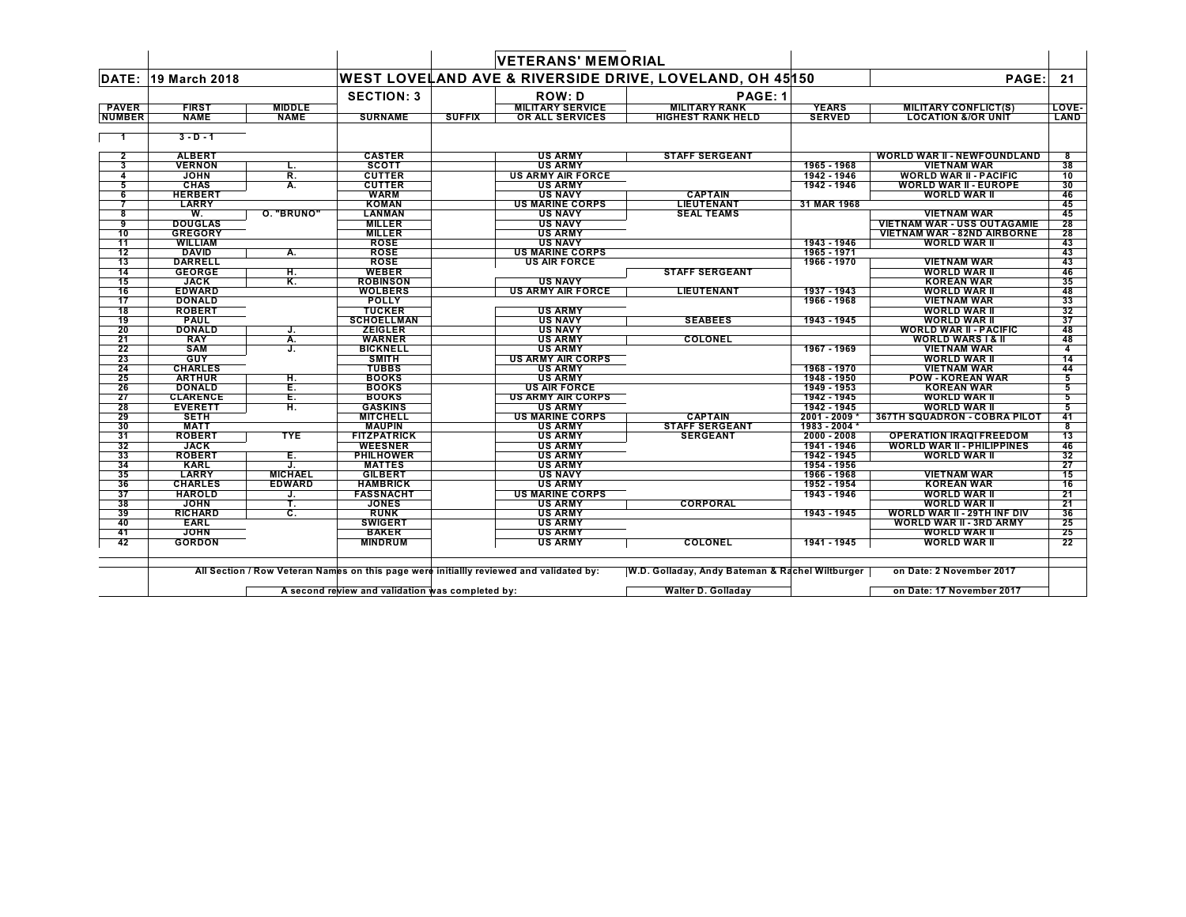| | | | | | VETERANS' MEMORIAL | | | | |
|---|---|---|---|---|---|---|---|---|---|
| DATE: | 19 March 2018 | | WEST LOVELAND AVE & RIVERSIDE DRIVE, LOVELAND, OH 45150 | | | | | PAGE: | 21 |
| | | | SECTION: 3 | | ROW: D | PAGE: 1 | | | |
| PAVER NUMBER | FIRST NAME | MIDDLE NAME | SURNAME | SUFFIX | MILITARY SERVICE OR ALL SERVICES | MILITARY RANK HIGHEST RANK HELD | YEARS SERVED | MILITARY CONFLICT(S) LOCATION &/OR UNIT | LOVE-LAND |
| 1 | 3 - D - 1 | | | | | | | | |
| 2 | ALBERT | | CASTER | | US ARMY | STAFF SERGEANT | | WORLD WAR II - NEWFOUNDLAND | 8 |
| 3 | VERNON | L. | SCOTT | | US ARMY | | 1965 - 1968 | VIETNAM WAR | 38 |
| 4 | JOHN | R. | CUTTER | | US ARMY AIR FORCE | | 1942 - 1946 | WORLD WAR II - PACIFIC | 10 |
| 5 | CHAS | A. | CUTTER | | US ARMY | | 1942 - 1946 | WORLD WAR II - EUROPE | 30 |
| 6 | HERBERT | | WARM | | US NAVY | CAPTAIN | | WORLD WAR II | 46 |
| 7 | LARRY | | KOMAN | | US MARINE CORPS | LIEUTENANT | 31 MAR 1968 | | 45 |
| 8 | W. | O. "BRUNO" | LANMAN | | US NAVY | SEAL TEAMS | | VIETNAM WAR | 45 |
| 9 | DOUGLAS | | MILLER | | US NAVY | | | VIETNAM WAR - USS OUTAGAMIE | 28 |
| 10 | GREGORY | | MILLER | | US ARMY | | | VIETNAM WAR - 82ND AIRBORNE | 28 |
| 11 | WILLIAM | | ROSE | | US NAVY | | 1943 - 1946 | WORLD WAR II | 43 |
| 12 | DAVID | A. | ROSE | | US MARINE CORPS | | 1965 - 1971 | | 43 |
| 13 | DARRELL | | ROSE | | US AIR FORCE | | 1966 - 1970 | VIETNAM WAR | 43 |
| 14 | GEORGE | H. | WEBER | | | STAFF SERGEANT | | WORLD WAR II | 46 |
| 15 | JACK | K. | ROBINSON | | US NAVY | | | KOREAN WAR | 35 |
| 16 | EDWARD | | WOLBERS | | US ARMY AIR FORCE | LIEUTENANT | 1937 - 1943 | WORLD WAR II | 48 |
| 17 | DONALD | | POLLY | | | | 1966 - 1968 | VIETNAM WAR | 33 |
| 18 | ROBERT | | TUCKER | | US ARMY | | | WORLD WAR II | 32 |
| 19 | PAUL | | SCHOELLMAN | | US NAVY | SEABEES | 1943 - 1945 | WORLD WAR II | 37 |
| 20 | DONALD | J. | ZEIGLER | | US NAVY | | | WORLD WAR II - PACIFIC | 48 |
| 21 | RAY | A. | WARNER | | US ARMY | COLONEL | | WORLD WARS I & II | 48 |
| 22 | SAM | J. | BICKNELL | | US ARMY | | 1967 - 1969 | VIETNAM WAR | 4 |
| 23 | GUY | | SMITH | | US ARMY AIR CORPS | | | WORLD WAR II | 14 |
| 24 | CHARLES | | TUBBS | | US ARMY | | 1968 - 1970 | VIETNAM WAR | 44 |
| 25 | ARTHUR | H. | BOOKS | | US ARMY | | 1948 - 1950 | POW - KOREAN WAR | 5 |
| 26 | DONALD | E. | BOOKS | | US AIR FORCE | | 1949 - 1953 | KOREAN WAR | 5 |
| 27 | CLARENCE | E. | BOOKS | | US ARMY AIR CORPS | | 1942 - 1945 | WORLD WAR II | 5 |
| 28 | EVERETT | H. | GASKINS | | US ARMY | | 1942 - 1945 | WORLD WAR II | 5 |
| 29 | SETH | | MITCHELL | | US MARINE CORPS | CAPTAIN | 2001 - 2009 * | 367TH SQUADRON - COBRA PILOT | 41 |
| 30 | MATT | | MAUPIN | | US ARMY | STAFF SERGEANT | 1983 - 2004 * | | 8 |
| 31 | ROBERT | TYE | FITZPATRICK | | US ARMY | SERGEANT | 2000 - 2008 | OPERATION IRAQI FREEDOM | 13 |
| 32 | JACK | | WEESNER | | US ARMY | | 1941 - 1946 | WORLD WAR II - PHILIPPINES | 46 |
| 33 | ROBERT | E. | PHILHOWER | | US ARMY | | 1942 - 1945 | WORLD WAR II | 32 |
| 34 | KARL | J. | MATTES | | US ARMY | | 1954 - 1956 | | 27 |
| 35 | LARRY | MICHAEL | GILBERT | | US NAVY | | 1966 - 1968 | VIETNAM WAR | 15 |
| 36 | CHARLES | EDWARD | HAMBRICK | | US ARMY | | 1952 - 1954 | KOREAN WAR | 16 |
| 37 | HAROLD | J. | FASSNACHT | | US MARINE CORPS | | 1943 - 1946 | WORLD WAR II | 21 |
| 38 | JOHN | T. | JONES | | US ARMY | CORPORAL | | WORLD WAR II | 21 |
| 39 | RICHARD | C. | RUNK | | US ARMY | | 1943 - 1945 | WORLD WAR II - 29TH INF DIV | 36 |
| 40 | EARL | | SWIGERT | | US ARMY | | | WORLD WAR II - 3RD ARMY | 25 |
| 41 | JOHN | | BAKER | | US ARMY | | | WORLD WAR II | 25 |
| 42 | GORDON | | MINDRUM | | US ARMY | COLONEL | 1941 - 1945 | WORLD WAR II | 22 |

All Section / Row Veteran Names on this page were initiallly reviewed and validated by: W.D. Golladay, Andy Bateman & Rachel Wiltburger on Date: 2 November 2017

A second review and validation was completed by: Walter D. Golladay on Date: 17 November 2017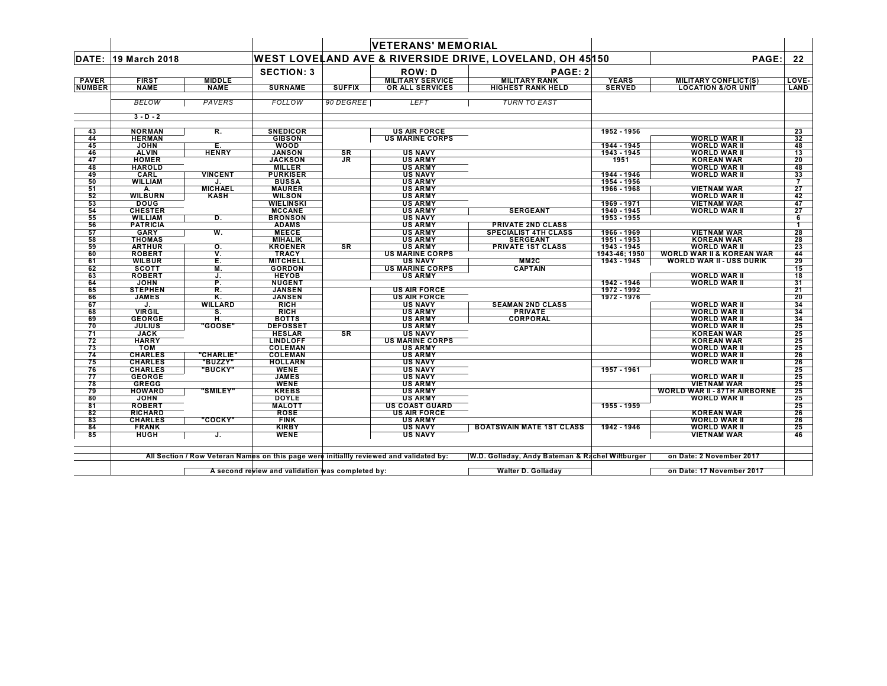| | | | | | VETERANS' MEMORIAL | | | | |
|---|---|---|---|---|---|---|---|---|---|
| DATE: | 19 March 2018 | | WEST LOVELAND AVE & RIVERSIDE DRIVE, LOVELAND, OH 45150 | | | | | PAGE: | 22 |
| | | | SECTION: 3 | | ROW: D | PAGE: 2 | | | |
| PAVER NUMBER | FIRST NAME | MIDDLE NAME | SURNAME | SUFFIX | MILITARY SERVICE OR ALL SERVICES | MILITARY RANK HIGHEST RANK HELD | YEARS SERVED | MILITARY CONFLICT(S) LOCATION &/OR UNIT | LOVE-LAND |
| | *BELOW* | *PAVERS* | *FOLLOW* | *90 DEGREE* | *LEFT* | *TURN TO EAST* | | | |
| | 3 - D - 2 | | | | | | | | |
| 43 | NORMAN | R. | SNEDICOR | | US AIR FORCE | | 1952 - 1956 | | 23 |
| 44 | HERMAN | | GIBSON | | US MARINE CORPS | | | WORLD WAR II | 32 |
| 45 | JOHN | E. | WOOD | | | | 1944 - 1945 | WORLD WAR II | 48 |
| 46 | ALVIN | HENRY | JANSON | SR | US NAVY | | 1943 - 1945 | WORLD WAR II | 13 |
| 47 | HOMER | | JACKSON | JR | US ARMY | | 1951 | KOREAN WAR | 20 |
| 48 | HAROLD | | MILLER | | US ARMY | | | WORLD WAR II | 48 |
| 49 | CARL | VINCENT | PURKISER | | US NAVY | | 1944 - 1946 | WORLD WAR II | 33 |
| 50 | WILLIAM | J. | BUSSA | | US ARMY | | 1954 - 1956 | | 7 |
| 51 | A. | MICHAEL | MAURER | | US ARMY | | 1966 - 1968 | VIETNAM WAR | 27 |
| 52 | WILBURN | KASH | WILSON | | US ARMY | | | WORLD WAR II | 42 |
| 53 | DOUG | | WIELINSKI | | US ARMY | | 1969 - 1971 | VIETNAM WAR | 47 |
| 54 | CHESTER | | MCCANE | | US ARMY | SERGEANT | 1940 - 1945 | WORLD WAR II | 27 |
| 55 | WILLIAM | D. | BRONSON | | US NAVY | | 1953 - 1955 | | 6 |
| 56 | PATRICIA | | ADAMS | | US ARMY | PRIVATE 2ND CLASS | | | 1 |
| 57 | GARY | W. | MEECE | | US ARMY | SPECIALIST 4TH CLASS | 1966 - 1969 | VIETNAM WAR | 28 |
| 58 | THOMAS | | MIHALIK | | US ARMY | SERGEANT | 1951 - 1953 | KOREAN WAR | 28 |
| 59 | ARTHUR | O. | KROENER | SR | US ARMY | PRIVATE 1ST CLASS | 1943 - 1945 | WORLD WAR II | 23 |
| 60 | ROBERT | V. | TRACY | | US MARINE CORPS | | 1943-46; 1950 | WORLD WAR II & KOREAN WAR | 44 |
| 61 | WILBUR | E. | MITCHELL | | US NAVY | MM2C | 1943 - 1945 | WORLD WAR II - USS DURIK | 29 |
| 62 | SCOTT | M. | GORDON | | US MARINE CORPS | CAPTAIN | | | 15 |
| 63 | ROBERT | J. | HEYOB | | US ARMY | | | WORLD WAR II | 18 |
| 64 | JOHN | P. | NUGENT | | | | 1942 - 1946 | WORLD WAR II | 31 |
| 65 | STEPHEN | R. | JANSEN | | US AIR FORCE | | 1972 - 1992 | | 21 |
| 66 | JAMES | K. | JANSEN | | US AIR FORCE | | 1972 - 1976 | | 20 |
| 67 | J. | WILLARD | RICH | | US NAVY | SEAMAN 2ND CLASS | | WORLD WAR II | 34 |
| 68 | VIRGIL | S. | RICH | | US ARMY | PRIVATE | | WORLD WAR II | 34 |
| 69 | GEORGE | H. | BOTTS | | US ARMY | CORPORAL | | WORLD WAR II | 34 |
| 70 | JULIUS | "GOOSE" | DEFOSSET | | US ARMY | | | WORLD WAR II | 25 |
| 71 | JACK | | HESLAR | SR | US NAVY | | | KOREAN WAR | 25 |
| 72 | HARRY | | LINDLOFF | | US MARINE CORPS | | | KOREAN WAR | 25 |
| 73 | TOM | | COLEMAN | | US ARMY | | | WORLD WAR II | 25 |
| 74 | CHARLES | "CHARLIE" | COLEMAN | | US ARMY | | | WORLD WAR II | 26 |
| 75 | CHARLES | "BUZZY" | HOLLARN | | US NAVY | | | WORLD WAR II | 26 |
| 76 | CHARLES | "BUCKY" | WENE | | US NAVY | | 1957 - 1961 | | 25 |
| 77 | GEORGE | | JAMES | | US NAVY | | | WORLD WAR II | 25 |
| 78 | GREGG | | WENE | | US ARMY | | | VIETNAM WAR | 25 |
| 79 | HOWARD | "SMILEY" | KREBS | | US ARMY | | | WORLD WAR II - 87TH AIRBORNE | 25 |
| 80 | JOHN | | DOYLE | | US ARMY | | | WORLD WAR II | 25 |
| 81 | ROBERT | | MALOTT | | US COAST GUARD | | 1955 - 1959 | | 25 |
| 82 | RICHARD | | ROSE | | US AIR FORCE | | | KOREAN WAR | 26 |
| 83 | CHARLES | "COCKY" | FINK | | US ARMY | | | WORLD WAR II | 26 |
| 84 | FRANK | | KIRBY | | US NAVY | BOATSWAIN MATE 1ST CLASS | 1942 - 1946 | WORLD WAR II | 25 |
| 85 | HUGH | J. | WENE | | US NAVY | | | VIETNAM WAR | 46 |

All Section / Row Veteran Names on this page were initiallly reviewed and validated by: W.D. Golladay, Andy Bateman & Rachel Wiltburger on Date: 2 November 2017

A second review and validation was completed by: Walter D. Golladay on Date: 17 November 2017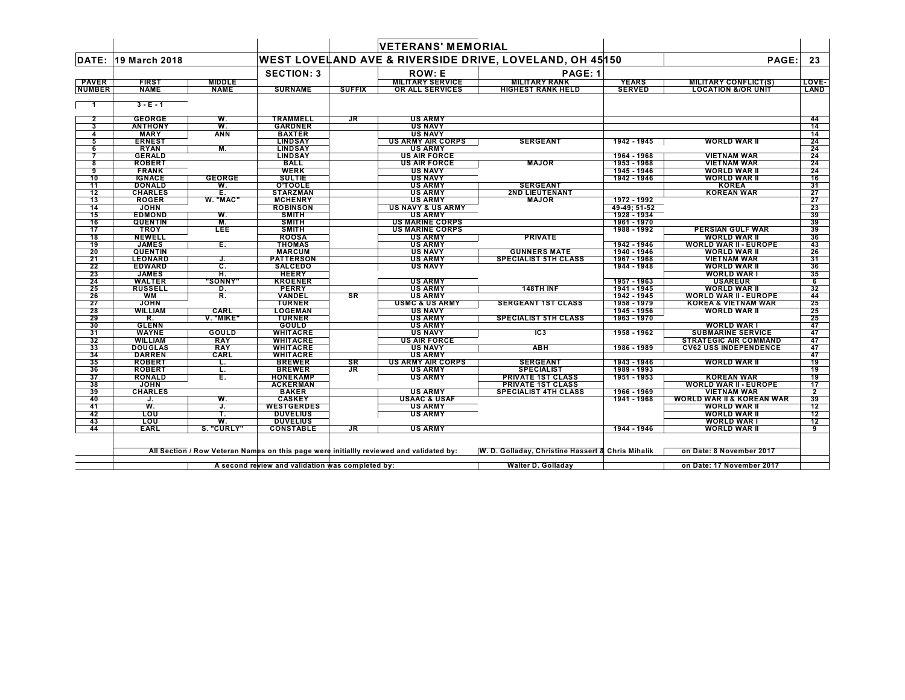# VETERANS' MEMORIAL

**DATE: 19 March 2018** — **WEST LOVELAND AVE & RIVERSIDE DRIVE, LOVELAND, OH 45150** — **PAGE: 23**

**SECTION: 3** — **ROW: E** — **PAGE: 1**

| PAVER NUMBER | FIRST NAME | MIDDLE NAME | SURNAME | SUFFIX | MILITARY SERVICE OR ALL SERVICES | MILITARY RANK HIGHEST RANK HELD | YEARS SERVED | MILITARY CONFLICT(S) LOCATION &/OR UNIT | LOVE-LAND |
|---|---|---|---|---|---|---|---|---|---|
| 1 | 3 - E - 1 | | | | | | | | |
| 2 | GEORGE | W. | TRAMMELL | JR | US ARMY | | | | 44 |
| 3 | ANTHONY | W. | GARDNER | | US NAVY | | | | 14 |
| 4 | MARY | ANN | BAXTER | | US NAVY | | | | 14 |
| 5 | ERNEST | | LINDSAY | | US ARMY AIR CORPS | SERGEANT | 1942 - 1945 | WORLD WAR II | 24 |
| 6 | RYAN | M. | LINDSAY | | US ARMY | | | | 24 |
| 7 | GERALD | | LINDSAY | | US AIR FORCE | | 1964 - 1968 | VIETNAM WAR | 24 |
| 8 | ROBERT | | BALL | | US AIR FORCE | MAJOR | 1953 - 1968 | VIETNAM WAR | 24 |
| 9 | FRANK | | WERK | | US NAVY | | 1945 - 1946 | WORLD WAR II | 24 |
| 10 | IGNACE | GEORGE | SULTIE | | US NAVY | | 1942 - 1946 | WORLD WAR II | 16 |
| 11 | DONALD | W. | O'TOOLE | | US ARMY | SERGEANT | | KOREA | 31 |
| 12 | CHARLES | E. | STARZMAN | | US ARMY | 2ND LIEUTENANT | | KOREAN WAR | 27 |
| 13 | ROGER | W. "MAC" | MCHENRY | | US ARMY | MAJOR | 1972 - 1992 | | 27 |
| 14 | JOHN | | ROBINSON | | US NAVY & US ARMY | | 49-49; 51-52 | | 23 |
| 15 | EDMOND | W. | SMITH | | US ARMY | | 1928 - 1934 | | 39 |
| 16 | QUENTIN | M. | SMITH | | US MARINE CORPS | | 1961 - 1970 | | 39 |
| 17 | TROY | LEE | SMITH | | US MARINE CORPS | | 1988 - 1992 | PERSIAN GULF WAR | 39 |
| 18 | NEWELL | | ROOSA | | US ARMY | PRIVATE | | WORLD WAR II | 36 |
| 19 | JAMES | E. | THOMAS | | US ARMY | | 1942 - 1946 | WORLD WAR II - EUROPE | 43 |
| 20 | QUENTIN | | MARCUM | | US NAVY | GUNNERS MATE | 1940 - 1946 | WORLD WAR II | 26 |
| 21 | LEONARD | J. | PATTERSON | | US ARMY | SPECIALIST 5TH CLASS | 1967 - 1968 | VIETNAM WAR | 31 |
| 22 | EDWARD | C. | SALCEDO | | US NAVY | | 1944 - 1948 | WORLD WAR II | 36 |
| 23 | JAMES | H. | HEERY | | | | | WORLD WAR I | 35 |
| 24 | WALTER | "SONNY" | KROENER | | US ARMY | | 1957 - 1963 | USAREUR | 6 |
| 25 | RUSSELL | D. | PERRY | | US ARMY | 148TH INF | 1941 - 1945 | WORLD WAR II | 32 |
| 26 | WM | R. | VANDEL | SR | US ARMY | | 1942 - 1945 | WORLD WAR II - EUROPE | 44 |
| 27 | JOHN | | TURNER | | USMC & US ARMY | SERGEANT 1ST CLASS | 1958 - 1979 | KOREA & VIETNAM WAR | 25 |
| 28 | WILLIAM | CARL | LOGEMAN | | US NAVY | | 1945 - 1956 | WORLD WAR II | 25 |
| 29 | R. | V. "MIKE" | TURNER | | US ARMY | SPECIALIST 5TH CLASS | 1963 - 1970 | | 25 |
| 30 | GLENN | | GOULD | | US ARMY | | | WORLD WAR I | 47 |
| 31 | WAYNE | GOULD | WHITACRE | | US NAVY | IC3 | 1958 - 1962 | SUBMARINE SERVICE | 47 |
| 32 | WILLIAM | RAY | WHITACRE | | US AIR FORCE | | | STRATEGIC AIR COMMAND | 47 |
| 33 | DOUGLAS | RAY | WHITACRE | | US NAVY | ABH | 1986 - 1989 | CV62 USS INDEPENDENCE | 47 |
| 34 | DARREN | CARL | WHITACRE | | US ARMY | | | | 47 |
| 35 | ROBERT | L. | BREWER | SR | US ARMY AIR CORPS | SERGEANT | 1943 - 1946 | WORLD WAR II | 19 |
| 36 | ROBERT | L. | BREWER | JR | US ARMY | SPECIALIST | 1989 - 1993 | | 19 |
| 37 | RONALD | E. | HONEKAMP | | US ARMY | PRIVATE 1ST CLASS | 1951 - 1953 | KOREAN WAR | 19 |
| 38 | JOHN | | ACKERMAN | | | PRIVATE 1ST CLASS | | WORLD WAR II - EUROPE | 17 |
| 39 | CHARLES | | BAKER | | US ARMY | SPECIALIST 4TH CLASS | 1966 - 1969 | VIETNAM WAR | 2 |
| 40 | J. | W. | CASKEY | | USAAC & USAF | | 1941 - 1968 | WORLD WAR II & KOREAN WAR | 39 |
| 41 | W. | J. | WESTGERDES | | US ARMY | | | WORLD WAR II | 12 |
| 42 | LOU | T. | DUVELIUS | | US ARMY | | | WORLD WAR II | 12 |
| 43 | LOU | W. | DUVELIUS | | | | | WORLD WAR I | 12 |
| 44 | EARL | S. "CURLY" | CONSTABLE | JR | US ARMY | | 1944 - 1946 | WORLD WAR II | 9 |

All Section / Row Veteran Names on this page were initiallly reviewed and validated by: W. D. Golladay, Christine Hassert & Chris Mihalik on Date: 8 November 2017

A second review and validation was completed by: Walter D. Golladay on Date: 17 November 2017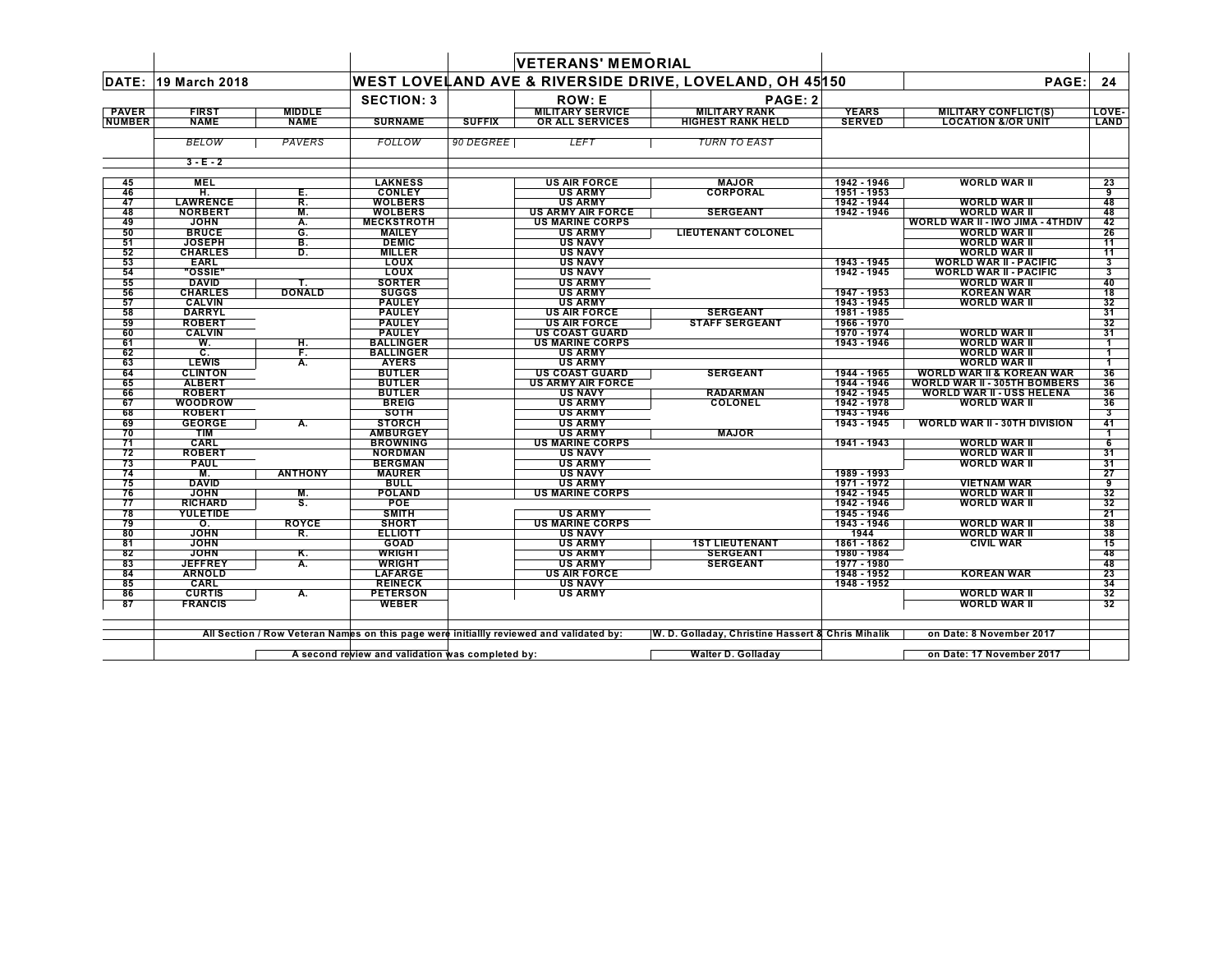| | | | | | VETERANS' MEMORIAL | | | | |
|---|---|---|---|---|---|---|---|---|---|
| DATE: | 19 March 2018 | | WEST LOVELAND AVE & RIVERSIDE DRIVE, LOVELAND, OH 45150 | | | | | PAGE: | 24 |
| | | | SECTION: 3 | | ROW: E | PAGE: 2 | | | |
| PAVER NUMBER | FIRST NAME | MIDDLE NAME | SURNAME | SUFFIX | MILITARY SERVICE OR ALL SERVICES | MILITARY RANK HIGHEST RANK HELD | YEARS SERVED | MILITARY CONFLICT(S) LOCATION &/OR UNIT | LOVE-LAND |
| | *BELOW* | *PAVERS* | *FOLLOW* | *90 DEGREE* | *LEFT* | *TURN TO EAST* | | | |
| | 3 - E - 2 | | | | | | | | |
| 45 | MEL | | LAKNESS | | US AIR FORCE | MAJOR | 1942 - 1946 | WORLD WAR II | 23 |
| 46 | H. | E. | CONLEY | | US ARMY | CORPORAL | 1951 - 1953 | | 9 |
| 47 | LAWRENCE | R. | WOLBERS | | US ARMY | | 1942 - 1944 | WORLD WAR II | 48 |
| 48 | NORBERT | M. | WOLBERS | | US ARMY AIR FORCE | SERGEANT | 1942 - 1946 | WORLD WAR II | 48 |
| 49 | JOHN | A. | MECKSTROTH | | US MARINE CORPS | | | WORLD WAR II - IWO JIMA - 4THDIV | 42 |
| 50 | BRUCE | G. | MAILEY | | US ARMY | LIEUTENANT COLONEL | | WORLD WAR II | 26 |
| 51 | JOSEPH | B. | DEMIC | | US NAVY | | | WORLD WAR II | 11 |
| 52 | CHARLES | D. | MILLER | | US NAVY | | | WORLD WAR II | 11 |
| 53 | EARL | | LOUX | | US NAVY | | 1943 - 1945 | WORLD WAR II - PACIFIC | 3 |
| 54 | "OSSIE" | | LOUX | | US NAVY | | 1942 - 1945 | WORLD WAR II - PACIFIC | 3 |
| 55 | DAVID | T. | SORTER | | US ARMY | | | WORLD WAR II | 40 |
| 56 | CHARLES | DONALD | SUGGS | | US ARMY | | 1947 - 1953 | KOREAN WAR | 18 |
| 57 | CALVIN | | PAULEY | | US ARMY | | 1943 - 1945 | WORLD WAR II | 32 |
| 58 | DARRYL | | PAULEY | | US AIR FORCE | SERGEANT | 1981 - 1985 | | 31 |
| 59 | ROBERT | | PAULEY | | US AIR FORCE | STAFF SERGEANT | 1966 - 1970 | | 32 |
| 60 | CALVIN | | PAULEY | | US COAST GUARD | | 1970 - 1974 | WORLD WAR II | 31 |
| 61 | W. | H. | BALLINGER | | US MARINE CORPS | | 1943 - 1946 | WORLD WAR II | 1 |
| 62 | C. | F. | BALLINGER | | US ARMY | | | WORLD WAR II | 1 |
| 63 | LEWIS | A. | AYERS | | US ARMY | | | WORLD WAR II | 1 |
| 64 | CLINTON | | BUTLER | | US COAST GUARD | SERGEANT | 1944 - 1965 | WORLD WAR II & KOREAN WAR | 36 |
| 65 | ALBERT | | BUTLER | | US ARMY AIR FORCE | | 1944 - 1946 | WORLD WAR II - 305TH BOMBERS | 36 |
| 66 | ROBERT | | BUTLER | | US NAVY | RADARMAN | 1942 - 1945 | WORLD WAR II - USS HELENA | 36 |
| 67 | WOODROW | | BREIG | | US ARMY | COLONEL | 1942 - 1978 | WORLD WAR II | 36 |
| 68 | ROBERT | | SOTH | | US ARMY | | 1943 - 1946 | | 3 |
| 69 | GEORGE | A. | STORCH | | US ARMY | | 1943 - 1945 | WORLD WAR II - 30TH DIVISION | 41 |
| 70 | TIM | | AMBURGEY | | US ARMY | MAJOR | | | 1 |
| 71 | CARL | | BROWNING | | US MARINE CORPS | | 1941 - 1943 | WORLD WAR II | 6 |
| 72 | ROBERT | | NORDMAN | | US NAVY | | | WORLD WAR II | 31 |
| 73 | PAUL | | BERGMAN | | US ARMY | | | WORLD WAR II | 31 |
| 74 | M. | ANTHONY | MAURER | | US NAVY | | 1989 - 1993 | | 27 |
| 75 | DAVID | | BULL | | US ARMY | | 1971 - 1972 | VIETNAM WAR | 9 |
| 76 | JOHN | M. | POLAND | | US MARINE CORPS | | 1942 - 1945 | WORLD WAR II | 32 |
| 77 | RICHARD | S. | POE | | | | 1942 - 1946 | WORLD WAR II | 32 |
| 78 | YULETIDE | | SMITH | | US ARMY | | 1945 - 1946 | | 21 |
| 79 | O. | ROYCE | SHORT | | US MARINE CORPS | | 1943 - 1946 | WORLD WAR II | 38 |
| 80 | JOHN | R. | ELLIOTT | | US NAVY | | 1944 | WORLD WAR II | 38 |
| 81 | JOHN | | GOAD | | US ARMY | 1ST LIEUTENANT | 1861 - 1862 | CIVIL WAR | 15 |
| 82 | JOHN | K. | WRIGHT | | US ARMY | SERGEANT | 1980 - 1984 | | 48 |
| 83 | JEFFREY | A. | WRIGHT | | US ARMY | SERGEANT | 1977 - 1980 | | 48 |
| 84 | ARNOLD | | LAFARGE | | US AIR FORCE | | 1948 - 1952 | KOREAN WAR | 23 |
| 85 | CARL | | REINECK | | US NAVY | | 1948 - 1952 | | 34 |
| 86 | CURTIS | A. | PETERSON | | US ARMY | | | WORLD WAR II | 32 |
| 87 | FRANCIS | | WEBER | | | | | WORLD WAR II | 32 |

All Section / Row Veteran Names on this page were initiallly reviewed and validated by: W. D. Golladay, Christine Hassert & Chris Mihalik on Date: 8 November 2017

A second review and validation was completed by: Walter D. Golladay on Date: 17 November 2017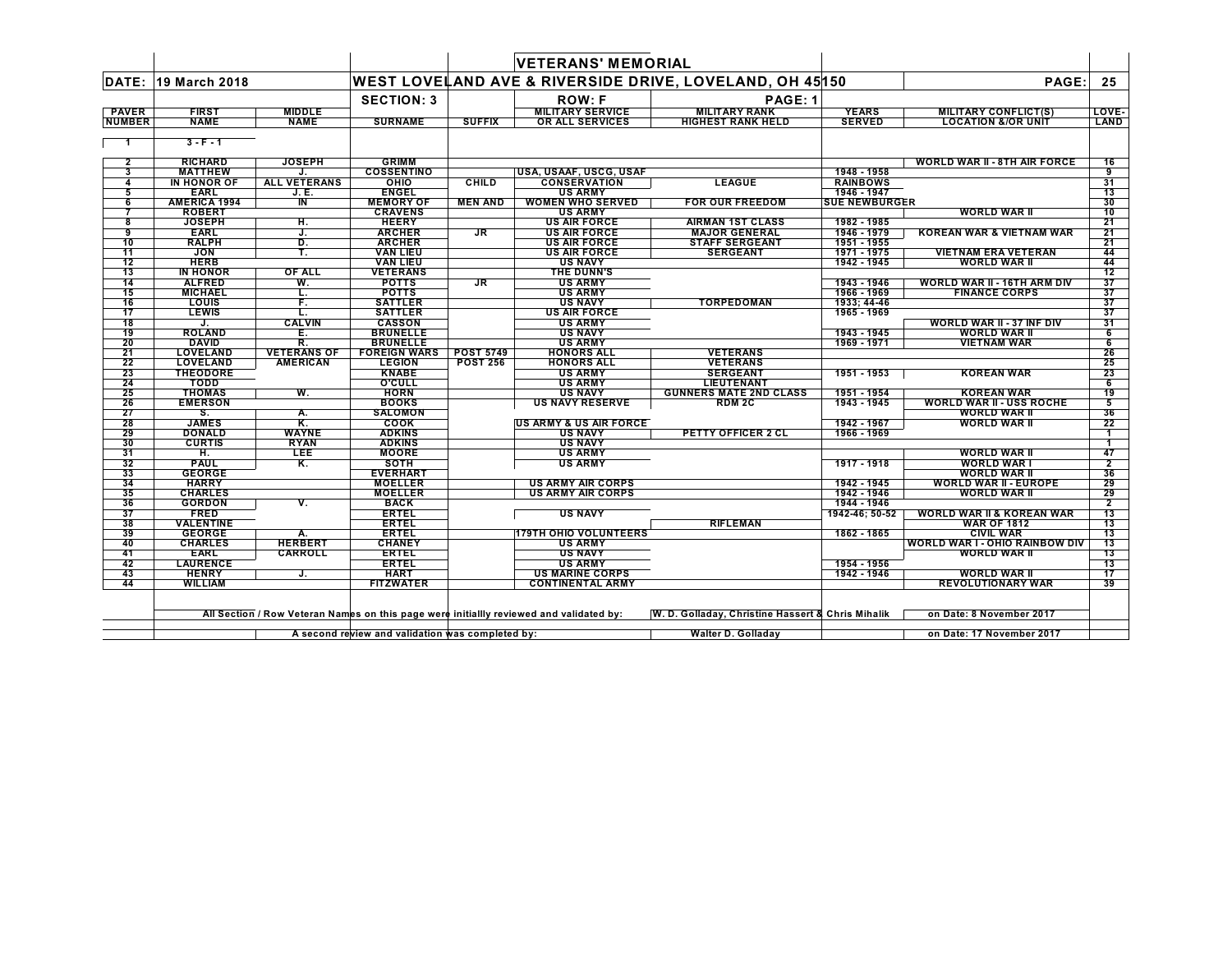| | | | | | VETERANS' MEMORIAL | | | | |
|---|---|---|---|---|---|---|---|---|---|
| DATE: | 19 March 2018 | | WEST LOVELAND AVE & RIVERSIDE DRIVE, LOVELAND, OH 45150 | | | | | PAGE: | 25 |
| | | | SECTION: 3 | | ROW: F | PAGE: 1 | | | |
| PAVER NUMBER | FIRST NAME | MIDDLE NAME | SURNAME | SUFFIX | MILITARY SERVICE OR ALL SERVICES | MILITARY RANK HIGHEST RANK HELD | YEARS SERVED | MILITARY CONFLICT(S) LOCATION &/OR UNIT | LOVE-LAND |
| 1 | 3 - F - 1 | | | | | | | | |
| 2 | RICHARD | JOSEPH | GRIMM | | | | | WORLD WAR II - 8TH AIR FORCE | 16 |
| 3 | MATTHEW | J. | COSSENTINO | | USA, USAAF, USCG, USAF | | 1948 - 1958 | | 9 |
| 4 | IN HONOR OF | ALL VETERANS | OHIO | CHILD | CONSERVATION | LEAGUE | RAINBOWS | | 31 |
| 5 | EARL | J. E. | ENGEL | | US ARMY | | 1946 - 1947 | | 13 |
| 6 | AMERICA 1994 | IN | MEMORY OF | MEN AND | WOMEN WHO SERVED | FOR OUR FREEDOM | SUE NEWBURGER | | 30 |
| 7 | ROBERT | | CRAVENS | | US ARMY | | | WORLD WAR II | 10 |
| 8 | JOSEPH | H. | HEERY | | US AIR FORCE | AIRMAN 1ST CLASS | 1982 - 1985 | | 21 |
| 9 | EARL | J. | ARCHER | JR | US AIR FORCE | MAJOR GENERAL | 1946 - 1979 | KOREAN WAR & VIETNAM WAR | 21 |
| 10 | RALPH | D. | ARCHER | | US AIR FORCE | STAFF SERGEANT | 1951 - 1955 | | 21 |
| 11 | JON | T. | VAN LIEU | | US AIR FORCE | SERGEANT | 1971 - 1975 | VIETNAM ERA VETERAN | 44 |
| 12 | HERB | | VAN LIEU | | US NAVY | | 1942 - 1945 | WORLD WAR II | 44 |
| 13 | IN HONOR | OF ALL | VETERANS | | THE DUNN'S | | | | 12 |
| 14 | ALFRED | W. | POTTS | JR | US ARMY | | 1943 - 1946 | WORLD WAR II - 16TH ARM DIV | 37 |
| 15 | MICHAEL | L. | POTTS | | US ARMY | | 1966 - 1969 | FINANCE CORPS | 37 |
| 16 | LOUIS | F. | SATTLER | | US NAVY | TORPEDOMAN | 1933; 44-46 | | 37 |
| 17 | LEWIS | L. | SATTLER | | US AIR FORCE | | 1965 - 1969 | | 37 |
| 18 | J. | CALVIN | CASSON | | US ARMY | | | WORLD WAR II - 37 INF DIV | 31 |
| 19 | ROLAND | E. | BRUNELLE | | US NAVY | | 1943 - 1945 | WORLD WAR II | 6 |
| 20 | DAVID | R. | BRUNELLE | | US ARMY | | 1969 - 1971 | VIETNAM WAR | 6 |
| 21 | LOVELAND | VETERANS OF | FOREIGN WARS | POST 5749 | HONORS ALL | VETERANS | | | 26 |
| 22 | LOVELAND | AMERICAN | LEGION | POST 256 | HONORS ALL | VETERANS | | | 25 |
| 23 | THEODORE | | KNABE | | US ARMY | SERGEANT | 1951 - 1953 | KOREAN WAR | 23 |
| 24 | TODD | | O'CULL | | US ARMY | LIEUTENANT | | | 6 |
| 25 | THOMAS | W. | HORN | | US NAVY | GUNNERS MATE 2ND CLASS | 1951 - 1954 | KOREAN WAR | 19 |
| 26 | EMERSON | | BOOKS | | US NAVY RESERVE | RDM 2C | 1943 - 1945 | WORLD WAR II - USS ROCHE | 5 |
| 27 | S. | A. | SALOMON | | | | | WORLD WAR II | 36 |
| 28 | JAMES | K. | COOK | | US ARMY & US AIR FORCE | | 1942 - 1967 | WORLD WAR II | 22 |
| 29 | DONALD | WAYNE | ADKINS | | US NAVY | PETTY OFFICER 2 CL | 1966 - 1969 | | 1 |
| 30 | CURTIS | RYAN | ADKINS | | US NAVY | | | | 1 |
| 31 | H. | LEE | MOORE | | US ARMY | | | WORLD WAR II | 47 |
| 32 | PAUL | K. | SOTH | | US ARMY | | 1917 - 1918 | WORLD WAR I | 2 |
| 33 | GEORGE | | EVERHART | | | | | WORLD WAR II | 36 |
| 34 | HARRY | | MOELLER | | US ARMY AIR CORPS | | 1942 - 1945 | WORLD WAR II - EUROPE | 29 |
| 35 | CHARLES | | MOELLER | | US ARMY AIR CORPS | | 1942 - 1946 | WORLD WAR II | 29 |
| 36 | GORDON | V. | BACK | | | | 1944 - 1946 | | 2 |
| 37 | FRED | | ERTEL | | US NAVY | | 1942-46; 50-52 | WORLD WAR II & KOREAN WAR | 13 |
| 38 | VALENTINE | | ERTEL | | | RIFLEMAN | | WAR OF 1812 | 13 |
| 39 | GEORGE | A. | ERTEL | | 179TH OHIO VOLUNTEERS | | 1862 - 1865 | CIVIL WAR | 13 |
| 40 | CHARLES | HERBERT | CHANEY | | US ARMY | | | WORLD WAR I - OHIO RAINBOW DIV | 13 |
| 41 | EARL | CARROLL | ERTEL | | US NAVY | | | WORLD WAR II | 13 |
| 42 | LAURENCE | | ERTEL | | US ARMY | | 1954 - 1956 | | 13 |
| 43 | HENRY | J. | HART | | US MARINE CORPS | | 1942 - 1946 | WORLD WAR II | 17 |
| 44 | WILLIAM | | FITZWATER | | CONTINENTAL ARMY | | | REVOLUTIONARY WAR | 39 |

All Section / Row Veteran Names on this page were initiallly reviewed and validated by: W. D. Golladay, Christine Hassert & Chris Mihalik on Date: 8 November 2017

A second review and validation was completed by: Walter D. Golladay on Date: 17 November 2017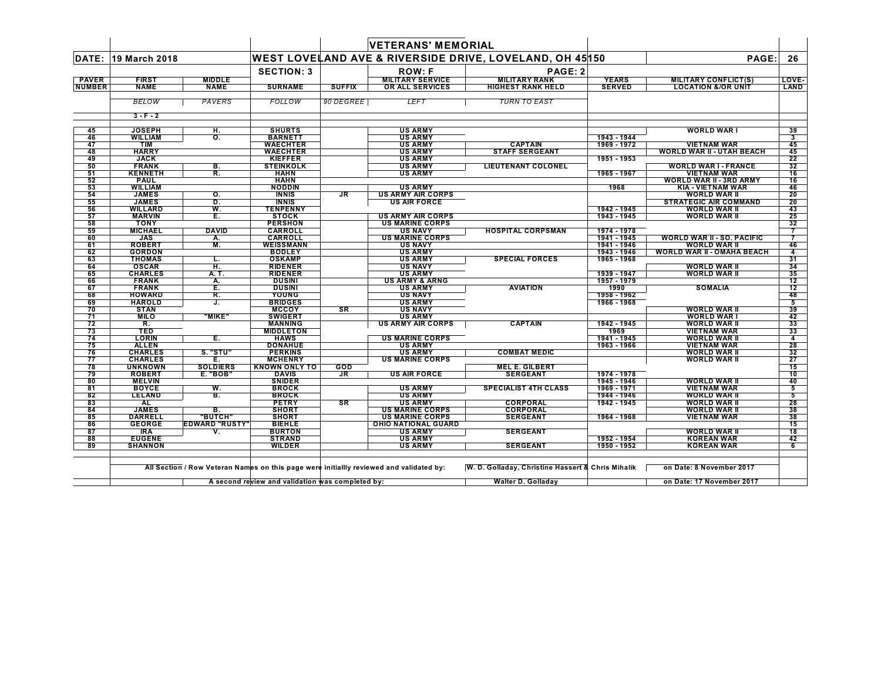# VETERANS' MEMORIAL

**DATE:** 19 March 2018

**WEST LOVELAND AVE & RIVERSIDE DRIVE, LOVELAND, OH 45150**

**SECTION: 3** | **ROW: F** | **PAGE: 2**

| PAVER NUMBER | FIRST NAME | MIDDLE NAME | SURNAME | SUFFIX | MILITARY SERVICE OR ALL SERVICES | MILITARY RANK HIGHEST RANK HELD | YEARS SERVED | MILITARY CONFLICT(S) LOCATION &/OR UNIT | LOVE-LAND |
|---|---|---|---|---|---|---|---|---|---|
| | *BELOW* | *PAVERS* | *FOLLOW* | *90 DEGREE* | *LEFT* | *TURN TO EAST* | | | |
| | 3 - F - 2 | | | | | | | | |
| 45 | JOSEPH | H. | SHURTS | | US ARMY | | | WORLD WAR I | 39 |
| 46 | WILLIAM | O. | BARNETT | | US ARMY | | 1943 - 1944 | | 3 |
| 47 | TIM | | WAECHTER | | US ARMY | CAPTAIN | 1969 - 1972 | VIETNAM WAR | 45 |
| 48 | HARRY | | WAECHTER | | US ARMY | STAFF SERGEANT | | WORLD WAR II - UTAH BEACH | 45 |
| 49 | JACK | | KIEFFER | | US ARMY | | 1951 - 1953 | | 22 |
| 50 | FRANK | B. | STEINKOLK | | US ARMY | LIEUTENANT COLONEL | | WORLD WAR I - FRANCE | 32 |
| 51 | KENNETH | R. | HAHN | | US ARMY | | 1965 - 1967 | VIETNAM WAR | 16 |
| 52 | PAUL | | HAHN | | | | | WORLD WAR II - 3RD ARMY | 16 |
| 53 | WILLIAM | | NODDIN | | US ARMY | | 1968 | KIA - VIETNAM WAR | 46 |
| 54 | JAMES | O. | INNIS | JR | US ARMY AIR CORPS | | | WORLD WAR II | 20 |
| 55 | JAMES | D. | INNIS | | US AIR FORCE | | | STRATEGIC AIR COMMAND | 20 |
| 56 | WILLARD | W. | TENPENNY | | | | 1942 - 1945 | WORLD WAR II | 43 |
| 57 | MARVIN | E. | STOCK | | US ARMY AIR CORPS | | 1943 - 1945 | WORLD WAR II | 25 |
| 58 | TONY | | PERSHON | | US MARINE CORPS | | | | 32 |
| 59 | MICHAEL | DAVID | CARROLL | | US NAVY | HOSPITAL CORPSMAN | 1974 - 1978 | | 7 |
| 60 | JAS | A. | CARROLL | | US MARINE CORPS | | 1941 - 1945 | WORLD WAR II - SO. PACIFIC | 7 |
| 61 | ROBERT | M. | WEISSMANN | | US NAVY | | 1941 - 1946 | WORLD WAR II | 46 |
| 62 | GORDON | | BODLEY | | US ARMY | | 1943 - 1946 | WORLD WAR II - OMAHA BEACH | 4 |
| 63 | THOMAS | L. | OSKAMP | | US ARMY | SPECIAL FORCES | 1965 - 1968 | | 31 |
| 64 | OSCAR | H. | RIDENER | | US NAVY | | | WORLD WAR II | 34 |
| 65 | CHARLES | A. T. | RIDENER | | US ARMY | | 1939 - 1947 | WORLD WAR II | 35 |
| 66 | FRANK | A. | DUSINI | | US ARMY & ARNG | | 1957 - 1979 | | 12 |
| 67 | FRANK | E. | DUSINI | | US ARMY | AVIATION | 1990 | SOMALIA | 12 |
| 68 | HOWARD | R. | YOUNG | | US NAVY | | 1958 - 1962 | | 48 |
| 69 | HAROLD | J. | BRIDGES | | US ARMY | | 1966 - 1968 | | 5 |
| 70 | STAN | | MCCOY | SR | US NAVY | | | WORLD WAR II | 39 |
| 71 | MILO | "MIKE" | SWIGERT | | US ARMY | | | WORLD WAR I | 42 |
| 72 | R. | | MANNING | | US ARMY AIR CORPS | CAPTAIN | 1942 - 1945 | WORLD WAR II | 33 |
| 73 | TED | | MIDDLETON | | | | 1969 | VIETNAM WAR | 33 |
| 74 | LORIN | E. | HAWS | | US MARINE CORPS | | 1941 - 1945 | WORLD WAR II | 4 |
| 75 | ALLEN | | DONAHUE | | US ARMY | | 1963 - 1966 | VIETNAM WAR | 28 |
| 76 | CHARLES | S. "STU" | PERKINS | | US ARMY | COMBAT MEDIC | | WORLD WAR II | 32 |
| 77 | CHARLES | E. | MCHENRY | | US MARINE CORPS | | | WORLD WAR II | 27 |
| 78 | UNKNOWN | SOLDIERS | KNOWN ONLY TO | GOD | | MEL E. GILBERT | | | 15 |
| 79 | ROBERT | E. "BOB" | DAVIS | JR | US AIR FORCE | SERGEANT | 1974 - 1978 | | 10 |
| 80 | MELVIN | | SNIDER | | | | 1945 - 1946 | WORLD WAR II | 40 |
| 81 | BOYCE | W. | BROCK | | US ARMY | SPECIALIST 4TH CLASS | 1969 - 1971 | VIETNAM WAR | 5 |
| 82 | LELAND | B. | BROCK | | US ARMY | | 1944 - 1946 | WORLD WAR II | 5 |
| 83 | AL | | PETRY | SR | US ARMY | CORPORAL | 1942 - 1945 | WORLD WAR II | 28 |
| 84 | JAMES | B. | SHORT | | US MARINE CORPS | CORPORAL | | WORLD WAR II | 38 |
| 85 | DARRELL | "BUTCH" | SHORT | | US MARINE CORPS | SERGEANT | 1964 - 1968 | VIETNAM WAR | 38 |
| 86 | GEORGE | EDWARD "RUSTY" | BIEHLE | | OHIO NATIONAL GUARD | | | | 15 |
| 87 | IRA | V. | BURTON | | US ARMY | SERGEANT | | WORLD WAR II | 18 |
| 88 | EUGENE | | STRAND | | US ARMY | | 1952 - 1954 | KOREAN WAR | 42 |
| 89 | SHANNON | | WILDER | | US ARMY | SERGEANT | 1950 - 1952 | KOREAN WAR | 6 |

All Section / Row Veteran Names on this page were initiallly reviewed and validated by: W. D. Golladay, Christine Hassert & Chris Mihalik on Date: 8 November 2017

A second review and validation was completed by: Walter D. Golladay on Date: 17 November 2017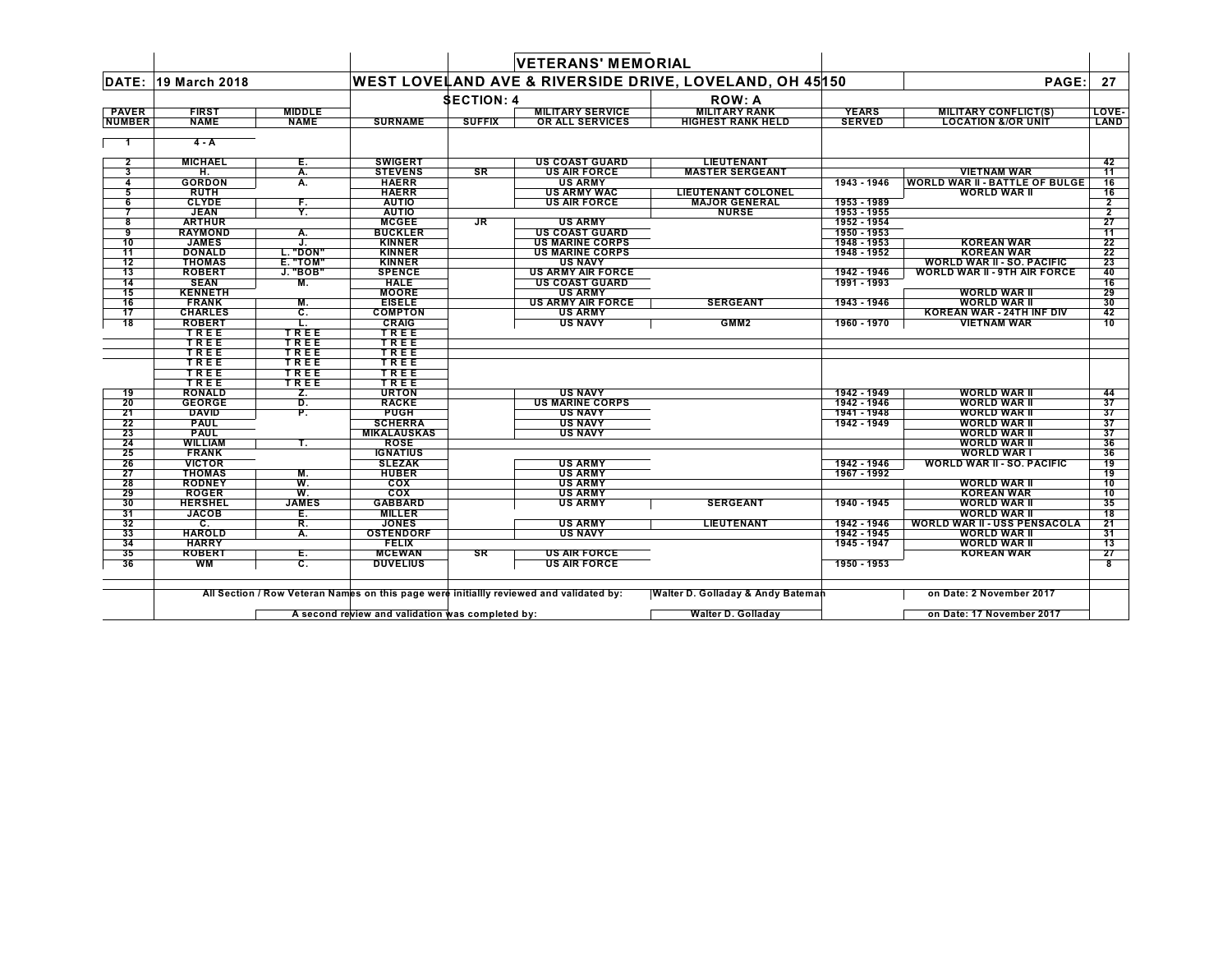# VETERANS' MEMORIAL

**DATE:** 19 March 2018

**WEST LOVELAND AVE & RIVERSIDE DRIVE, LOVELAND, OH 45150**

**SECTION: 4** **ROW: A**

| PAVER NUMBER | FIRST NAME | MIDDLE NAME | SURNAME | SUFFIX | MILITARY SERVICE OR ALL SERVICES | MILITARY RANK HIGHEST RANK HELD | YEARS SERVED | MILITARY CONFLICT(S) LOCATION &/OR UNIT | LOVE-LAND |
|---|---|---|---|---|---|---|---|---|---|
| 1 | 4 - A | | | | | | | | |
| 2 | MICHAEL | E. | SWIGERT | | US COAST GUARD | LIEUTENANT | | | 42 |
| 3 | H. | A. | STEVENS | SR | US AIR FORCE | MASTER SERGEANT | | VIETNAM WAR | 11 |
| 4 | GORDON | A. | HAERR | | US ARMY | | 1943 - 1946 | WORLD WAR II - BATTLE OF BULGE | 16 |
| 5 | RUTH | | HAERR | | US ARMY WAC | LIEUTENANT COLONEL | | WORLD WAR II | 16 |
| 6 | CLYDE | F. | AUTIO | | US AIR FORCE | MAJOR GENERAL | 1953 - 1989 | | 2 |
| 7 | JEAN | Y. | AUTIO | | | NURSE | 1953 - 1955 | | 2 |
| 8 | ARTHUR | | MCGEE | JR | US ARMY | | 1952 - 1954 | | 27 |
| 9 | RAYMOND | A. | BUCKLER | | US COAST GUARD | | 1950 - 1953 | | 11 |
| 10 | JAMES | J. | KINNER | | US MARINE CORPS | | 1948 - 1953 | KOREAN WAR | 22 |
| 11 | DONALD | L. "DON" | KINNER | | US MARINE CORPS | | 1948 - 1952 | KOREAN WAR | 22 |
| 12 | THOMAS | E. "TOM" | KINNER | | US NAVY | | | WORLD WAR II - SO. PACIFIC | 23 |
| 13 | ROBERT | J. "BOB" | SPENCE | | US ARMY AIR FORCE | | 1942 - 1946 | WORLD WAR II - 9TH AIR FORCE | 40 |
| 14 | SEAN | M. | HALE | | US COAST GUARD | | 1991 - 1993 | | 16 |
| 15 | KENNETH | | MOORE | | US ARMY | | | WORLD WAR II | 29 |
| 16 | FRANK | M. | EISELE | | US ARMY AIR FORCE | SERGEANT | 1943 - 1946 | WORLD WAR II | 30 |
| 17 | CHARLES | C. | COMPTON | | US ARMY | | | KOREAN WAR - 24TH INF DIV | 42 |
| 18 | ROBERT | L. | CRAIG | | US NAVY | GMM2 | 1960 - 1970 | VIETNAM WAR | 10 |
| | TREE | TREE | TREE | | | | | | |
| | TREE | TREE | TREE | | | | | | |
| | TREE | TREE | TREE | | | | | | |
| | TREE | TREE | TREE | | | | | | |
| | TREE | TREE | TREE | | | | | | |
| | TREE | TREE | TREE | | | | | | |
| 19 | RONALD | Z. | URTON | | US NAVY | | 1942 - 1949 | WORLD WAR II | 44 |
| 20 | GEORGE | D. | RACKE | | US MARINE CORPS | | 1942 - 1946 | WORLD WAR II | 37 |
| 21 | DAVID | P. | PUGH | | US NAVY | | 1941 - 1948 | WORLD WAR II | 37 |
| 22 | PAUL | | SCHERRA | | US NAVY | | 1942 - 1949 | WORLD WAR II | 37 |
| 23 | PAUL | | MIKALAUSKAS | | US NAVY | | | WORLD WAR II | 37 |
| 24 | WILLIAM | T. | ROSE | | | | | WORLD WAR II | 36 |
| 25 | FRANK | | IGNATIUS | | | | | WORLD WAR I | 36 |
| 26 | VICTOR | | SLEZAK | | US ARMY | | 1942 - 1946 | WORLD WAR II - SO. PACIFIC | 19 |
| 27 | THOMAS | M. | HUBER | | US ARMY | | 1967 - 1992 | | 19 |
| 28 | RODNEY | W. | COX | | US ARMY | | | WORLD WAR II | 10 |
| 29 | ROGER | W. | COX | | US ARMY | | | KOREAN WAR | 10 |
| 30 | HERSHEL | JAMES | GABBARD | | US ARMY | SERGEANT | 1940 - 1945 | WORLD WAR II | 35 |
| 31 | JACOB | E. | MILLER | | | | | WORLD WAR II | 18 |
| 32 | C. | R. | JONES | | US ARMY | LIEUTENANT | 1942 - 1946 | WORLD WAR II - USS PENSACOLA | 21 |
| 33 | HAROLD | A. | OSTENDORF | | US NAVY | | 1942 - 1945 | WORLD WAR II | 31 |
| 34 | HARRY | | FELIX | | | | 1945 - 1947 | WORLD WAR II | 13 |
| 35 | ROBERT | E. | MCEWAN | SR | US AIR FORCE | | | KOREAN WAR | 27 |
| 36 | WM | C. | DUVELIUS | | US AIR FORCE | | 1950 - 1953 | | 8 |

All Section / Row Veteran Names on this page were initiallly reviewed and validated by: Walter D. Golladay & Andy Bateman on Date: 2 November 2017

A second review and validation was completed by: Walter D. Golladay on Date: 17 November 2017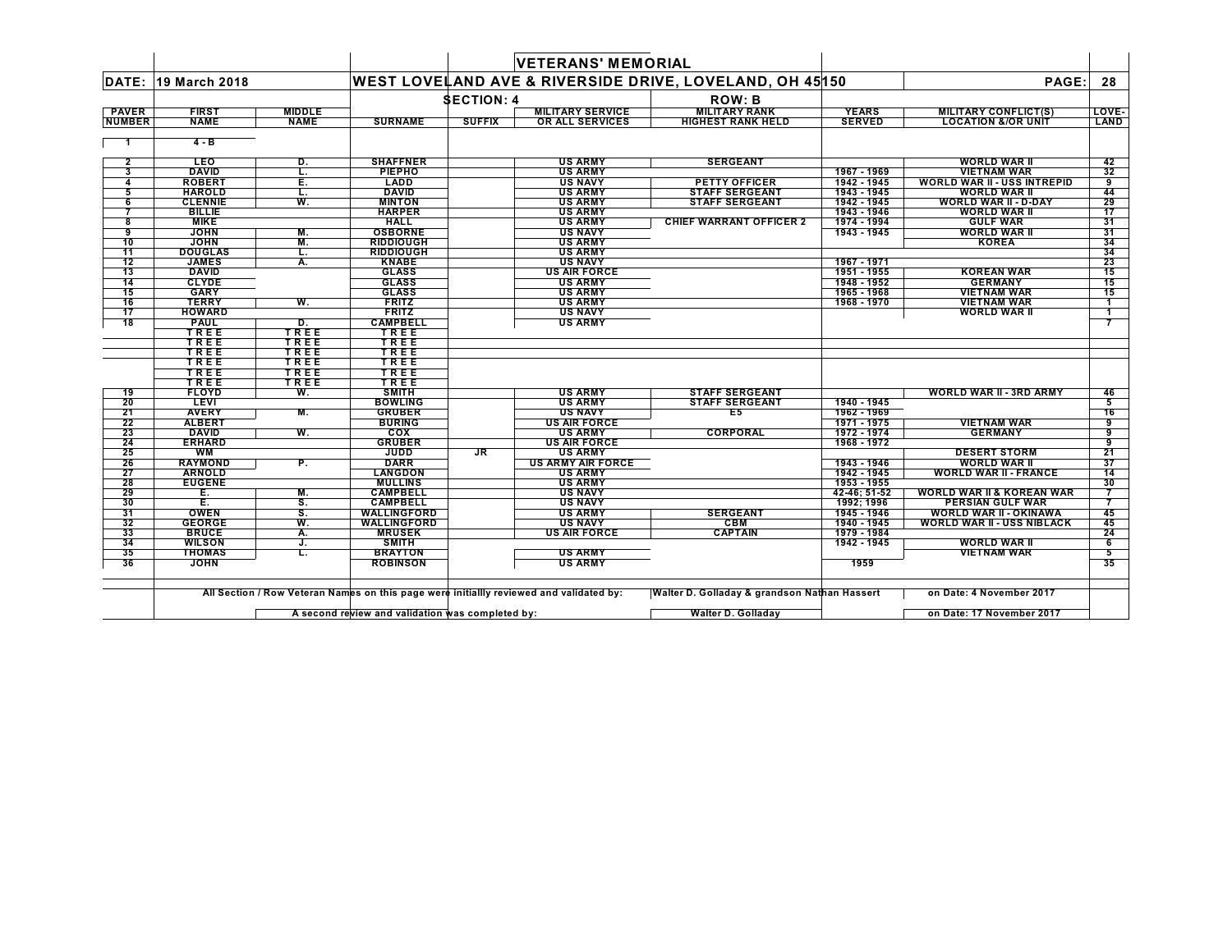# VETERANS' MEMORIAL

**DATE: 19 March 2018** — **WEST LOVELAND AVE & RIVERSIDE DRIVE, LOVELAND, OH 45150** — **PAGE: 28**

**SECTION: 4** — **ROW: B**

| PAVER NUMBER | FIRST NAME | MIDDLE NAME | SURNAME | SUFFIX | MILITARY SERVICE OR ALL SERVICES | MILITARY RANK HIGHEST RANK HELD | YEARS SERVED | MILITARY CONFLICT(S) LOCATION &/OR UNIT | LOVE-LAND |
|---|---|---|---|---|---|---|---|---|---|
| 1 | 4 - B | | | | | | | | |
| 2 | LEO | D. | SHAFFNER | | US ARMY | SERGEANT | | WORLD WAR II | 42 |
| 3 | DAVID | L. | PIEPHO | | US ARMY | | 1967 - 1969 | VIETNAM WAR | 32 |
| 4 | ROBERT | E. | LADD | | US NAVY | PETTY OFFICER | 1942 - 1945 | WORLD WAR II - USS INTREPID | 9 |
| 5 | HAROLD | L. | DAVID | | US ARMY | STAFF SERGEANT | 1943 - 1945 | WORLD WAR II | 44 |
| 6 | CLENNIE | W. | MINTON | | US ARMY | STAFF SERGEANT | 1942 - 1945 | WORLD WAR II - D-DAY | 29 |
| 7 | BILLIE | | HARPER | | US ARMY | | 1943 - 1946 | WORLD WAR II | 17 |
| 8 | MIKE | | HALL | | US ARMY | CHIEF WARRANT OFFICER 2 | 1974 - 1994 | GULF WAR | 31 |
| 9 | JOHN | M. | OSBORNE | | US NAVY | | 1943 - 1945 | WORLD WAR II | 31 |
| 10 | JOHN | M. | RIDDIOUGH | | US ARMY | | | KOREA | 34 |
| 11 | DOUGLAS | L. | RIDDIOUGH | | US ARMY | | | | 34 |
| 12 | JAMES | A. | KNABE | | US NAVY | | 1967 - 1971 | | 23 |
| 13 | DAVID | | GLASS | | US AIR FORCE | | 1951 - 1955 | KOREAN WAR | 15 |
| 14 | CLYDE | | GLASS | | US ARMY | | 1948 - 1952 | GERMANY | 15 |
| 15 | GARY | | GLASS | | US ARMY | | 1965 - 1968 | VIETNAM WAR | 15 |
| 16 | TERRY | W. | FRITZ | | US ARMY | | 1968 - 1970 | VIETNAM WAR | 1 |
| 17 | HOWARD | | FRITZ | | US NAVY | | | WORLD WAR II | 1 |
| 18 | PAUL | D. | CAMPBELL | | US ARMY | | | | 7 |
| | TREE | TREE | TREE | | | | | | |
| | TREE | TREE | TREE | | | | | | |
| | TREE | TREE | TREE | | | | | | |
| | TREE | TREE | TREE | | | | | | |
| | TREE | TREE | TREE | | | | | | |
| | TREE | TREE | TREE | | | | | | |
| 19 | FLOYD | W. | SMITH | | US ARMY | STAFF SERGEANT | | WORLD WAR II - 3RD ARMY | 46 |
| 20 | LEVI | | BOWLING | | US ARMY | STAFF SERGEANT | 1940 - 1945 | | 5 |
| 21 | AVERY | M. | GRUBER | | US NAVY | E5 | 1962 - 1969 | | 16 |
| 22 | ALBERT | | BURING | | US AIR FORCE | | 1971 - 1975 | VIETNAM WAR | 9 |
| 23 | DAVID | W. | COX | | US ARMY | CORPORAL | 1972 - 1974 | GERMANY | 9 |
| 24 | ERHARD | | GRUBER | | US AIR FORCE | | 1968 - 1972 | | 9 |
| 25 | WM | | JUDD | JR | US ARMY | | | DESERT STORM | 21 |
| 26 | RAYMOND | P. | DARR | | US ARMY AIR FORCE | | 1943 - 1946 | WORLD WAR II | 37 |
| 27 | ARNOLD | | LANGDON | | US ARMY | | 1942 - 1945 | WORLD WAR II - FRANCE | 14 |
| 28 | EUGENE | | MULLINS | | US ARMY | | 1953 - 1955 | | 30 |
| 29 | E. | M. | CAMPBELL | | US NAVY | | 42-46; 51-52 | WORLD WAR II & KOREAN WAR | 7 |
| 30 | E. | S. | CAMPBELL | | US NAVY | | 1992; 1996 | PERSIAN GULF WAR | 7 |
| 31 | OWEN | S. | WALLINGFORD | | US ARMY | SERGEANT | 1945 - 1946 | WORLD WAR II - OKINAWA | 45 |
| 32 | GEORGE | W. | WALLINGFORD | | US NAVY | CBM | 1940 - 1945 | WORLD WAR II - USS NIBLACK | 45 |
| 33 | BRUCE | A. | MRUSEK | | US AIR FORCE | CAPTAIN | 1979 - 1984 | | 24 |
| 34 | WILSON | J. | SMITH | | | | 1942 - 1945 | WORLD WAR II | 6 |
| 35 | THOMAS | L. | BRAYTON | | US ARMY | | | VIETNAM WAR | 5 |
| 36 | JOHN | | ROBINSON | | US ARMY | | 1959 | | 35 |

All Section / Row Veteran Names on this page were initiallly reviewed and validated by: Walter D. Golladay & grandson Nathan Hassert on Date: 4 November 2017

A second review and validation was completed by: Walter D. Golladay on Date: 17 November 2017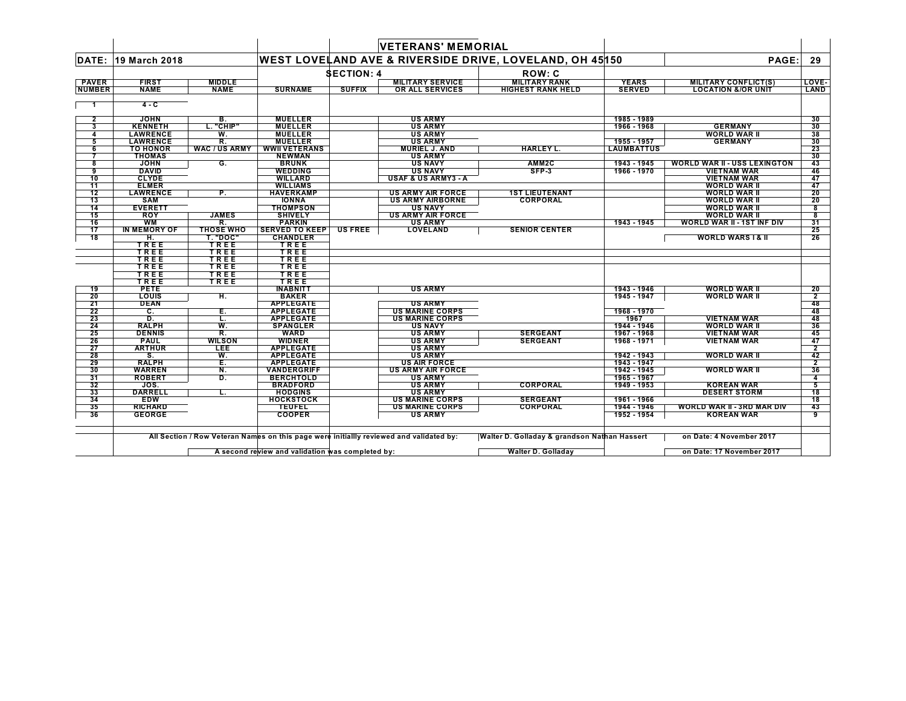# VETERANS' MEMORIAL

**DATE:** 19 March 2018 — **WEST LOVELAND AVE & RIVERSIDE DRIVE, LOVELAND, OH 45150** — **PAGE:** 29

**SECTION: 4** — **ROW: C**

| PAVER NUMBER | FIRST NAME | MIDDLE NAME | SURNAME | SUFFIX | MILITARY SERVICE OR ALL SERVICES | MILITARY RANK HIGHEST RANK HELD | YEARS SERVED | MILITARY CONFLICT(S) LOCATION &/OR UNIT | LOVE-LAND |
|---|---|---|---|---|---|---|---|---|---|
| 1 | 4 - C | | | | | | | | |
| 2 | JOHN | B. | MUELLER | | US ARMY | | 1985 - 1989 | | 30 |
| 3 | KENNETH | L. "CHIP" | MUELLER | | US ARMY | | 1966 - 1968 | GERMANY | 30 |
| 4 | LAWRENCE | W. | MUELLER | | US ARMY | | | WORLD WAR II | 38 |
| 5 | LAWRENCE | R. | MUELLER | | US ARMY | | 1955 - 1957 | GERMANY | 30 |
| 6 | TO HONOR | WAC / US ARMY | WWII VETERANS | | MURIEL J. AND | HARLEY L. | LAUMBATTUS | | 23 |
| 7 | THOMAS | | NEWMAN | | US ARMY | | | | 30 |
| 8 | JOHN | G. | BRUNK | | US NAVY | AMM2C | 1943 - 1945 | WORLD WAR II - USS LEXINGTON | 43 |
| 9 | DAVID | | WEDDING | | US NAVY | SFP-3 | 1966 - 1970 | VIETNAM WAR | 46 |
| 10 | CLYDE | | WILLARD | | USAF & US ARMY3 - A | | | VIETNAM WAR | 47 |
| 11 | ELMER | | WILLIAMS | | | | | WORLD WAR II | 47 |
| 12 | LAWRENCE | P. | HAVERKAMP | | US ARMY AIR FORCE | 1ST LIEUTENANT | | WORLD WAR II | 20 |
| 13 | SAM | | IONNA | | US ARMY AIRBORNE | CORPORAL | | WORLD WAR II | 20 |
| 14 | EVERETT | | THOMPSON | | US NAVY | | | WORLD WAR II | 8 |
| 15 | ROY | JAMES | SHIVELY | | US ARMY AIR FORCE | | | WORLD WAR II | 8 |
| 16 | WM | R. | PARKIN | | US ARMY | | 1943 - 1945 | WORLD WAR II - 1ST INF DIV | 31 |
| 17 | IN MEMORY OF | THOSE WHO | SERVED TO KEEP | US FREE | LOVELAND | SENIOR CENTER | | | 25 |
| 18 | H. | T. "DOC" | CHANDLER | | | | | WORLD WARS I & II | 26 |
| | TREE | TREE | TREE | | | | | | |
| | TREE | TREE | TREE | | | | | | |
| | TREE | TREE | TREE | | | | | | |
| | TREE | TREE | TREE | | | | | | |
| | TREE | TREE | TREE | | | | | | |
| | TREE | TREE | TREE | | | | | | |
| 19 | PETE | | INABNITT | | US ARMY | | 1943 - 1946 | WORLD WAR II | 20 |
| 20 | LOUIS | H. | BAKER | | | | 1945 - 1947 | WORLD WAR II | 2 |
| 21 | DEAN | | APPLEGATE | | US ARMY | | | | 48 |
| 22 | C. | E. | APPLEGATE | | US MARINE CORPS | | 1968 - 1970 | | 48 |
| 23 | D. | L. | APPLEGATE | | US MARINE CORPS | | 1967 | VIETNAM WAR | 48 |
| 24 | RALPH | W. | SPANGLER | | US NAVY | | 1944 - 1946 | WORLD WAR II | 36 |
| 25 | DENNIS | R. | WARD | | US ARMY | SERGEANT | 1967 - 1968 | VIETNAM WAR | 45 |
| 26 | PAUL | WILSON | WIDNER | | US ARMY | SERGEANT | 1968 - 1971 | VIETNAM WAR | 47 |
| 27 | ARTHUR | LEE | APPLEGATE | | US ARMY | | | | 2 |
| 28 | S. | W. | APPLEGATE | | US ARMY | | 1942 - 1943 | WORLD WAR II | 42 |
| 29 | RALPH | E. | APPLEGATE | | US AIR FORCE | | 1943 - 1947 | | 2 |
| 30 | WARREN | N. | VANDERGRIFF | | US ARMY AIR FORCE | | 1942 - 1945 | WORLD WAR II | 36 |
| 31 | ROBERT | D. | BERCHTOLD | | US ARMY | | 1965 - 1967 | | 4 |
| 32 | JOS. | | BRADFORD | | US ARMY | CORPORAL | 1949 - 1953 | KOREAN WAR | 5 |
| 33 | DARRELL | L. | HODGINS | | US ARMY | | | DESERT STORM | 18 |
| 34 | EDW | | HOCKSTOCK | | US MARINE CORPS | SERGEANT | 1961 - 1966 | | 18 |
| 35 | RICHARD | | TEUFEL | | US MARINE CORPS | CORPORAL | 1944 - 1946 | WORLD WAR II - 3RD MAR DIV | 43 |
| 36 | GEORGE | | COOPER | | US ARMY | | 1952 - 1954 | KOREAN WAR | 9 |

All Section / Row Veteran Names on this page were initiallly reviewed and validated by: Walter D. Golladay & grandson Nathan Hassert on Date: 4 November 2017

A second review and validation was completed by: Walter D. Golladay on Date: 17 November 2017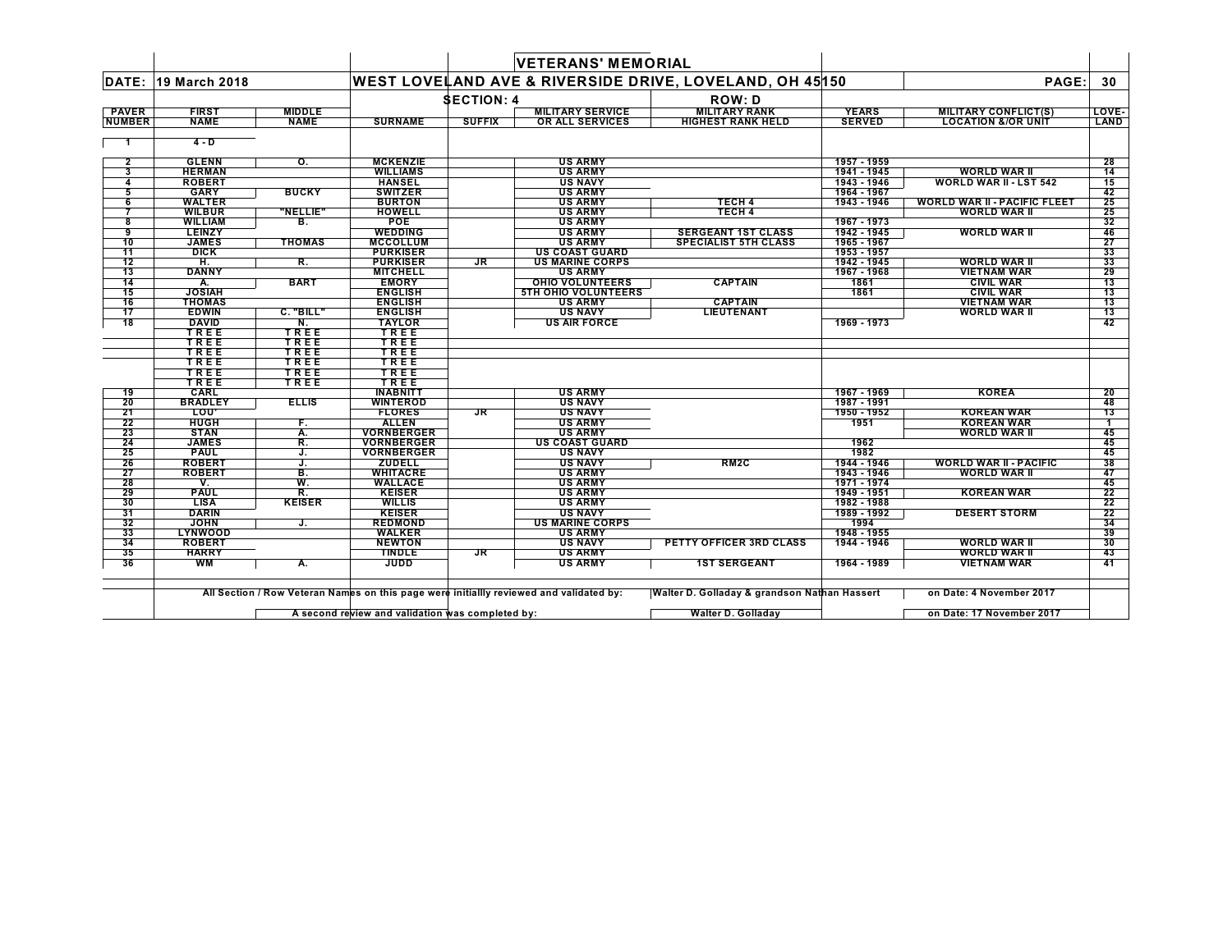# VETERANS' MEMORIAL

**DATE:** 19 March 2018

## WEST LOVELAND AVE & RIVERSIDE DRIVE, LOVELAND, OH 45150

**PAGE:** 30

**SECTION: 4** — **ROW: D**

| PAVER NUMBER | FIRST NAME | MIDDLE NAME | SURNAME | SUFFIX | MILITARY SERVICE OR ALL SERVICES | MILITARY RANK HIGHEST RANK HELD | YEARS SERVED | MILITARY CONFLICT(S) LOCATION &/OR UNIT | LOVE-LAND |
|---|---|---|---|---|---|---|---|---|---|
| 1 | 4 - D | | | | | | | | |
| 2 | GLENN | O. | MCKENZIE | | US ARMY | | 1957 - 1959 | | 28 |
| 3 | HERMAN | | WILLIAMS | | US ARMY | | 1941 - 1945 | WORLD WAR II | 14 |
| 4 | ROBERT | | HANSEL | | US NAVY | | 1943 - 1946 | WORLD WAR II - LST 542 | 15 |
| 5 | GARY | BUCKY | SWITZER | | US ARMY | | 1964 - 1967 | | 42 |
| 6 | WALTER | | BURTON | | US ARMY | TECH 4 | 1943 - 1946 | WORLD WAR II - PACIFIC FLEET | 25 |
| 7 | WILBUR | "NELLIE" | HOWELL | | US ARMY | TECH 4 | | WORLD WAR II | 25 |
| 8 | WILLIAM | B. | POE | | US ARMY | | 1967 - 1973 | | 32 |
| 9 | LEINZY | | WEDDING | | US ARMY | SERGEANT 1ST CLASS | 1942 - 1945 | WORLD WAR II | 46 |
| 10 | JAMES | THOMAS | MCCOLLUM | | US ARMY | SPECIALIST 5TH CLASS | 1965 - 1967 | | 27 |
| 11 | DICK | | PURKISER | | US COAST GUARD | | 1953 - 1957 | | 33 |
| 12 | H. | R. | PURKISER | JR | US MARINE CORPS | | 1942 - 1945 | WORLD WAR II | 33 |
| 13 | DANNY | | MITCHELL | | US ARMY | | 1967 - 1968 | VIETNAM WAR | 29 |
| 14 | A. | BART | EMORY | | OHIO VOLUNTEERS | CAPTAIN | 1861 | CIVIL WAR | 13 |
| 15 | JOSIAH | | ENGLISH | | 5TH OHIO VOLUNTEERS | | 1861 | CIVIL WAR | 13 |
| 16 | THOMAS | | ENGLISH | | US ARMY | CAPTAIN | | VIETNAM WAR | 13 |
| 17 | EDWIN | C. "BILL" | ENGLISH | | US NAVY | LIEUTENANT | | WORLD WAR II | 13 |
| 18 | DAVID | N. | TAYLOR | | US AIR FORCE | | 1969 - 1973 | | 42 |
| | TREE | TREE | TREE | | | | | | |
| | TREE | TREE | TREE | | | | | | |
| | TREE | TREE | TREE | | | | | | |
| | TREE | TREE | TREE | | | | | | |
| | TREE | TREE | TREE | | | | | | |
| | TREE | TREE | TREE | | | | | | |
| 19 | CARL | | INABNITT | | US ARMY | | 1967 - 1969 | KOREA | 20 |
| 20 | BRADLEY | ELLIS | WINTEROD | | US NAVY | | 1987 - 1991 | | 48 |
| 21 | LOU' | | FLORES | JR | US NAVY | | 1950 - 1952 | KOREAN WAR | 13 |
| 22 | HUGH | F. | ALLEN | | US ARMY | | 1951 | KOREAN WAR | 1 |
| 23 | STAN | A. | VORNBERGER | | US ARMY | | | WORLD WAR II | 45 |
| 24 | JAMES | R. | VORNBERGER | | US COAST GUARD | | 1962 | | 45 |
| 25 | PAUL | J. | VORNBERGER | | US NAVY | | 1982 | | 45 |
| 26 | ROBERT | J. | ZUDELL | | US NAVY | RM2C | 1944 - 1946 | WORLD WAR II - PACIFIC | 38 |
| 27 | ROBERT | B. | WHITACRE | | US ARMY | | 1943 - 1946 | WORLD WAR II | 47 |
| 28 | V. | W. | WALLACE | | US ARMY | | 1971 - 1974 | | 45 |
| 29 | PAUL | R. | KEISER | | US ARMY | | 1949 - 1951 | KOREAN WAR | 22 |
| 30 | LISA | KEISER | WILLIS | | US ARMY | | 1982 - 1988 | | 22 |
| 31 | DARIN | | KEISER | | US NAVY | | 1989 - 1992 | DESERT STORM | 22 |
| 32 | JOHN | J. | REDMOND | | US MARINE CORPS | | 1994 | | 34 |
| 33 | LYNWOOD | | WALKER | | US ARMY | | 1948 - 1955 | | 39 |
| 34 | ROBERT | | NEWTON | | US NAVY | PETTY OFFICER 3RD CLASS | 1944 - 1946 | WORLD WAR II | 30 |
| 35 | HARRY | | TINDLE | JR | US ARMY | | | WORLD WAR II | 43 |
| 36 | WM | A. | JUDD | | US ARMY | 1ST SERGEANT | 1964 - 1989 | VIETNAM WAR | 41 |

All Section / Row Veteran Names on this page were initiallly reviewed and validated by: Walter D. Golladay & grandson Nathan Hassert on Date: 4 November 2017

A second review and validation was completed by: Walter D. Golladay on Date: 17 November 2017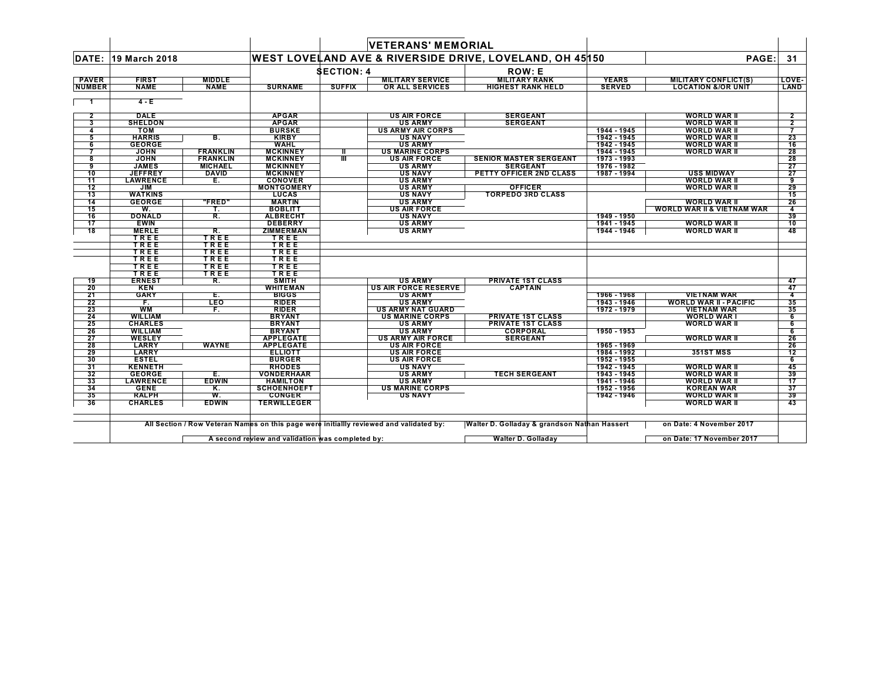# VETERANS' MEMORIAL

**DATE:** 19 March 2018

**WEST LOVELAND AVE & RIVERSIDE DRIVE, LOVELAND, OH 45150**

**SECTION: 4** **ROW: E**

| PAVER NUMBER | FIRST NAME | MIDDLE NAME | SURNAME | SUFFIX | MILITARY SERVICE OR ALL SERVICES | MILITARY RANK HIGHEST RANK HELD | YEARS SERVED | MILITARY CONFLICT(S) LOCATION &/OR UNIT | LOVE-LAND |
|---|---|---|---|---|---|---|---|---|---|
| 1 | 4 - E | | | | | | | | |
| 2 | DALE | | APGAR | | US AIR FORCE | SERGEANT | | WORLD WAR II | 2 |
| 3 | SHELDON | | APGAR | | US ARMY | SERGEANT | | WORLD WAR II | 2 |
| 4 | TOM | | BURSKE | | US ARMY AIR CORPS | | 1944 - 1945 | WORLD WAR II | 7 |
| 5 | HARRIS | B. | KIRBY | | US NAVY | | 1942 - 1945 | WORLD WAR II | 23 |
| 6 | GEORGE | | WAHL | | US ARMY | | 1942 - 1945 | WORLD WAR II | 16 |
| 7 | JOHN | FRANKLIN | MCKINNEY | II | US MARINE CORPS | | 1944 - 1945 | WORLD WAR II | 28 |
| 8 | JOHN | FRANKLIN | MCKINNEY | III | US AIR FORCE | SENIOR MASTER SERGEANT | 1973 - 1993 | | 28 |
| 9 | JAMES | MICHAEL | MCKINNEY | | US ARMY | SERGEANT | 1976 - 1982 | | 27 |
| 10 | JEFFREY | DAVID | MCKINNEY | | US NAVY | PETTY OFFICER 2ND CLASS | 1987 - 1994 | USS MIDWAY | 27 |
| 11 | LAWRENCE | E. | CONOVER | | US ARMY | | | WORLD WAR II | 9 |
| 12 | JIM | | MONTGOMERY | | US ARMY | OFFICER | | WORLD WAR II | 29 |
| 13 | WATKINS | | LUCAS | | US NAVY | TORPEDO 3RD CLASS | | | 15 |
| 14 | GEORGE | "FRED" | MARTIN | | US ARMY | | | WORLD WAR II | 26 |
| 15 | W. | T. | BOBLITT | | US AIR FORCE | | | WORLD WAR II & VIETNAM WAR | 4 |
| 16 | DONALD | R. | ALBRECHT | | US NAVY | | 1949 - 1950 | | 39 |
| 17 | EWIN | | DEBERRY | | US ARMY | | 1941 - 1945 | WORLD WAR II | 10 |
| 18 | MERLE | R. | ZIMMERMAN | | US ARMY | | 1944 - 1946 | WORLD WAR II | 48 |
| | TREE | TREE | TREE | | | | | | |
| | TREE | TREE | TREE | | | | | | |
| | TREE | TREE | TREE | | | | | | |
| | TREE | TREE | TREE | | | | | | |
| | TREE | TREE | TREE | | | | | | |
| | TREE | TREE | TREE | | | | | | |
| 19 | ERNEST | R. | SMITH | | US ARMY | PRIVATE 1ST CLASS | | | 47 |
| 20 | KEN | | WHITEMAN | | US AIR FORCE RESERVE | CAPTAIN | | | 47 |
| 21 | GARY | E. | BIGGS | | US ARMY | | 1966 - 1968 | VIETNAM WAR | 4 |
| 22 | F. | LEO | RIDER | | US ARMY | | 1943 - 1946 | WORLD WAR II - PACIFIC | 35 |
| 23 | WM | F. | RIDER | | US ARMY NAT GUARD | | 1972 - 1979 | VIETNAM WAR | 35 |
| 24 | WILLIAM | | BRYANT | | US MARINE CORPS | PRIVATE 1ST CLASS | | WORLD WAR I | 6 |
| 25 | CHARLES | | BRYANT | | US ARMY | PRIVATE 1ST CLASS | | WORLD WAR II | 6 |
| 26 | WILLIAM | | BRYANT | | US ARMY | CORPORAL | 1950 - 1953 | | 6 |
| 27 | WESLEY | | APPLEGATE | | US ARMY AIR FORCE | SERGEANT | | WORLD WAR II | 26 |
| 28 | LARRY | WAYNE | APPLEGATE | | US AIR FORCE | | 1965 - 1969 | | 26 |
| 29 | LARRY | | ELLIOTT | | US AIR FORCE | | 1984 - 1992 | 351ST MSS | 12 |
| 30 | ESTEL | | BURGER | | US AIR FORCE | | 1952 - 1955 | | 6 |
| 31 | KENNETH | | RHODES | | US NAVY | | 1942 - 1945 | WORLD WAR II | 45 |
| 32 | GEORGE | E. | VONDERHAAR | | US ARMY | TECH SERGEANT | 1943 - 1945 | WORLD WAR II | 39 |
| 33 | LAWRENCE | EDWIN | HAMILTON | | US ARMY | | 1941 - 1946 | WORLD WAR II | 17 |
| 34 | GENE | K. | SCHOENHOEFT | | US MARINE CORPS | | 1952 - 1956 | KOREAN WAR | 37 |
| 35 | RALPH | W. | CONGER | | US NAVY | | 1942 - 1946 | WORLD WAR II | 39 |
| 36 | CHARLES | EDWIN | TERWILLEGER | | | | | WORLD WAR II | 43 |

All Section / Row Veteran Names on this page were initiallly reviewed and validated by: Walter D. Golladay & grandson Nathan Hassert on Date: 4 November 2017

A second review and validation was completed by: Walter D. Golladay on Date: 17 November 2017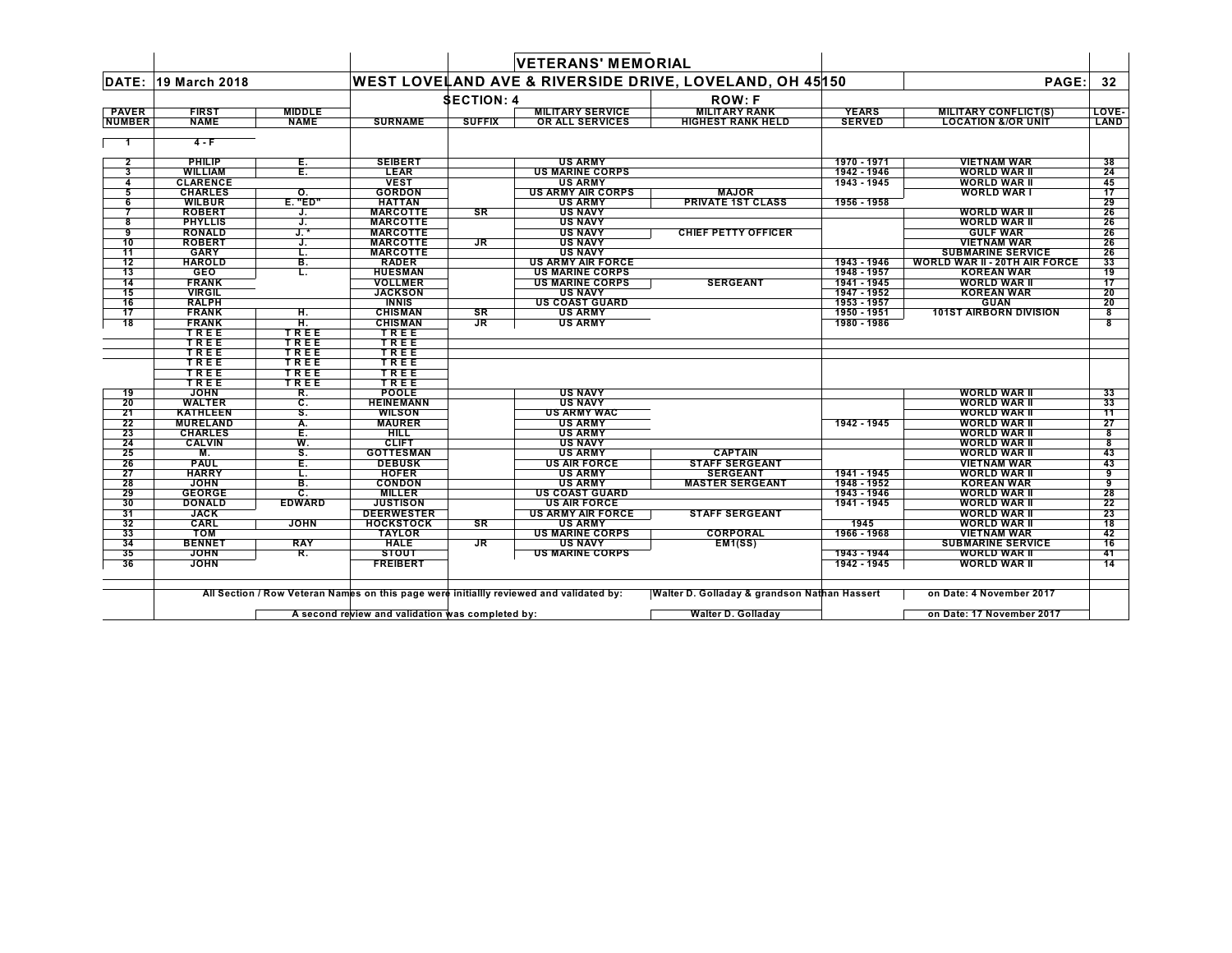# VETERANS' MEMORIAL

**DATE:** 19 March 2018

## WEST LOVELAND AVE & RIVERSIDE DRIVE, LOVELAND, OH 45150

**SECTION: 4** **ROW: F**

| PAVER NUMBER | FIRST NAME | MIDDLE NAME | SURNAME | SUFFIX | MILITARY SERVICE OR ALL SERVICES | MILITARY RANK HIGHEST RANK HELD | YEARS SERVED | MILITARY CONFLICT(S) LOCATION &/OR UNIT | LOVE-LAND |
|---|---|---|---|---|---|---|---|---|---|
| 1 | 4 - F | | | | | | | | |
| 2 | PHILIP | E. | SEIBERT | | US ARMY | | 1970 - 1971 | VIETNAM WAR | 38 |
| 3 | WILLIAM | E. | LEAR | | US MARINE CORPS | | 1942 - 1946 | WORLD WAR II | 24 |
| 4 | CLARENCE | | VEST | | US ARMY | | 1943 - 1945 | WORLD WAR II | 45 |
| 5 | CHARLES | O. | GORDON | | US ARMY AIR CORPS | MAJOR | | WORLD WAR I | 17 |
| 6 | WILBUR | E. "ED" | HATTAN | | US ARMY | PRIVATE 1ST CLASS | 1956 - 1958 | | 29 |
| 7 | ROBERT | J. | MARCOTTE | SR | US NAVY | | | WORLD WAR II | 26 |
| 8 | PHYLLIS | J. | MARCOTTE | | US NAVY | | | WORLD WAR II | 26 |
| 9 | RONALD | J. * | MARCOTTE | | US NAVY | CHIEF PETTY OFFICER | | GULF WAR | 26 |
| 10 | ROBERT | J. | MARCOTTE | JR | US NAVY | | | VIETNAM WAR | 26 |
| 11 | GARY | L. | MARCOTTE | | US NAVY | | | SUBMARINE SERVICE | 26 |
| 12 | HAROLD | B. | RADER | | US ARMY AIR FORCE | | 1943 - 1946 | WORLD WAR II - 20TH AIR FORCE | 33 |
| 13 | GEO | L. | HUESMAN | | US MARINE CORPS | | 1948 - 1957 | KOREAN WAR | 19 |
| 14 | FRANK | | VOLLMER | | US MARINE CORPS | SERGEANT | 1941 - 1945 | WORLD WAR II | 17 |
| 15 | VIRGIL | | JACKSON | | US NAVY | | 1947 - 1952 | KOREAN WAR | 20 |
| 16 | RALPH | | INNIS | | US COAST GUARD | | 1953 - 1957 | GUAN | 20 |
| 17 | FRANK | H. | CHISMAN | SR | US ARMY | | 1950 - 1951 | 101ST AIRBORN DIVISION | 8 |
| 18 | FRANK | H. | CHISMAN | JR | US ARMY | | 1980 - 1986 | | 8 |
| | T R E E | T R E E | T R E E | | | | | | |
| | T R E E | T R E E | T R E E | | | | | | |
| | T R E E | T R E E | T R E E | | | | | | |
| | T R E E | T R E E | T R E E | | | | | | |
| | T R E E | T R E E | T R E E | | | | | | |
| | T R E E | T R E E | T R E E | | | | | | |
| 19 | JOHN | R. | POOLE | | US NAVY | | | WORLD WAR II | 33 |
| 20 | WALTER | C. | HEINEMANN | | US NAVY | | | WORLD WAR II | 33 |
| 21 | KATHLEEN | S. | WILSON | | US ARMY WAC | | | WORLD WAR II | 11 |
| 22 | MURELAND | A. | MAURER | | US ARMY | | 1942 - 1945 | WORLD WAR II | 27 |
| 23 | CHARLES | E. | HILL | | US ARMY | | | WORLD WAR II | 8 |
| 24 | CALVIN | W. | CLIFT | | US NAVY | | | WORLD WAR II | 8 |
| 25 | M. | S. | GOTTESMAN | | US ARMY | CAPTAIN | | WORLD WAR II | 43 |
| 26 | PAUL | E. | DEBUSK | | US AIR FORCE | STAFF SERGEANT | | VIETNAM WAR | 43 |
| 27 | HARRY | L. | HOFER | | US ARMY | SERGEANT | 1941 - 1945 | WORLD WAR II | 9 |
| 28 | JOHN | B. | CONDON | | US ARMY | MASTER SERGEANT | 1948 - 1952 | KOREAN WAR | 9 |
| 29 | GEORGE | C. | MILLER | | US COAST GUARD | | 1943 - 1946 | WORLD WAR II | 28 |
| 30 | DONALD | EDWARD | JUSTISON | | US AIR FORCE | | 1941 - 1945 | WORLD WAR II | 22 |
| 31 | JACK | | DEERWESTER | | US ARMY AIR FORCE | STAFF SERGEANT | | WORLD WAR II | 23 |
| 32 | CARL | JOHN | HOCKSTOCK | SR | US ARMY | | 1945 | WORLD WAR II | 18 |
| 33 | TOM | | TAYLOR | | US MARINE CORPS | CORPORAL | 1966 - 1968 | VIETNAM WAR | 42 |
| 34 | BENNET | RAY | HALE | JR | US NAVY | EM1(SS) | | SUBMARINE SERVICE | 16 |
| 35 | JOHN | R. | STOUT | | US MARINE CORPS | | 1943 - 1944 | WORLD WAR II | 41 |
| 36 | JOHN | | FREIBERT | | | | 1942 - 1945 | WORLD WAR II | 14 |

All Section / Row Veteran Names on this page were initiallly reviewed and validated by: Walter D. Golladay & grandson Nathan Hassert on Date: 4 November 2017

A second review and validation was completed by: Walter D. Golladay on Date: 17 November 2017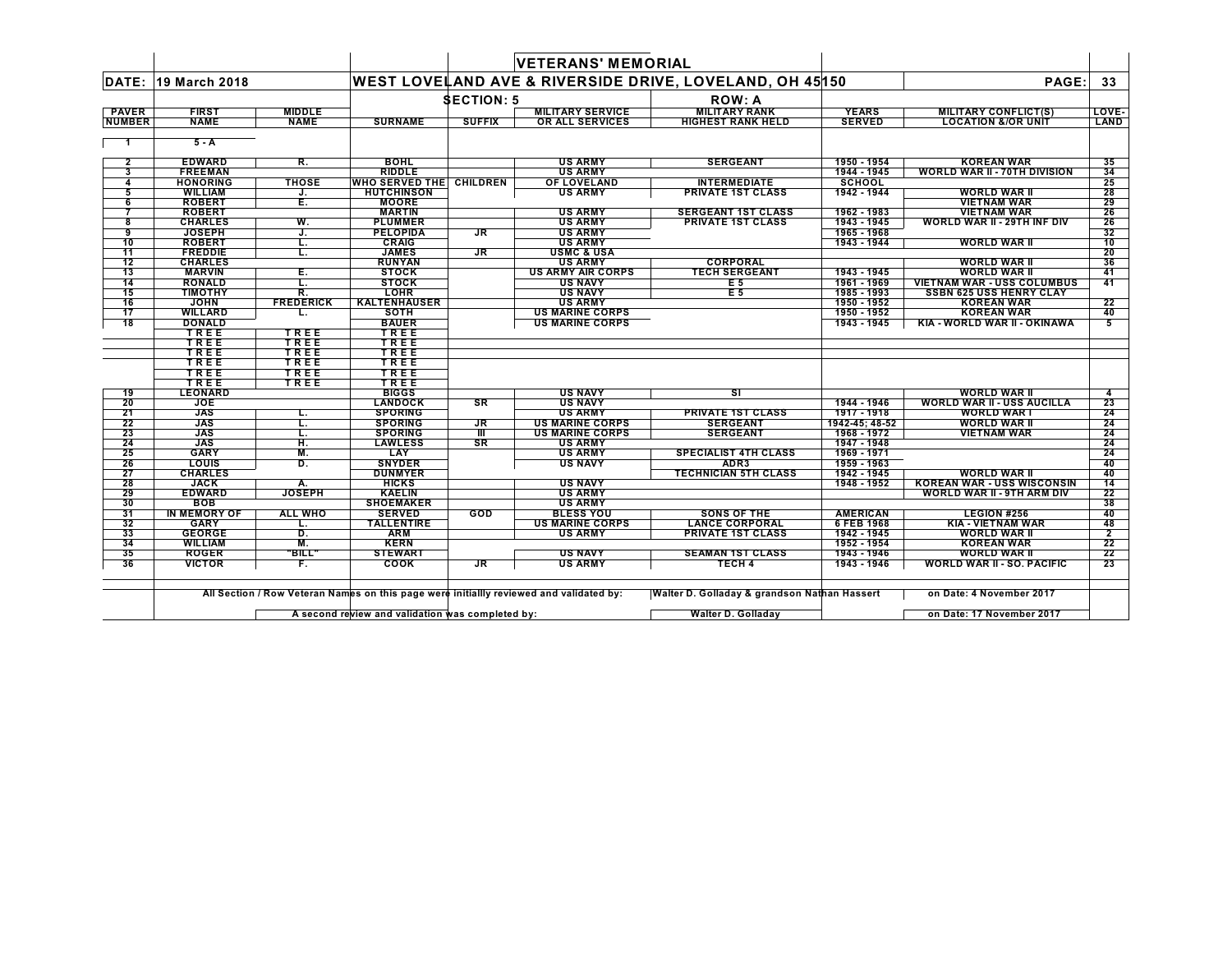# VETERANS' MEMORIAL

**DATE:** 19 March 2018

**WEST LOVELAND AVE & RIVERSIDE DRIVE, LOVELAND, OH 45150**

**SECTION: 5** — **ROW: A**

| PAVER NUMBER | FIRST NAME | MIDDLE NAME | SURNAME | SUFFIX | MILITARY SERVICE OR ALL SERVICES | MILITARY RANK HIGHEST RANK HELD | YEARS SERVED | MILITARY CONFLICT(S) LOCATION &/OR UNIT | LOVE-LAND |
|---|---|---|---|---|---|---|---|---|---|
| 1 | 5 - A | | | | | | | | |
| 2 | EDWARD | R. | BOHL | | US ARMY | SERGEANT | 1950 - 1954 | KOREAN WAR | 35 |
| 3 | FREEMAN | | RIDDLE | | US ARMY | | 1944 - 1945 | WORLD WAR II - 70TH DIVISION | 34 |
| 4 | HONORING | THOSE | WHO SERVED THE | CHILDREN | OF LOVELAND | INTERMEDIATE | SCHOOL | | 25 |
| 5 | WILLIAM | J. | HUTCHINSON | | US ARMY | PRIVATE 1ST CLASS | 1942 - 1944 | WORLD WAR II | 28 |
| 6 | ROBERT | E. | MOORE | | | | | VIETNAM WAR | 29 |
| 7 | ROBERT | | MARTIN | | US ARMY | SERGEANT 1ST CLASS | 1962 - 1983 | VIETNAM WAR | 26 |
| 8 | CHARLES | W. | PLUMMER | | US ARMY | PRIVATE 1ST CLASS | 1943 - 1945 | WORLD WAR II - 29TH INF DIV | 26 |
| 9 | JOSEPH | J. | PELOPIDA | JR | US ARMY | | 1965 - 1968 | | 32 |
| 10 | ROBERT | L. | CRAIG | | US ARMY | | 1943 - 1944 | WORLD WAR II | 10 |
| 11 | FREDDIE | L. | JAMES | JR | USMC & USA | | | | 20 |
| 12 | CHARLES | | RUNYAN | | US ARMY | CORPORAL | | WORLD WAR II | 36 |
| 13 | MARVIN | E. | STOCK | | US ARMY AIR CORPS | TECH SERGEANT | 1943 - 1945 | WORLD WAR II | 41 |
| 14 | RONALD | L. | STOCK | | US NAVY | E 5 | 1961 - 1969 | VIETNAM WAR - USS COLUMBUS | 41 |
| 15 | TIMOTHY | R. | LOHR | | US NAVY | E 5 | 1985 - 1993 | SSBN 625 USS HENRY CLAY | |
| 16 | JOHN | FREDERICK | KALTENHAUSER | | US ARMY | | 1950 - 1952 | KOREAN WAR | 22 |
| 17 | WILLARD | L. | SOTH | | US MARINE CORPS | | 1950 - 1952 | KOREAN WAR | 40 |
| 18 | DONALD | | BAUER | | US MARINE CORPS | | 1943 - 1945 | KIA - WORLD WAR II - OKINAWA | 5 |
| | TREE | TREE | TREE | | | | | | |
| | TREE | TREE | TREE | | | | | | |
| | TREE | TREE | TREE | | | | | | |
| | TREE | TREE | TREE | | | | | | |
| | TREE | TREE | TREE | | | | | | |
| | TREE | TREE | TREE | | | | | | |
| 19 | LEONARD | | BIGGS | | US NAVY | SI | | WORLD WAR II | 4 |
| 20 | JOE | | LANDOCK | SR | US NAVY | | 1944 - 1946 | WORLD WAR II - USS AUCILLA | 23 |
| 21 | JAS | L. | SPORING | | US ARMY | PRIVATE 1ST CLASS | 1917 - 1918 | WORLD WAR I | 24 |
| 22 | JAS | L. | SPORING | JR | US MARINE CORPS | SERGEANT | 1942-45; 48-52 | WORLD WAR II | 24 |
| 23 | JAS | L. | SPORING | III | US MARINE CORPS | SERGEANT | 1968 - 1972 | VIETNAM WAR | 24 |
| 24 | JAS | H. | LAWLESS | SR | US ARMY | | 1947 - 1948 | | 24 |
| 25 | GARY | M. | LAY | | US ARMY | SPECIALIST 4TH CLASS | 1969 - 1971 | | 24 |
| 26 | LOUIS | D. | SNYDER | | US NAVY | ADR3 | 1959 - 1963 | | 40 |
| 27 | CHARLES | | DUNMYER | | | TECHNICIAN 5TH CLASS | 1942 - 1945 | WORLD WAR II | 40 |
| 28 | JACK | A. | HICKS | | US NAVY | | 1948 - 1952 | KOREAN WAR - USS WISCONSIN | 14 |
| 29 | EDWARD | JOSEPH | KAELIN | | US ARMY | | | WORLD WAR II - 9TH ARM DIV | 22 |
| 30 | BOB | | SHOEMAKER | | US ARMY | | | | 38 |
| 31 | IN MEMORY OF | ALL WHO | SERVED | GOD | BLESS YOU | SONS OF THE | AMERICAN | LEGION #256 | 40 |
| 32 | GARY | L. | TALLENTIRE | | US MARINE CORPS | LANCE CORPORAL | 6 FEB 1968 | KIA - VIETNAM WAR | 48 |
| 33 | GEORGE | D. | ARM | | US ARMY | PRIVATE 1ST CLASS | 1942 - 1945 | WORLD WAR II | 2 |
| 34 | WILLIAM | M. | KERN | | | | 1952 - 1954 | KOREAN WAR | 22 |
| 35 | ROGER | "BILL" | STEWART | | US NAVY | SEAMAN 1ST CLASS | 1943 - 1946 | WORLD WAR II | 22 |
| 36 | VICTOR | F. | COOK | JR | US ARMY | TECH 4 | 1943 - 1946 | WORLD WAR II - SO. PACIFIC | 23 |

All Section / Row Veteran Names on this page were initiallly reviewed and validated by: Walter D. Golladay & grandson Nathan Hassert on Date: 4 November 2017

A second review and validation was completed by: Walter D. Golladay on Date: 17 November 2017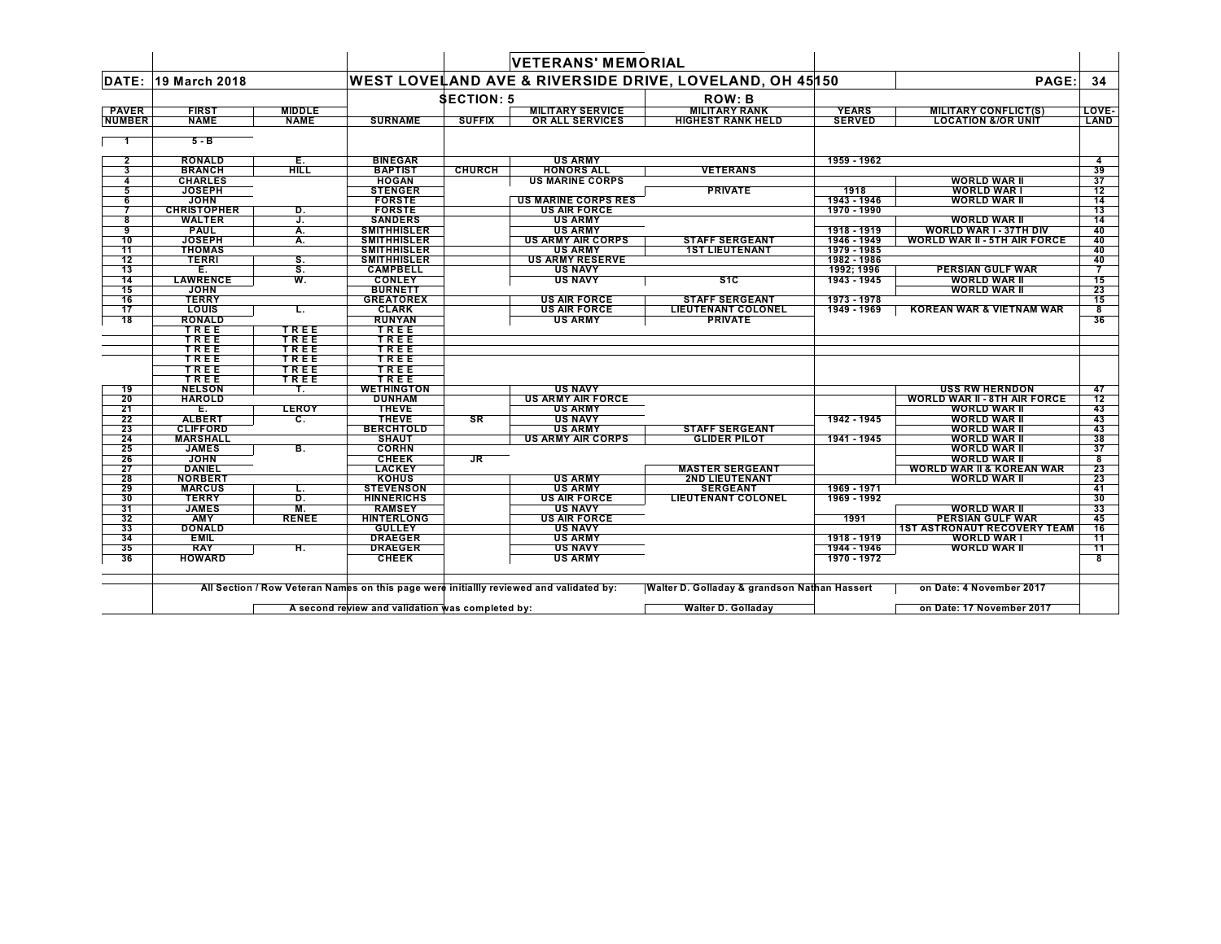# VETERANS' MEMORIAL

**DATE:** 19 March 2018 — **WEST LOVELAND AVE & RIVERSIDE DRIVE, LOVELAND, OH 45150** — **PAGE:** 34

**SECTION: 5** — **ROW: B**

| PAVER NUMBER | FIRST NAME | MIDDLE NAME | SURNAME | SUFFIX | MILITARY SERVICE OR ALL SERVICES | MILITARY RANK HIGHEST RANK HELD | YEARS SERVED | MILITARY CONFLICT(S) LOCATION &/OR UNIT | LOVE-LAND |
|---|---|---|---|---|---|---|---|---|---|
| 1 | 5 - B | | | | | | | | |
| 2 | RONALD | E. | BINEGAR | | US ARMY | | 1959 - 1962 | | 4 |
| 3 | BRANCH | HILL | BAPTIST | CHURCH | HONORS ALL | VETERANS | | | 39 |
| 4 | CHARLES | | HOGAN | | US MARINE CORPS | | | WORLD WAR II | 37 |
| 5 | JOSEPH | | STENGER | | | PRIVATE | 1918 | WORLD WAR I | 12 |
| 6 | JOHN | | FORSTE | | US MARINE CORPS RES | | 1943 - 1946 | WORLD WAR II | 14 |
| 7 | CHRISTOPHER | D. | FORSTE | | US AIR FORCE | | 1970 - 1990 | | 13 |
| 8 | WALTER | J. | SANDERS | | US ARMY | | | WORLD WAR II | 14 |
| 9 | PAUL | A. | SMITHHISLER | | US ARMY | | 1918 - 1919 | WORLD WAR I - 37TH DIV | 40 |
| 10 | JOSEPH | A. | SMITHHISLER | | US ARMY AIR CORPS | STAFF SERGEANT | 1946 - 1949 | WORLD WAR II - 5TH AIR FORCE | 40 |
| 11 | THOMAS | | SMITHHISLER | | US ARMY | 1ST LIEUTENANT | 1979 - 1985 | | 40 |
| 12 | TERRI | S. | SMITHHISLER | | US ARMY RESERVE | | 1982 - 1986 | | 40 |
| 13 | E. | S. | CAMPBELL | | US NAVY | | 1992; 1996 | PERSIAN GULF WAR | 7 |
| 14 | LAWRENCE | W. | CONLEY | | US NAVY | S1C | 1943 - 1945 | WORLD WAR II | 15 |
| 15 | JOHN | | BURNETT | | | | | WORLD WAR II | 23 |
| 16 | TERRY | | GREATOREX | | US AIR FORCE | STAFF SERGEANT | 1973 - 1978 | | 15 |
| 17 | LOUIS | L. | CLARK | | US AIR FORCE | LIEUTENANT COLONEL | 1949 - 1969 | KOREAN WAR & VIETNAM WAR | 8 |
| 18 | RONALD | | RUNYAN | | US ARMY | PRIVATE | | | 36 |
| | TREE | TREE | TREE | | | | | | |
| | TREE | TREE | TREE | | | | | | |
| | TREE | TREE | TREE | | | | | | |
| | TREE | TREE | TREE | | | | | | |
| | TREE | TREE | TREE | | | | | | |
| | TREE | TREE | TREE | | | | | | |
| 19 | NELSON | T. | WETHINGTON | | US NAVY | | | USS RW HERNDON | 47 |
| 20 | HAROLD | | DUNHAM | | US ARMY AIR FORCE | | | WORLD WAR II - 8TH AIR FORCE | 12 |
| 21 | E. | LEROY | THEVE | | US ARMY | | | WORLD WAR II | 43 |
| 22 | ALBERT | C. | THEVE | SR | US NAVY | | 1942 - 1945 | WORLD WAR II | 43 |
| 23 | CLIFFORD | | BERCHTOLD | | US ARMY | STAFF SERGEANT | | WORLD WAR II | 43 |
| 24 | MARSHALL | | SHAUT | | US ARMY AIR CORPS | GLIDER PILOT | 1941 - 1945 | WORLD WAR II | 38 |
| 25 | JAMES | B. | CORHN | | | | | WORLD WAR II | 37 |
| 26 | JOHN | | CHEEK | JR | | | | WORLD WAR II | 8 |
| 27 | DANIEL | | LACKEY | | | MASTER SERGEANT | | WORLD WAR II & KOREAN WAR | 23 |
| 28 | NORBERT | | KOHUS | | US ARMY | 2ND LIEUTENANT | | WORLD WAR II | 23 |
| 29 | MARCUS | L. | STEVENSON | | US ARMY | SERGEANT | 1969 - 1971 | | 41 |
| 30 | TERRY | D. | HINNERICHS | | US AIR FORCE | LIEUTENANT COLONEL | 1969 - 1992 | | 30 |
| 31 | JAMES | M. | RAMSEY | | US NAVY | | | WORLD WAR II | 33 |
| 32 | AMY | RENEE | HINTERLONG | | US AIR FORCE | | 1991 | PERSIAN GULF WAR | 45 |
| 33 | DONALD | | GULLEY | | US NAVY | | | 1ST ASTRONAUT RECOVERY TEAM | 16 |
| 34 | EMIL | | DRAEGER | | US ARMY | | 1918 - 1919 | WORLD WAR I | 11 |
| 35 | RAY | H. | DRAEGER | | US NAVY | | 1944 - 1946 | WORLD WAR II | 11 |
| 36 | HOWARD | | CHEEK | | US ARMY | | 1970 - 1972 | | 8 |

All Section / Row Veteran Names on this page were initiallly reviewed and validated by: Walter D. Golladay & grandson Nathan Hassert — on Date: 4 November 2017

A second review and validation was completed by: Walter D. Golladay — on Date: 17 November 2017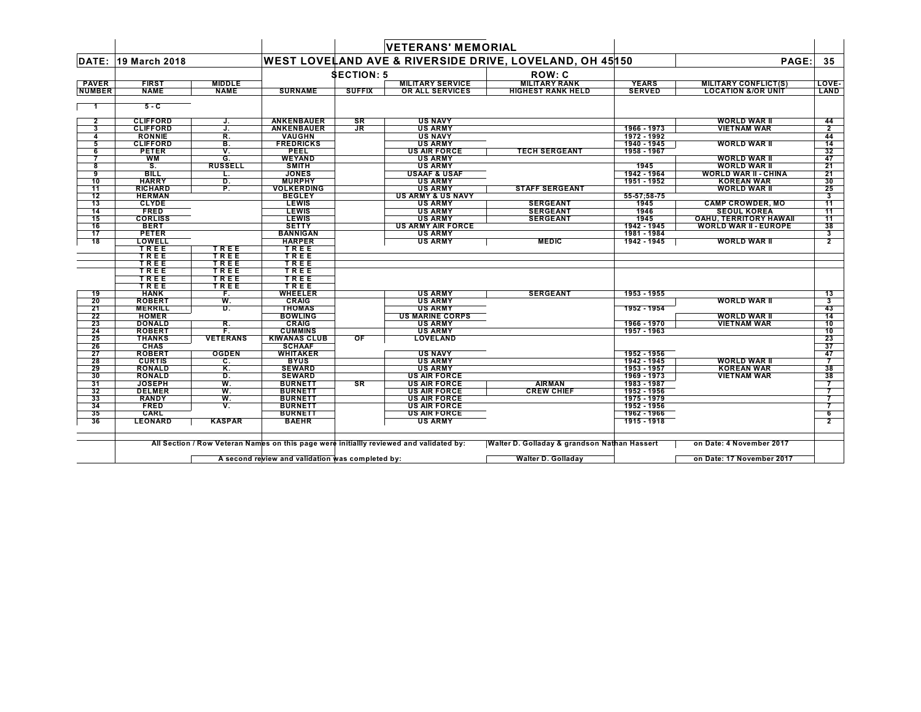# VETERANS' MEMORIAL

**DATE: 19 March 2018** — **WEST LOVELAND AVE & RIVERSIDE DRIVE, LOVELAND, OH 45150** — **PAGE: 35**

**SECTION: 5** — **ROW: C**

| PAVER NUMBER | FIRST NAME | MIDDLE NAME | SURNAME | SUFFIX | MILITARY SERVICE OR ALL SERVICES | MILITARY RANK HIGHEST RANK HELD | YEARS SERVED | MILITARY CONFLICT(S) LOCATION &/OR UNIT | LOVE-LAND |
|---|---|---|---|---|---|---|---|---|---|
| 1 | 5 - C | | | | | | | | |
| 2 | CLIFFORD | J. | ANKENBAUER | SR | US NAVY | | | WORLD WAR II | 44 |
| 3 | CLIFFORD | J. | ANKENBAUER | JR | US ARMY | | 1966 - 1973 | VIETNAM WAR | 2 |
| 4 | RONNIE | R. | VAUGHN | | US NAVY | | 1972 - 1992 | | 44 |
| 5 | CLIFFORD | B. | FREDRICKS | | US ARMY | | 1940 - 1945 | WORLD WAR II | 14 |
| 6 | PETER | V. | PEEL | | US AIR FORCE | TECH SERGEANT | 1958 - 1967 | | 32 |
| 7 | WM | G. | WEYAND | | US ARMY | | | WORLD WAR II | 47 |
| 8 | S. | RUSSELL | SMITH | | US ARMY | | 1945 | WORLD WAR II | 21 |
| 9 | BILL | L. | JONES | | USAAF & USAF | | 1942 - 1964 | WORLD WAR II - CHINA | 21 |
| 10 | HARRY | D. | MURPHY | | US ARMY | | 1951 - 1952 | KOREAN WAR | 30 |
| 11 | RICHARD | P. | VOLKERDING | | US ARMY | STAFF SERGEANT | | WORLD WAR II | 25 |
| 12 | HERMAN | | BEGLEY | | US ARMY & US NAVY | | 55-57;58-75 | | 3 |
| 13 | CLYDE | | LEWIS | | US ARMY | SERGEANT | 1945 | CAMP CROWDER, MO | 11 |
| 14 | FRED | | LEWIS | | US ARMY | SERGEANT | 1946 | SEOUL KOREA | 11 |
| 15 | CORLISS | | LEWIS | | US ARMY | SERGEANT | 1945 | OAHU, TERRITORY HAWAII | 11 |
| 16 | BERT | | SETTY | | US ARMY AIR FORCE | | 1942 - 1945 | WORLD WAR II - EUROPE | 38 |
| 17 | PETER | | BANNIGAN | | US ARMY | | 1981 - 1984 | | 3 |
| 18 | LOWELL | | HARPER | | US ARMY | MEDIC | 1942 - 1945 | WORLD WAR II | 2 |
| | TREE | TREE | TREE | | | | | | |
| | TREE | TREE | TREE | | | | | | |
| | TREE | TREE | TREE | | | | | | |
| | TREE | TREE | TREE | | | | | | |
| | TREE | TREE | TREE | | | | | | |
| | TREE | TREE | TREE | | | | | | |
| 19 | HANK | F. | WHEELER | | US ARMY | SERGEANT | 1953 - 1955 | | 13 |
| 20 | ROBERT | W. | CRAIG | | US ARMY | | | WORLD WAR II | 3 |
| 21 | MERRILL | D. | THOMAS | | US ARMY | | 1952 - 1954 | | 43 |
| 22 | HOMER | | BOWLING | | US MARINE CORPS | | | WORLD WAR II | 14 |
| 23 | DONALD | R. | CRAIG | | US ARMY | | 1966 - 1970 | VIETNAM WAR | 10 |
| 24 | ROBERT | F. | CUMMINS | | US ARMY | | 1957 - 1963 | | 10 |
| 25 | THANKS | VETERANS | KIWANAS CLUB | OF | LOVELAND | | | | 23 |
| 26 | CHAS | | SCHAAF | | | | | | 37 |
| 27 | ROBERT | OGDEN | WHITAKER | | US NAVY | | 1952 - 1956 | | 47 |
| 28 | CURTIS | C. | BYUS | | US ARMY | | 1942 - 1945 | WORLD WAR II | 7 |
| 29 | RONALD | K. | SEWARD | | US ARMY | | 1953 - 1957 | KOREAN WAR | 38 |
| 30 | RONALD | D. | SEWARD | | US AIR FORCE | | 1969 - 1973 | VIETNAM WAR | 38 |
| 31 | JOSEPH | W. | BURNETT | SR | US AIR FORCE | AIRMAN | 1983 - 1987 | | 7 |
| 32 | DELMER | W. | BURNETT | | US AIR FORCE | CREW CHIEF | 1952 - 1956 | | 7 |
| 33 | RANDY | W. | BURNETT | | US AIR FORCE | | 1975 - 1979 | | 7 |
| 34 | FRED | V. | BURNETT | | US AIR FORCE | | 1952 - 1956 | | 7 |
| 35 | CARL | | BURNETT | | US AIR FORCE | | 1962 - 1966 | | 6 |
| 36 | LEONARD | KASPAR | BAEHR | | US ARMY | | 1915 - 1918 | | 2 |

All Section / Row Veteran Names on this page were initiallly reviewed and validated by: Walter D. Golladay & grandson Nathan Hassert on Date: 4 November 2017

A second review and validation was completed by: Walter D. Golladay on Date: 17 November 2017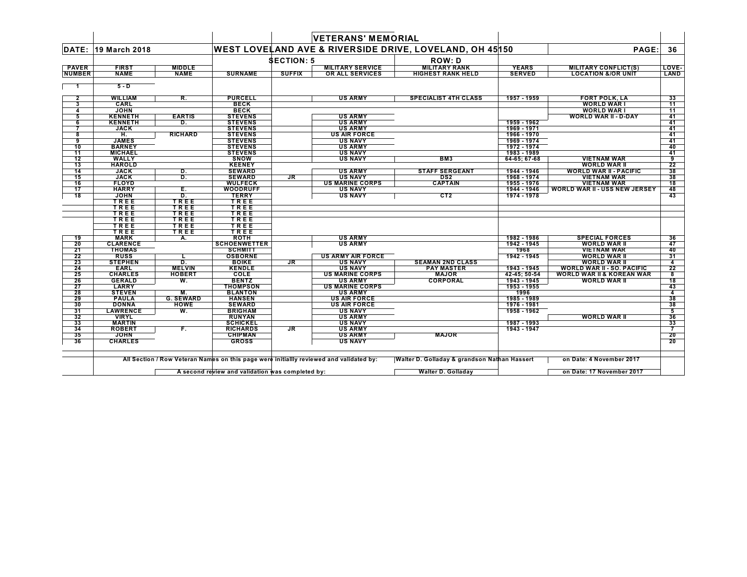# VETERANS' MEMORIAL

**DATE:** 19 March 2018

**WEST LOVELAND AVE & RIVERSIDE DRIVE, LOVELAND, OH 45150**

**PAGE:** 36

**SECTION: 5** **ROW: D**

| PAVER NUMBER | FIRST NAME | MIDDLE NAME | SURNAME | SUFFIX | MILITARY SERVICE OR ALL SERVICES | MILITARY RANK HIGHEST RANK HELD | YEARS SERVED | MILITARY CONFLICT(S) LOCATION &/OR UNIT | LOVE-LAND |
|---|---|---|---|---|---|---|---|---|---|
| 1 | 5 - D | | | | | | | | |
| 2 | WILLIAM | R. | PURCELL | | US ARMY | SPECIALIST 4TH CLASS | 1957 - 1959 | FORT POLK, LA | 33 |
| 3 | CARL | | BECK | | | | | WORLD WAR I | 11 |
| 4 | JOHN | | BECK | | | | | WORLD WAR I | 11 |
| 5 | KENNETH | EARTIS | STEVENS | | US ARMY | | | WORLD WAR II - D-DAY | 41 |
| 6 | KENNETH | D. | STEVENS | | US ARMY | | 1959 - 1962 | | 41 |
| 7 | JACK | | STEVENS | | US ARMY | | 1969 - 1971 | | 41 |
| 8 | H. | RICHARD | STEVENS | | US AIR FORCE | | 1966 - 1970 | | 41 |
| 9 | JAMES | | STEVENS | | US NAVY | | 1969 - 1974 | | 41 |
| 10 | BARNEY | | STEVENS | | US ARMY | | 1972 - 1974 | | 40 |
| 11 | MICHAEL | | STEVENS | | US NAVY | | 1983 - 1989 | | 41 |
| 12 | WALLY | | SNOW | | US NAVY | BM3 | 64-65; 67-68 | VIETNAM WAR | 9 |
| 13 | HAROLD | | KEENEY | | | | | WORLD WAR II | 22 |
| 14 | JACK | D. | SEWARD | | US ARMY | STAFF SERGEANT | 1944 - 1946 | WORLD WAR II - PACIFIC | 38 |
| 15 | JACK | D. | SEWARD | JR | US NAVY | DS2 | 1968 - 1974 | VIETNAM WAR | 38 |
| 16 | FLOYD | | WULFECK | | US MARINE CORPS | CAPTAIN | 1955 - 1976 | VIETNAM WAR | 18 |
| 17 | HARRY | E. | WOODRUFF | | US NAVY | | 1944 - 1946 | WORLD WAR II - USS NEW JERSEY | 48 |
| 18 | JOHN | D. | TERRY | | US NAVY | CT2 | 1974 - 1978 | | 43 |
| | TREE | TREE | TREE | | | | | | |
| | TREE | TREE | TREE | | | | | | |
| | TREE | TREE | TREE | | | | | | |
| | TREE | TREE | TREE | | | | | | |
| | TREE | TREE | TREE | | | | | | |
| | TREE | TREE | TREE | | | | | | |
| 19 | MARK | A. | ROTH | | US ARMY | | 1982 - 1986 | SPECIAL FORCES | 36 |
| 20 | CLARENCE | | SCHOENWETTER | | US ARMY | | 1942 - 1945 | WORLD WAR II | 47 |
| 21 | THOMAS | | SCHMITT | | | | 1968 | VIETNAM WAR | 40 |
| 22 | RUSS | L | OSBORNE | | US ARMY AIR FORCE | | 1942 - 1945 | WORLD WAR II | 31 |
| 23 | STEPHEN | D. | BOIKE | JR | US NAVY | SEAMAN 2ND CLASS | | WORLD WAR II | 4 |
| 24 | EARL | MELVIN | KENDLE | | US NAVY | PAY MASTER | 1943 - 1945 | WORLD WAR II - SO. PACIFIC | 22 |
| 25 | CHARLES | HOBERT | COLE | | US MARINE CORPS | MAJOR | 42-45; 50-54 | WORLD WAR II & KOREAN WAR | 8 |
| 26 | GERALD | W. | BENTZ | | US ARMY | CORPORAL | 1943 - 1945 | WORLD WAR II | 18 |
| 27 | LARRY | | THOMPSON | | US MARINE CORPS | | 1953 - 1955 | | 43 |
| 28 | STEVEN | M. | BLANTON | | US ARMY | | 1996 | | 4 |
| 29 | PAULA | G. SEWARD | HANSEN | | US AIR FORCE | | 1985 - 1989 | | 38 |
| 30 | DONNA | HOWE | SEWARD | | US AIR FORCE | | 1976 - 1981 | | 38 |
| 31 | LAWRENCE | W. | BRIGHAM | | US NAVY | | 1958 - 1962 | | 5 |
| 32 | VIRYL | | RUNYAN | | US ARMY | | | WORLD WAR II | 36 |
| 33 | MARTIN | | SCHICKEL | | US NAVY | | 1987 - 1993 | | 33 |
| 34 | ROBERT | F. | RICHARDS | JR | US ARMY | | 1943 - 1947 | | 7 |
| 35 | JOHN | | CHIPMAN | | US ARMY | MAJOR | | | 20 |
| 36 | CHARLES | | GROSS | | US NAVY | | | | 20 |

All Section / Row Veteran Names on this page were initiallly reviewed and validated by: Walter D. Golladay & grandson Nathan Hassert on Date: 4 November 2017

A second review and validation was completed by: Walter D. Golladay on Date: 17 November 2017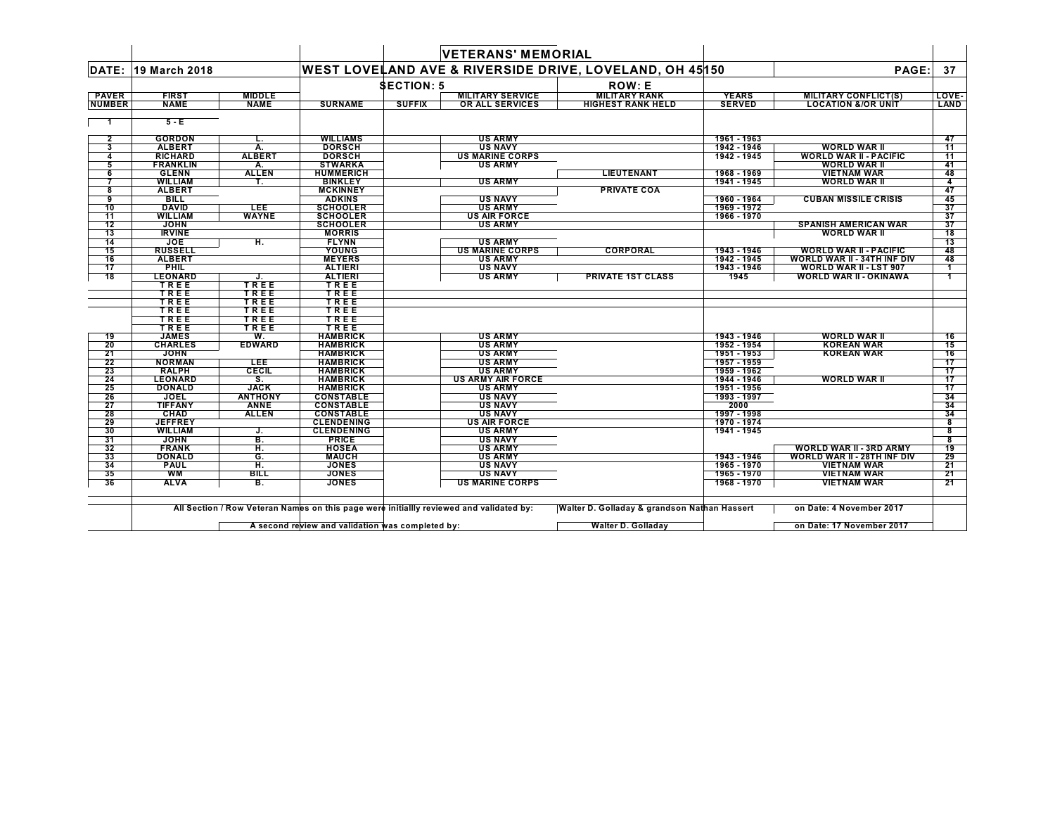# VETERANS' MEMORIAL

**DATE:** 19 March 2018

**WEST LOVELAND AVE & RIVERSIDE DRIVE, LOVELAND, OH 45150**

**SECTION: 5** | **ROW: E**

| PAVER NUMBER | FIRST NAME | MIDDLE NAME | SURNAME | SUFFIX | MILITARY SERVICE OR ALL SERVICES | MILITARY RANK HIGHEST RANK HELD | YEARS SERVED | MILITARY CONFLICT(S) LOCATION &/OR UNIT | LOVE-LAND |
|---|---|---|---|---|---|---|---|---|---|
| 1 | 5 - E | | | | | | | | |
| 2 | GORDON | L. | WILLIAMS | | US ARMY | | 1961 - 1963 | | 47 |
| 3 | ALBERT | A. | DORSCH | | US NAVY | | 1942 - 1946 | WORLD WAR II | 11 |
| 4 | RICHARD | ALBERT | DORSCH | | US MARINE CORPS | | 1942 - 1945 | WORLD WAR II - PACIFIC | 11 |
| 5 | FRANKLIN | A. | STWARKA | | US ARMY | | | WORLD WAR II | 41 |
| 6 | GLENN | ALLEN | HUMMERICH | | | LIEUTENANT | 1968 - 1969 | VIETNAM WAR | 48 |
| 7 | WILLIAM | T. | BINKLEY | | US ARMY | | 1941 - 1945 | WORLD WAR II | 4 |
| 8 | ALBERT | | MCKINNEY | | | PRIVATE COA | | | 47 |
| 9 | BILL | | ADKINS | | US NAVY | | 1960 - 1964 | CUBAN MISSILE CRISIS | 45 |
| 10 | DAVID | LEE | SCHOOLER | | US ARMY | | 1969 - 1972 | | 37 |
| 11 | WILLIAM | WAYNE | SCHOOLER | | US AIR FORCE | | 1966 - 1970 | | 37 |
| 12 | JOHN | | SCHOOLER | | US ARMY | | | SPANISH AMERICAN WAR | 37 |
| 13 | IRVINE | | MORRIS | | | | | WORLD WAR II | 18 |
| 14 | JOE | H. | FLYNN | | US ARMY | | | | 13 |
| 15 | RUSSELL | | YOUNG | | US MARINE CORPS | CORPORAL | 1943 - 1946 | WORLD WAR II - PACIFIC | 48 |
| 16 | ALBERT | | MEYERS | | US ARMY | | 1942 - 1945 | WORLD WAR II - 34TH INF DIV | 48 |
| 17 | PHIL | | ALTIERI | | US NAVY | | 1943 - 1946 | WORLD WAR II - LST 907 | 1 |
| 18 | LEONARD | J. | ALTIERI | | US ARMY | PRIVATE 1ST CLASS | 1945 | WORLD WAR II - OKINAWA | 1 |
| | TREE | TREE | TREE | | | | | | |
| | TREE | TREE | TREE | | | | | | |
| | TREE | TREE | TREE | | | | | | |
| | TREE | TREE | TREE | | | | | | |
| | TREE | TREE | TREE | | | | | | |
| | TREE | TREE | TREE | | | | | | |
| 19 | JAMES | W. | HAMBRICK | | US ARMY | | 1943 - 1946 | WORLD WAR II | 16 |
| 20 | CHARLES | EDWARD | HAMBRICK | | US ARMY | | 1952 - 1954 | KOREAN WAR | 15 |
| 21 | JOHN | | HAMBRICK | | US ARMY | | 1951 - 1953 | KOREAN WAR | 16 |
| 22 | NORMAN | LEE | HAMBRICK | | US ARMY | | 1957 - 1959 | | 17 |
| 23 | RALPH | CECIL | HAMBRICK | | US ARMY | | 1959 - 1962 | | 17 |
| 24 | LEONARD | S. | HAMBRICK | | US ARMY AIR FORCE | | 1944 - 1946 | WORLD WAR II | 17 |
| 25 | DONALD | JACK | HAMBRICK | | US ARMY | | 1951 - 1956 | | 17 |
| 26 | JOEL | ANTHONY | CONSTABLE | | US NAVY | | 1993 - 1997 | | 34 |
| 27 | TIFFANY | ANNE | CONSTABLE | | US NAVY | | 2000 | | 34 |
| 28 | CHAD | ALLEN | CONSTABLE | | US NAVY | | 1997 - 1998 | | 34 |
| 29 | JEFFREY | | CLENDENING | | US AIR FORCE | | 1970 - 1974 | | 8 |
| 30 | WILLIAM | J. | CLENDENING | | US ARMY | | 1941 - 1945 | | 8 |
| 31 | JOHN | B. | PRICE | | US NAVY | | | | 8 |
| 32 | FRANK | H. | HOSEA | | US ARMY | | | WORLD WAR II - 3RD ARMY | 19 |
| 33 | DONALD | G. | MAUCH | | US ARMY | | 1943 - 1946 | WORLD WAR II - 28TH INF DIV | 29 |
| 34 | PAUL | H. | JONES | | US NAVY | | 1965 - 1970 | VIETNAM WAR | 21 |
| 35 | WM | BILL | JONES | | US NAVY | | 1965 - 1970 | VIETNAM WAR | 21 |
| 36 | ALVA | B. | JONES | | US MARINE CORPS | | 1968 - 1970 | VIETNAM WAR | 21 |

All Section / Row Veteran Names on this page were initiallly reviewed and validated by: Walter D. Golladay & grandson Nathan Hassert on Date: 4 November 2017

A second review and validation was completed by: Walter D. Golladay on Date: 17 November 2017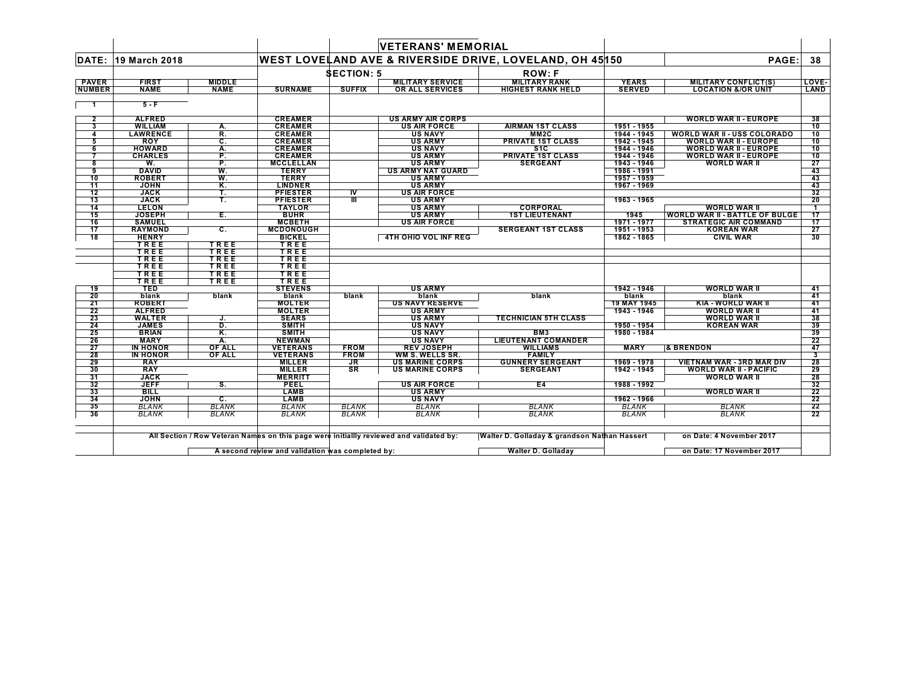# VETERANS' MEMORIAL

**DATE:** 19 March 2018 — **WEST LOVELAND AVE & RIVERSIDE DRIVE, LOVELAND, OH 45150** — **PAGE:** 38

**SECTION: 5** — **ROW: F**

| PAVER NUMBER | FIRST NAME | MIDDLE NAME | SURNAME | SUFFIX | MILITARY SERVICE OR ALL SERVICES | MILITARY RANK HIGHEST RANK HELD | YEARS SERVED | MILITARY CONFLICT(S) LOCATION &/OR UNIT | LOVE-LAND |
|---|---|---|---|---|---|---|---|---|---|
| 1 | 5 - F | | | | | | | | |
| 2 | ALFRED | | CREAMER | | US ARMY AIR CORPS | | | WORLD WAR II - EUROPE | 38 |
| 3 | WILLIAM | A. | CREAMER | | US AIR FORCE | AIRMAN 1ST CLASS | 1951 - 1955 | | 10 |
| 4 | LAWRENCE | R. | CREAMER | | US NAVY | MM2C | 1944 - 1945 | WORLD WAR II - USS COLORADO | 10 |
| 5 | ROY | C. | CREAMER | | US ARMY | PRIVATE 1ST CLASS | 1942 - 1945 | WORLD WAR II - EUROPE | 10 |
| 6 | HOWARD | A. | CREAMER | | US NAVY | S1C | 1944 - 1946 | WORLD WAR II - EUROPE | 10 |
| 7 | CHARLES | P. | CREAMER | | US ARMY | PRIVATE 1ST CLASS | 1944 - 1946 | WORLD WAR II - EUROPE | 10 |
| 8 | W. | P. | MCCLELLAN | | US ARMY | SERGEANT | 1943 - 1946 | WORLD WAR II | 27 |
| 9 | DAVID | W. | TERRY | | US ARMY NAT GUARD | | 1986 - 1991 | | 43 |
| 10 | ROBERT | W. | TERRY | | US ARMY | | 1957 - 1959 | | 43 |
| 11 | JOHN | K. | LINDNER | | US ARMY | | 1967 - 1969 | | 43 |
| 12 | JACK | T. | PFIESTER | IV | US AIR FORCE | | | | 32 |
| 13 | JACK | T. | PFIESTER | III | US ARMY | | 1963 - 1965 | | 20 |
| 14 | LELON | | TAYLOR | | US ARMY | CORPORAL | | WORLD WAR II | 1 |
| 15 | JOSEPH | E. | BUHR | | US ARMY | 1ST LIEUTENANT | 1945 | WORLD WAR II - BATTLE OF BULGE | 17 |
| 16 | SAMUEL | | MCBETH | | US AIR FORCE | | 1971 - 1977 | STRATEGIC AIR COMMAND | 17 |
| 17 | RAYMOND | C. | MCDONOUGH | | | SERGEANT 1ST CLASS | 1951 - 1953 | KOREAN WAR | 27 |
| 18 | HENRY | | BICKEL | | 4TH OHIO VOL INF REG | | 1862 - 1865 | CIVIL WAR | 30 |
| | TREE | TREE | TREE | | | | | | |
| | TREE | TREE | TREE | | | | | | |
| | TREE | TREE | TREE | | | | | | |
| | TREE | TREE | TREE | | | | | | |
| | TREE | TREE | TREE | | | | | | |
| | TREE | TREE | TREE | | | | | | |
| 19 | TED | | STEVENS | | US ARMY | | 1942 - 1946 | WORLD WAR II | 41 |
| 20 | blank | blank | blank | blank | blank | blank | blank | blank | 41 |
| 21 | ROBERT | | MOLTER | | US NAVY RESERVE | | 19 MAY 1945 | KIA - WORLD WAR II | 41 |
| 22 | ALFRED | | MOLTER | | US ARMY | | 1943 - 1946 | WORLD WAR II | 41 |
| 23 | WALTER | J. | SEARS | | US ARMY | TECHNICIAN 5TH CLASS | | WORLD WAR II | 38 |
| 24 | JAMES | D. | SMITH | | US NAVY | | 1950 - 1954 | KOREAN WAR | 39 |
| 25 | BRIAN | K. | SMITH | | US NAVY | BM3 | 1980 - 1984 | | 39 |
| 26 | MARY | A. | NEWMAN | | US NAVY | LIEUTENANT COMANDER | | | 22 |
| 27 | IN HONOR | OF ALL | VETERANS | FROM | REV JOSEPH | WILLIAMS | MARY | & BRENDON | 47 |
| 28 | IN HONOR | OF ALL | VETERANS | FROM | WM S. WELLS SR. | FAMILY | | | 3 |
| 29 | RAY | | MILLER | JR | US MARINE CORPS | GUNNERY SERGEANT | 1969 - 1978 | VIETNAM WAR - 3RD MAR DIV | 28 |
| 30 | RAY | | MILLER | SR | US MARINE CORPS | SERGEANT | 1942 - 1945 | WORLD WAR II - PACIFIC | 29 |
| 31 | JACK | | MERRITT | | | | | WORLD WAR II | 28 |
| 32 | JEFF | S. | PEEL | | US AIR FORCE | E4 | 1988 - 1992 | | 32 |
| 33 | BILL | | LAMB | | US ARMY | | | WORLD WAR II | 22 |
| 34 | JOHN | C. | LAMB | | US NAVY | | 1962 - 1966 | | 22 |
| 35 | *BLANK* | *BLANK* | *BLANK* | *BLANK* | *BLANK* | *BLANK* | *BLANK* | *BLANK* | 22 |
| 36 | *BLANK* | *BLANK* | *BLANK* | *BLANK* | *BLANK* | *BLANK* | *BLANK* | *BLANK* | 22 |

All Section / Row Veteran Names on this page were initiallly reviewed and validated by: Walter D. Golladay & grandson Nathan Hassert on Date: 4 November 2017

A second review and validation was completed by: Walter D. Golladay on Date: 17 November 2017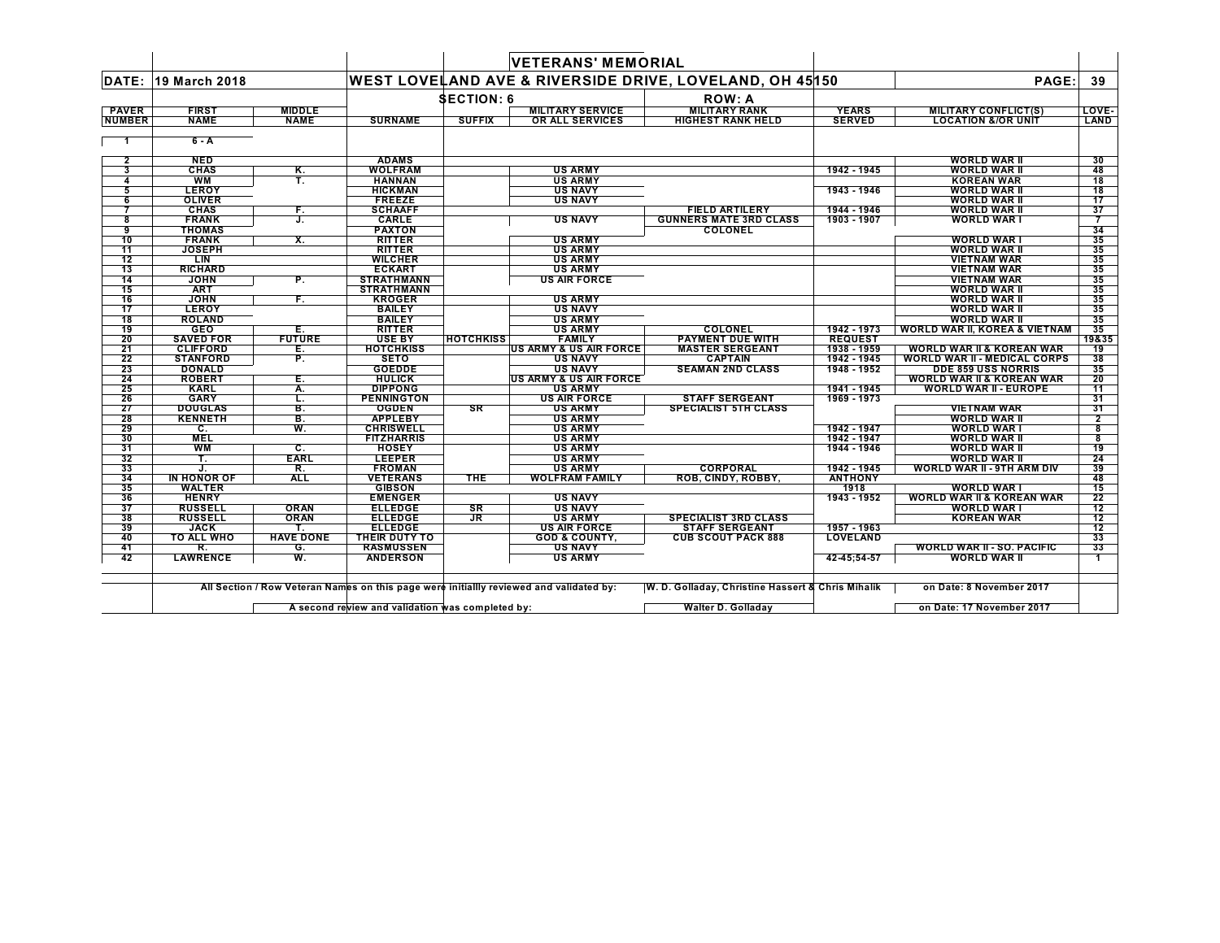# VETERANS' MEMORIAL

**DATE:** 19 March 2018

## WEST LOVELAND AVE & RIVERSIDE DRIVE, LOVELAND, OH 45150

**PAGE:** 39

**SECTION: 6** — **ROW: A**

| PAVER NUMBER | FIRST NAME | MIDDLE NAME | SURNAME | SUFFIX | MILITARY SERVICE OR ALL SERVICES | MILITARY RANK HIGHEST RANK HELD | YEARS SERVED | MILITARY CONFLICT(S) LOCATION &/OR UNIT | LOVE-LAND |
|---|---|---|---|---|---|---|---|---|---|
| 1 | 6 - A | | | | | | | | |
| 2 | NED | | ADAMS | | | | | WORLD WAR II | 30 |
| 3 | CHAS | K. | WOLFRAM | | US ARMY | | 1942 - 1945 | WORLD WAR II | 48 |
| 4 | WM | T. | HANNAN | | US ARMY | | | KOREAN WAR | 18 |
| 5 | LEROY | | HICKMAN | | US NAVY | | 1943 - 1946 | WORLD WAR II | 18 |
| 6 | OLIVER | | FREEZE | | US NAVY | | | WORLD WAR II | 17 |
| 7 | CHAS | F. | SCHAAFF | | | FIELD ARTILERY | 1944 - 1946 | WORLD WAR II | 37 |
| 8 | FRANK | J. | CARLE | | US NAVY | GUNNERS MATE 3RD CLASS | 1903 - 1907 | WORLD WAR I | 7 |
| 9 | THOMAS | | PAXTON | | | COLONEL | | | 34 |
| 10 | FRANK | X. | RITTER | | US ARMY | | | WORLD WAR I | 35 |
| 11 | JOSEPH | | RITTER | | US ARMY | | | WORLD WAR II | 35 |
| 12 | LIN | | WILCHER | | US ARMY | | | VIETNAM WAR | 35 |
| 13 | RICHARD | | ECKART | | US ARMY | | | VIETNAM WAR | 35 |
| 14 | JOHN | P. | STRATHMANN | | US AIR FORCE | | | VIETNAM WAR | 35 |
| 15 | ART | | STRATHMANN | | | | | WORLD WAR II | 35 |
| 16 | JOHN | F. | KROGER | | US ARMY | | | WORLD WAR II | 35 |
| 17 | LEROY | | BAILEY | | US NAVY | | | WORLD WAR II | 35 |
| 18 | ROLAND | | BAILEY | | US ARMY | | | WORLD WAR II | 35 |
| 19 | GEO | E. | RITTER | | US ARMY | COLONEL | 1942 - 1973 | WORLD WAR II, KOREA & VIETNAM | 35 |
| 20 | SAVED FOR | FUTURE | USE BY | HOTCHKISS | FAMILY | PAYMENT DUE WITH | REQUEST | | 19&35 |
| 21 | CLIFFORD | E. | HOTCHKISS | | US ARMY & US AIR FORCE | MASTER SERGEANT | 1938 - 1959 | WORLD WAR II & KOREAN WAR | 19 |
| 22 | STANFORD | P. | SETO | | US NAVY | CAPTAIN | 1942 - 1945 | WORLD WAR II - MEDICAL CORPS | 38 |
| 23 | DONALD | | GOEDDE | | US NAVY | SEAMAN 2ND CLASS | 1948 - 1952 | DDE 859 USS NORRIS | 35 |
| 24 | ROBERT | E. | HULICK | | US ARMY & US AIR FORCE | | | WORLD WAR II & KOREAN WAR | 20 |
| 25 | KARL | A. | DIPPONG | | US ARMY | | 1941 - 1945 | WORLD WAR II - EUROPE | 11 |
| 26 | GARY | L. | PENNINGTON | | US AIR FORCE | STAFF SERGEANT | 1969 - 1973 | | 31 |
| 27 | DOUGLAS | B. | OGDEN | SR | US ARMY | SPECIALIST 5TH CLASS | | VIETNAM WAR | 31 |
| 28 | KENNETH | B. | APPLEBY | | US ARMY | | | WORLD WAR II | 2 |
| 29 | C. | W. | CHRISWELL | | US ARMY | | 1942 - 1947 | WORLD WAR I | 8 |
| 30 | MEL | | FITZHARRIS | | US ARMY | | 1942 - 1947 | WORLD WAR II | 8 |
| 31 | WM | C. | HOSEY | | US ARMY | | 1944 - 1946 | WORLD WAR II | 19 |
| 32 | T. | EARL | LEEPER | | US ARMY | | | WORLD WAR II | 24 |
| 33 | J. | R. | FROMAN | | US ARMY | CORPORAL | 1942 - 1945 | WORLD WAR II - 9TH ARM DIV | 39 |
| 34 | IN HONOR OF | ALL | VETERANS | THE | WOLFRAM FAMILY | ROB, CINDY, ROBBY, | ANTHONY | | 48 |
| 35 | WALTER | | GIBSON | | | | 1918 | WORLD WAR I | 15 |
| 36 | HENRY | | EMENGER | | US NAVY | | 1943 - 1952 | WORLD WAR II & KOREAN WAR | 22 |
| 37 | RUSSELL | ORAN | ELLEDGE | SR | US NAVY | | | WORLD WAR I | 12 |
| 38 | RUSSELL | ORAN | ELLEDGE | JR | US ARMY | SPECIALIST 3RD CLASS | | KOREAN WAR | 12 |
| 39 | JACK | T. | ELLEDGE | | US AIR FORCE | STAFF SERGEANT | 1957 - 1963 | | 12 |
| 40 | TO ALL WHO | HAVE DONE | THEIR DUTY TO | | GOD & COUNTY, | CUB SCOUT PACK 888 | LOVELAND | | 33 |
| 41 | R. | G. | RASMUSSEN | | US NAVY | | | WORLD WAR II - SO. PACIFIC | 33 |
| 42 | LAWRENCE | W. | ANDERSON | | US ARMY | | 42-45;54-57 | WORLD WAR II | 1 |

All Section / Row Veteran Names on this page were initiallly reviewed and validated by: W. D. Golladay, Christine Hassert & Chris Mihalik on Date: 8 November 2017

A second review and validation was completed by: Walter D. Golladay on Date: 17 November 2017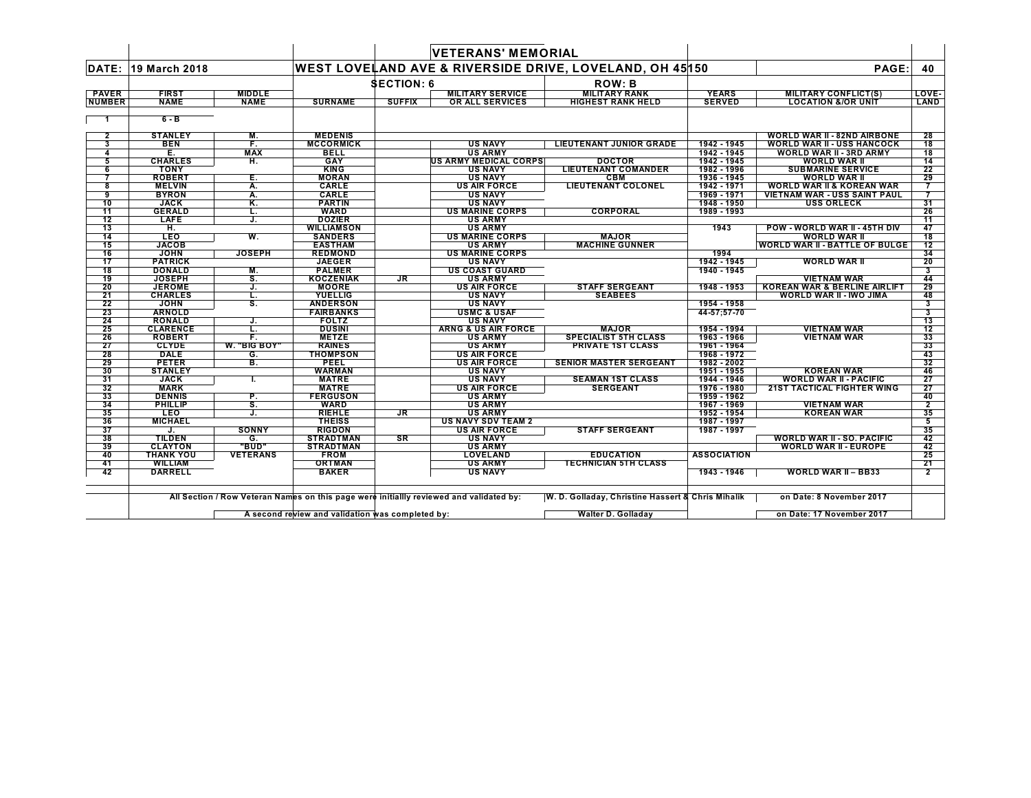# VETERANS' MEMORIAL

**DATE:** 19 March 2018

**WEST LOVELAND AVE & RIVERSIDE DRIVE, LOVELAND, OH 45150**

**PAGE:** 40

**SECTION: 6** **ROW: B**

| PAVER NUMBER | FIRST NAME | MIDDLE NAME | SURNAME | SUFFIX | MILITARY SERVICE OR ALL SERVICES | MILITARY RANK HIGHEST RANK HELD | YEARS SERVED | MILITARY CONFLICT(S) LOCATION &/OR UNIT | LOVE-LAND |
|---|---|---|---|---|---|---|---|---|---|
| 1 | 6 - B | | | | | | | | |
| 2 | STANLEY | M. | MEDENIS | | | | | WORLD WAR II - 82ND AIRBONE | 28 |
| 3 | BEN | F. | MCCORMICK | | US NAVY | LIEUTENANT JUNIOR GRADE | 1942 - 1945 | WORLD WAR II - USS HANCOCK | 18 |
| 4 | E. | MAX | BELL | | US ARMY | | 1942 - 1945 | WORLD WAR II - 3RD ARMY | 18 |
| 5 | CHARLES | H. | GAY | | US ARMY MEDICAL CORPS | DOCTOR | 1942 - 1945 | WORLD WAR II | 14 |
| 6 | TONY | | KING | | US NAVY | LIEUTENANT COMANDER | 1982 - 1996 | SUBMARINE SERVICE | 22 |
| 7 | ROBERT | E. | MORAN | | US NAVY | CBM | 1936 - 1945 | WORLD WAR II | 29 |
| 8 | MELVIN | A. | CARLE | | US AIR FORCE | LIEUTENANT COLONEL | 1942 - 1971 | WORLD WAR II & KOREAN WAR | 7 |
| 9 | BYRON | A. | CARLE | | US NAVY | | 1969 - 1971 | VIETNAM WAR - USS SAINT PAUL | 7 |
| 10 | JACK | K. | PARTIN | | US NAVY | | 1948 - 1950 | USS ORLECK | 31 |
| 11 | GERALD | L. | WARD | | US MARINE CORPS | CORPORAL | 1989 - 1993 | | 26 |
| 12 | LAFE | J. | DOZIER | | US ARMY | | | | 11 |
| 13 | H. | | WILLIAMSON | | US ARMY | | 1943 | POW - WORLD WAR II - 45TH DIV | 47 |
| 14 | LEO | W. | SANDERS | | US MARINE CORPS | MAJOR | | WORLD WAR II | 18 |
| 15 | JACOB | | EASTHAM | | US ARMY | MACHINE GUNNER | | WORLD WAR II - BATTLE OF BULGE | 12 |
| 16 | JOHN | JOSEPH | REDMOND | | US MARINE CORPS | | 1994 | | 34 |
| 17 | PATRICK | | JAEGER | | US NAVY | | 1942 - 1945 | WORLD WAR II | 20 |
| 18 | DONALD | M. | PALMER | | US COAST GUARD | | 1940 - 1945 | | 3 |
| 19 | JOSEPH | S. | KOCZENIAK | JR | US ARMY | | | VIETNAM WAR | 44 |
| 20 | JEROME | J. | MOORE | | US AIR FORCE | STAFF SERGEANT | 1948 - 1953 | KOREAN WAR & BERLINE AIRLIFT | 29 |
| 21 | CHARLES | L. | YUELLIG | | US NAVY | SEABEES | | WORLD WAR II - IWO JIMA | 48 |
| 22 | JOHN | S. | ANDERSON | | US NAVY | | 1954 - 1958 | | 3 |
| 23 | ARNOLD | | FAIRBANKS | | USMC & USAF | | 44-57;57-70 | | 3 |
| 24 | RONALD | J. | FOLTZ | | US NAVY | | | | 13 |
| 25 | CLARENCE | L. | DUSINI | | ARNG & US AIR FORCE | MAJOR | 1954 - 1994 | VIETNAM WAR | 12 |
| 26 | ROBERT | F. | METZE | | US ARMY | SPECIALIST 5TH CLASS | 1963 - 1966 | VIETNAM WAR | 33 |
| 27 | CLYDE | W. "BIG BOY" | RAINES | | US ARMY | PRIVATE 1ST CLASS | 1961 - 1964 | | 33 |
| 28 | DALE | G. | THOMPSON | | US AIR FORCE | | 1968 - 1972 | | 43 |
| 29 | PETER | B. | PEEL | | US AIR FORCE | SENIOR MASTER SERGEANT | 1982 - 2002 | | 32 |
| 30 | STANLEY | | WARMAN | | US NAVY | | 1951 - 1955 | KOREAN WAR | 46 |
| 31 | JACK | I. | MATRE | | US NAVY | SEAMAN 1ST CLASS | 1944 - 1946 | WORLD WAR II - PACIFIC | 27 |
| 32 | MARK | | MATRE | | US AIR FORCE | SERGEANT | 1976 - 1980 | 21ST TACTICAL FIGHTER WING | 27 |
| 33 | DENNIS | P. | FERGUSON | | US ARMY | | 1959 - 1962 | | 40 |
| 34 | PHILLIP | S. | WARD | | US ARMY | | 1967 - 1969 | VIETNAM WAR | 2 |
| 35 | LEO | J. | RIEHLE | JR | US ARMY | | 1952 - 1954 | KOREAN WAR | 35 |
| 36 | MICHAEL | | THEISS | | US NAVY SDV TEAM 2 | | 1987 - 1997 | | 5 |
| 37 | J. | SONNY | RIGDON | | US AIR FORCE | STAFF SERGEANT | 1987 - 1997 | | 35 |
| 38 | TILDEN | G. | STRADTMAN | SR | US NAVY | | | WORLD WAR II - SO. PACIFIC | 42 |
| 39 | CLAYTON | "BUD" | STRADTMAN | | US ARMY | | | WORLD WAR II - EUROPE | 42 |
| 40 | THANK YOU | VETERANS | FROM | | LOVELAND | EDUCATION | ASSOCIATION | | 25 |
| 41 | WILLIAM | | ORTMAN | | US ARMY | TECHNICIAN 5TH CLASS | | | 21 |
| 42 | DARRELL | | BAKER | | US NAVY | | 1943 - 1946 | WORLD WAR II – BB33 | 2 |

All Section / Row Veteran Names on this page were initiallly reviewed and validated by: W. D. Golladay, Christine Hassert & Chris Mihalik on Date: 8 November 2017

A second review and validation was completed by: Walter D. Golladay on Date: 17 November 2017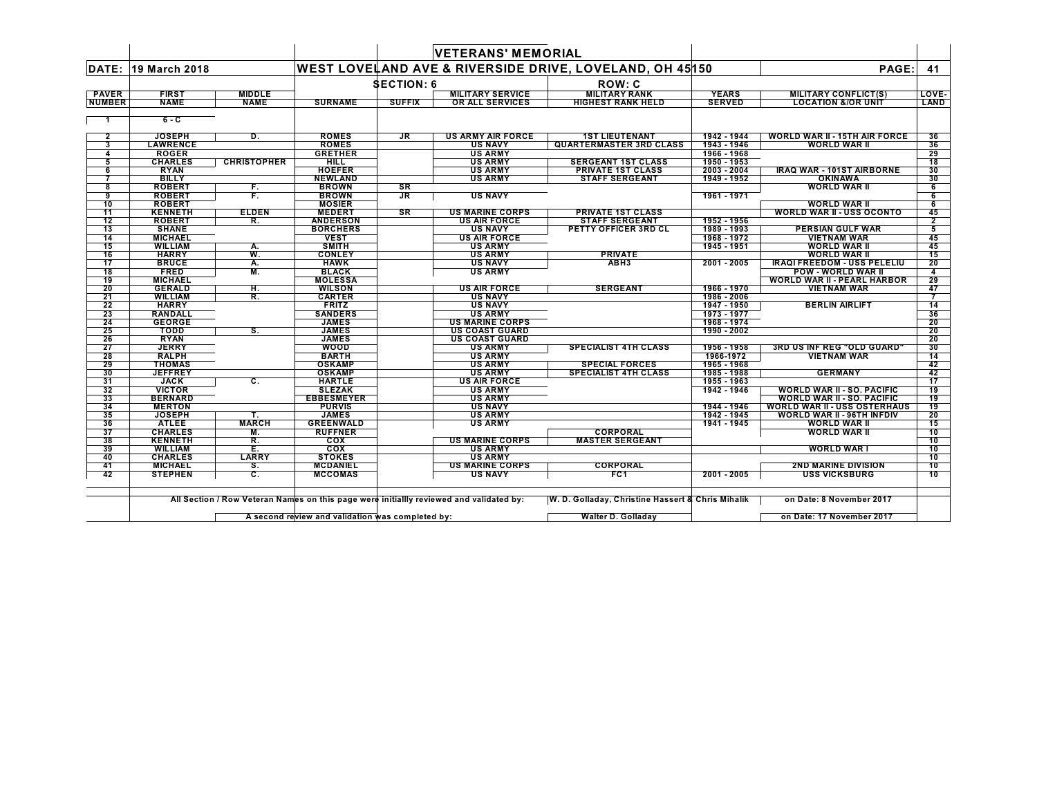# VETERANS' MEMORIAL

**DATE: 19 March 2018** | **WEST LOVELAND AVE & RIVERSIDE DRIVE, LOVELAND, OH 45150** | **PAGE: 41**

**SECTION: 6** | **ROW: C**

| PAVER NUMBER | FIRST NAME | MIDDLE NAME | SURNAME | SUFFIX | MILITARY SERVICE OR ALL SERVICES | MILITARY RANK HIGHEST RANK HELD | YEARS SERVED | MILITARY CONFLICT(S) LOCATION &/OR UNIT | LOVE-LAND |
|---|---|---|---|---|---|---|---|---|---|
| 1 | 6 - C | | | | | | | | |
| 2 | JOSEPH | D. | ROMES | JR | US ARMY AIR FORCE | 1ST LIEUTENANT | 1942 - 1944 | WORLD WAR II - 15TH AIR FORCE | 36 |
| 3 | LAWRENCE | | ROMES | | US NAVY | QUARTERMASTER 3RD CLASS | 1943 - 1946 | WORLD WAR II | 36 |
| 4 | ROGER | | GRETHER | | US ARMY | | 1966 - 1968 | | 29 |
| 5 | CHARLES | CHRISTOPHER | HILL | | US ARMY | SERGEANT 1ST CLASS | 1950 - 1953 | | 18 |
| 6 | RYAN | | HOEFER | | US ARMY | PRIVATE 1ST CLASS | 2003 - 2004 | IRAQ WAR - 101ST AIRBORNE | 30 |
| 7 | BILLY | | NEWLAND | | US ARMY | STAFF SERGEANT | 1949 - 1952 | OKINAWA | 30 |
| 8 | ROBERT | F. | BROWN | SR | | | | WORLD WAR II | 6 |
| 9 | ROBERT | F. | BROWN | JR | US NAVY | | 1961 - 1971 | | 6 |
| 10 | ROBERT | | MOSIER | | | | | WORLD WAR II | 6 |
| 11 | KENNETH | ELDEN | MEDERT | SR | US MARINE CORPS | PRIVATE 1ST CLASS | | WORLD WAR II - USS OCONTO | 45 |
| 12 | ROBERT | R. | ANDERSON | | US AIR FORCE | STAFF SERGEANT | 1952 - 1956 | | 2 |
| 13 | SHANE | | BORCHERS | | US NAVY | PETTY OFFICER 3RD CL | 1989 - 1993 | PERSIAN GULF WAR | 5 |
| 14 | MICHAEL | | VEST | | US AIR FORCE | | 1968 - 1972 | VIETNAM WAR | 45 |
| 15 | WILLIAM | A. | SMITH | | US ARMY | | 1945 - 1951 | WORLD WAR II | 45 |
| 16 | HARRY | W. | CONLEY | | US ARMY | PRIVATE | | WORLD WAR II | 15 |
| 17 | BRUCE | A. | HAWK | | US NAVY | ABH3 | 2001 - 2005 | IRAQI FREEDOM - USS PELELIU | 20 |
| 18 | FRED | M. | BLACK | | US ARMY | | | POW - WORLD WAR II | 4 |
| 19 | MICHAEL | | MOLESSA | | | | | WORLD WAR II - PEARL HARBOR | 29 |
| 20 | GERALD | H. | WILSON | | US AIR FORCE | SERGEANT | 1966 - 1970 | VIETNAM WAR | 47 |
| 21 | WILLIAM | R. | CARTER | | US NAVY | | 1986 - 2006 | | 7 |
| 22 | HARRY | | FRITZ | | US NAVY | | 1947 - 1950 | BERLIN AIRLIFT | 14 |
| 23 | RANDALL | | SANDERS | | US ARMY | | 1973 - 1977 | | 36 |
| 24 | GEORGE | | JAMES | | US MARINE CORPS | | 1968 - 1974 | | 20 |
| 25 | TODD | S. | JAMES | | US COAST GUARD | | 1990 - 2002 | | 20 |
| 26 | RYAN | | JAMES | | US COAST GUARD | | | | 20 |
| 27 | JERRY | | WOOD | | US ARMY | SPECIALIST 4TH CLASS | 1956 - 1958 | 3RD US INF REG "OLD GUARD" | 30 |
| 28 | RALPH | | BARTH | | US ARMY | | 1966-1972 | VIETNAM WAR | 14 |
| 29 | THOMAS | | OSKAMP | | US ARMY | SPECIAL FORCES | 1965 - 1968 | | 42 |
| 30 | JEFFREY | | OSKAMP | | US ARMY | SPECIALIST 4TH CLASS | 1985 - 1988 | GERMANY | 42 |
| 31 | JACK | C. | HARTLE | | US AIR FORCE | | 1955 - 1963 | | 17 |
| 32 | VICTOR | | SLEZAK | | US ARMY | | 1942 - 1946 | WORLD WAR II - SO. PACIFIC | 19 |
| 33 | BERNARD | | EBBESMEYER | | US ARMY | | | WORLD WAR II - SO. PACIFIC | 19 |
| 34 | MERTON | | PURVIS | | US NAVY | | 1944 - 1946 | WORLD WAR II - USS OSTERHAUS | 19 |
| 35 | JOSEPH | T. | JAMES | | US ARMY | | 1942 - 1945 | WORLD WAR II - 96TH INFDIV | 20 |
| 36 | ATLEE | MARCH | GREENWALD | | US ARMY | | 1941 - 1945 | WORLD WAR II | 15 |
| 37 | CHARLES | M. | RUFFNER | | | CORPORAL | | WORLD WAR II | 10 |
| 38 | KENNETH | R. | COX | | US MARINE CORPS | MASTER SERGEANT | | | 10 |
| 39 | WILLIAM | E. | COX | | US ARMY | | | WORLD WAR I | 10 |
| 40 | CHARLES | LARRY | STOKES | | US ARMY | | | | 10 |
| 41 | MICHAEL | S. | MCDANIEL | | US MARINE CORPS | CORPORAL | | 2ND MARINE DIVISION | 10 |
| 42 | STEPHEN | C. | MCCOMAS | | US NAVY | FC1 | 2001 - 2005 | USS VICKSBURG | 10 |

All Section / Row Veteran Names on this page were initiallly reviewed and validated by: W. D. Golladay, Christine Hassert & Chris Mihalik on Date: 8 November 2017

A second review and validation was completed by: Walter D. Golladay on Date: 17 November 2017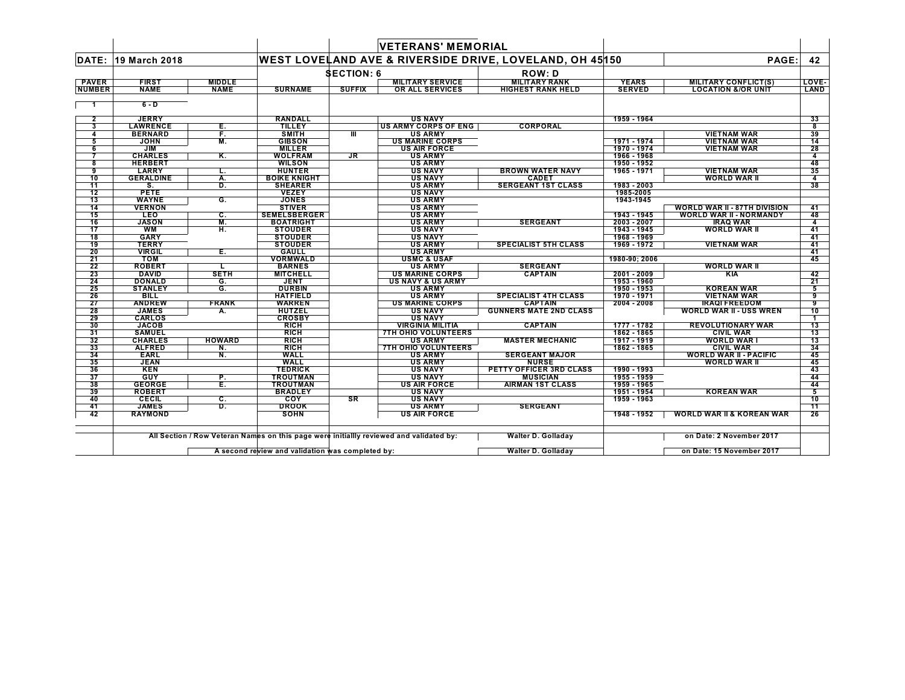# VETERANS' MEMORIAL

**DATE:** 19 March 2018 — **WEST LOVELAND AVE & RIVERSIDE DRIVE, LOVELAND, OH 45150** — **PAGE:** 42

**SECTION: 6** — **ROW: D**

| PAVER NUMBER | FIRST NAME | MIDDLE NAME | SURNAME | SUFFIX | MILITARY SERVICE OR ALL SERVICES | MILITARY RANK HIGHEST RANK HELD | YEARS SERVED | MILITARY CONFLICT(S) LOCATION &/OR UNIT | LOVE-LAND |
|---|---|---|---|---|---|---|---|---|---|
| 1 | 6 - D | | | | | | | | |
| 2 | JERRY | | RANDALL | | US NAVY | | 1959 - 1964 | | 33 |
| 3 | LAWRENCE | E. | TILLEY | | US ARMY CORPS OF ENG | CORPORAL | | | 8 |
| 4 | BERNARD | F. | SMITH | III | US ARMY | | | VIETNAM WAR | 39 |
| 5 | JOHN | M. | GIBSON | | US MARINE CORPS | | 1971 - 1974 | VIETNAM WAR | 14 |
| 6 | JIM | | MILLER | | US AIR FORCE | | 1970 - 1974 | VIETNAM WAR | 28 |
| 7 | CHARLES | K. | WOLFRAM | JR | US ARMY | | 1966 - 1968 | | 4 |
| 8 | HERBERT | | WILSON | | US ARMY | | 1950 - 1952 | | 48 |
| 9 | LARRY | L. | HUNTER | | US NAVY | BROWN WATER NAVY | 1965 - 1971 | VIETNAM WAR | 35 |
| 10 | GERALDINE | A. | BOIKE KNIGHT | | US NAVY | CADET | | WORLD WAR II | 4 |
| 11 | S. | D. | SHEARER | | US ARMY | SERGEANT 1ST CLASS | 1983 - 2003 | | 38 |
| 12 | PETE | | VEZEY | | US NAVY | | 1985-2005 | | |
| 13 | WAYNE | G. | JONES | | US ARMY | | 1943-1945 | | |
| 14 | VERNON | | STIVER | | US ARMY | | | WORLD WAR II - 87TH DIVISION | 41 |
| 15 | LEO | C. | SEMELSBERGER | | US ARMY | | 1943 - 1945 | WORLD WAR II - NORMANDY | 48 |
| 16 | JASON | M. | BOATRIGHT | | US ARMY | SERGEANT | 2003 - 2007 | IRAQ WAR | 4 |
| 17 | WM | H. | STOUDER | | US NAVY | | 1943 - 1945 | WORLD WAR II | 41 |
| 18 | GARY | | STOUDER | | US NAVY | | 1968 - 1969 | | 41 |
| 19 | TERRY | | STOUDER | | US ARMY | SPECIALIST 5TH CLASS | 1969 - 1972 | VIETNAM WAR | 41 |
| 20 | VIRGIL | E. | GAULL | | US ARMY | | | | 41 |
| 21 | TOM | | VORMWALD | | USMC & USAF | | 1980-90; 2006 | | 45 |
| 22 | ROBERT | L | BARNES | | US ARMY | SERGEANT | | WORLD WAR II | |
| 23 | DAVID | SETH | MITCHELL | | US MARINE CORPS | CAPTAIN | 2001 - 2009 | KIA | 42 |
| 24 | DONALD | G. | JENT | | US NAVY & US ARMY | | 1953 - 1960 | | 21 |
| 25 | STANLEY | G. | DURBIN | | US ARMY | | 1950 - 1953 | KOREAN WAR | 5 |
| 26 | BILL | | HATFIELD | | US ARMY | SPECIALIST 4TH CLASS | 1970 - 1971 | VIETNAM WAR | 9 |
| 27 | ANDREW | FRANK | WARREN | | US MARINE CORPS | CAPTAIN | 2004 - 2008 | IRAQI FREEDOM | 9 |
| 28 | JAMES | A. | HUTZEL | | US NAVY | GUNNERS MATE 2ND CLASS | | WORLD WAR II - USS WREN | 10 |
| 29 | CARLOS | | CROSBY | | US NAVY | | | | 1 |
| 30 | JACOB | | RICH | | VIRGINIA MILITIA | CAPTAIN | 1777 - 1782 | REVOLUTIONARY WAR | 13 |
| 31 | SAMUEL | | RICH | | 7TH OHIO VOLUNTEERS | | 1862 - 1865 | CIVIL WAR | 13 |
| 32 | CHARLES | HOWARD | RICH | | US ARMY | MASTER MECHANIC | 1917 - 1919 | WORLD WAR I | 13 |
| 33 | ALFRED | N. | RICH | | 7TH OHIO VOLUNTEERS | | 1862 - 1865 | CIVIL WAR | 34 |
| 34 | EARL | N. | WALL | | US ARMY | SERGEANT MAJOR | | WORLD WAR II - PACIFIC | 45 |
| 35 | JEAN | | WALL | | US ARMY | NURSE | | WORLD WAR II | 45 |
| 36 | KEN | | TEDRICK | | US NAVY | PETTY OFFICER 3RD CLASS | 1990 - 1993 | | 43 |
| 37 | GUY | P. | TROUTMAN | | US NAVY | MUSICIAN | 1955 - 1959 | | 44 |
| 38 | GEORGE | E. | TROUTMAN | | US AIR FORCE | AIRMAN 1ST CLASS | 1959 - 1965 | | 44 |
| 39 | ROBERT | | BRADLEY | | US NAVY | | 1951 - 1954 | KOREAN WAR | 5 |
| 40 | CECIL | C. | COY | SR | US NAVY | | 1959 - 1963 | | 10 |
| 41 | JAMES | D. | DROOK | | US ARMY | SERGEANT | | | 11 |
| 42 | RAYMOND | | SOHN | | US AIR FORCE | | 1948 - 1952 | WORLD WAR II & KOREAN WAR | 26 |

All Section / Row Veteran Names on this page were initiallly reviewed and validated by: Walter D. Golladay on Date: 2 November 2017

A second review and validation was completed by: Walter D. Golladay on Date: 15 November 2017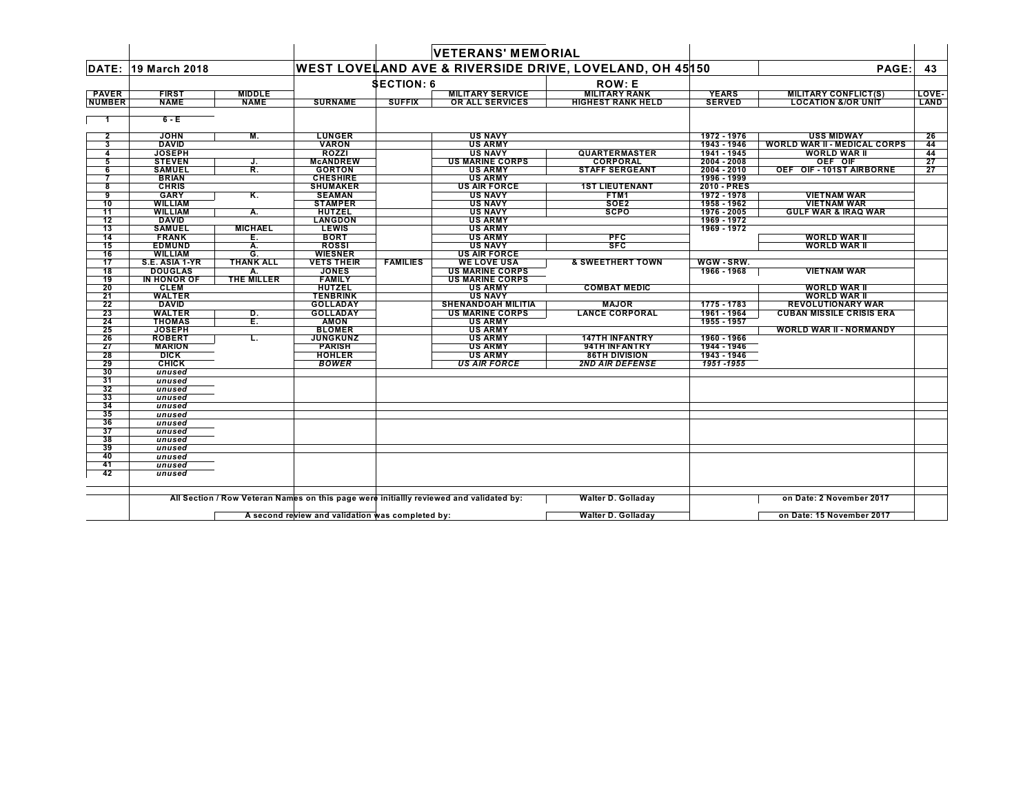# VETERANS' MEMORIAL

**DATE: 19 March 2018** | **WEST LOVELAND AVE & RIVERSIDE DRIVE, LOVELAND, OH 45150** | **PAGE: 43**

**SECTION: 6** | **ROW: E**

| PAVER NUMBER | FIRST NAME | MIDDLE NAME | SURNAME | SUFFIX | MILITARY SERVICE OR ALL SERVICES | MILITARY RANK HIGHEST RANK HELD | YEARS SERVED | MILITARY CONFLICT(S) LOCATION &/OR UNIT | LOVE-LAND |
|---|---|---|---|---|---|---|---|---|---|
| 1 | 6 - E | | | | | | | | |
| 2 | JOHN | M. | LUNGER | | US NAVY | | 1972 - 1976 | USS MIDWAY | 26 |
| 3 | DAVID | | VARON | | US ARMY | | 1943 - 1946 | WORLD WAR II - MEDICAL CORPS | 44 |
| 4 | JOSEPH | | ROZZI | | US NAVY | QUARTERMASTER | 1941 - 1945 | WORLD WAR II | 44 |
| 5 | STEVEN | J. | McANDREW | | US MARINE CORPS | CORPORAL | 2004 - 2008 | OEF OIF | 27 |
| 6 | SAMUEL | R. | GORTON | | US ARMY | STAFF SERGEANT | 2004 - 2010 | OEF OIF - 101ST AIRBORNE | 27 |
| 7 | BRIAN | | CHESHIRE | | US ARMY | | 1996 - 1999 | | |
| 8 | CHRIS | | SHUMAKER | | US AIR FORCE | 1ST LIEUTENANT | 2010 - PRES | | |
| 9 | GARY | K. | SEAMAN | | US NAVY | FTM1 | 1972 - 1978 | VIETNAM WAR | |
| 10 | WILLIAM | | STAMPER | | US NAVY | SOE2 | 1958 - 1962 | VIETNAM WAR | |
| 11 | WILLIAM | A. | HUTZEL | | US NAVY | SCPO | 1976 - 2005 | GULF WAR & IRAQ WAR | |
| 12 | DAVID | | LANGDON | | US ARMY | | 1969 - 1972 | | |
| 13 | SAMUEL | MICHAEL | LEWIS | | US ARMY | | 1969 - 1972 | | |
| 14 | FRANK | E. | BORT | | US ARMY | PFC | | WORLD WAR II | |
| 15 | EDMUND | A. | ROSSI | | US NAVY | SFC | | WORLD WAR II | |
| 16 | WILLIAM | G. | WIESNER | | US AIR FORCE | | | | |
| 17 | S.E. ASIA 1-YR | THANK ALL | VETS THEIR | FAMILIES | WE LOVE USA | & SWEETHERT TOWN | WGW - SRW. | | |
| 18 | DOUGLAS | A. | JONES | | US MARINE CORPS | | 1966 - 1968 | VIETNAM WAR | |
| 19 | IN HONOR OF | THE MILLER | FAMILY | | US MARINE CORPS | | | | |
| 20 | CLEM | | HUTZEL | | US ARMY | COMBAT MEDIC | | WORLD WAR II | |
| 21 | WALTER | | TENBRINK | | US NAVY | | | WORLD WAR II | |
| 22 | DAVID | | GOLLADAY | | SHENANDOAH MILITIA | MAJOR | 1775 - 1783 | REVOLUTIONARY WAR | |
| 23 | WALTER | D. | GOLLADAY | | US MARINE CORPS | LANCE CORPORAL | 1961 - 1964 | CUBAN MISSILE CRISIS ERA | |
| 24 | THOMAS | E. | AMON | | US ARMY | | 1955 - 1957 | | |
| 25 | JOSEPH | | BLOMER | | US ARMY | | | WORLD WAR II - NORMANDY | |
| 26 | ROBERT | L. | JUNGKUNZ | | US ARMY | 147TH INFANTRY | 1960 - 1966 | | |
| 27 | MARION | | PARISH | | US ARMY | 94TH INFANTRY | 1944 - 1946 | | |
| 28 | DICK | | HOHLER | | US ARMY | 86TH DIVISION | 1943 - 1946 | | |
| 29 | CHICK | | *BOWER* | | *US AIR FORCE* | *2ND AIR DEFENSE* | *1951 -1955* | | |
| 30 | *unused* | | | | | | | | |
| 31 | *unused* | | | | | | | | |
| 32 | *unused* | | | | | | | | |
| 33 | *unused* | | | | | | | | |
| 34 | *unused* | | | | | | | | |
| 35 | *unused* | | | | | | | | |
| 36 | *unused* | | | | | | | | |
| 37 | *unused* | | | | | | | | |
| 38 | *unused* | | | | | | | | |
| 39 | *unused* | | | | | | | | |
| 40 | *unused* | | | | | | | | |
| 41 | *unused* | | | | | | | | |
| 42 | *unused* | | | | | | | | |

All Section / Row Veteran Names on this page were initiallly reviewed and validated by: **Walter D. Golladay** on Date: 2 November 2017

A second review and validation was completed by: **Walter D. Golladay** on Date: 15 November 2017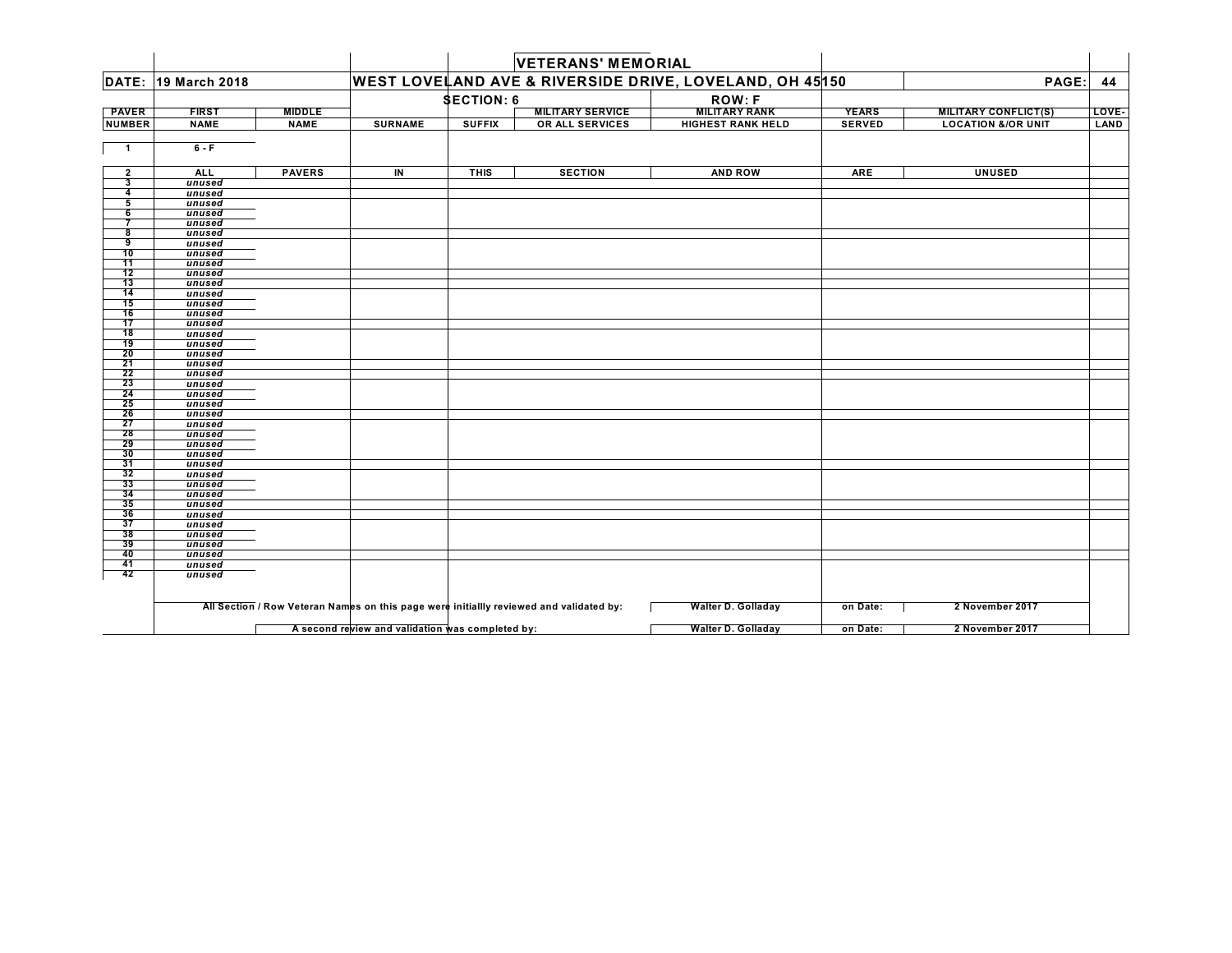| | | | | | VETERANS' MEMORIAL | | | | |
|---|---|---|---|---|---|---|---|---|---|
| DATE: | 19 March 2018 | | WEST LOVELAND AVE & RIVERSIDE DRIVE, LOVELAND, OH 45150 | | | | | PAGE: | 44 |
| | | | | SECTION: 6 | | ROW: F | | | |
| PAVER NUMBER | FIRST NAME | MIDDLE NAME | SURNAME | SUFFIX | MILITARY SERVICE OR ALL SERVICES | MILITARY RANK HIGHEST RANK HELD | YEARS SERVED | MILITARY CONFLICT(S) LOCATION &/OR UNIT | LOVE-LAND |
| 1 | 6 - F | | | | | | | | |
| 2 | ALL | PAVERS | IN | THIS | SECTION | AND ROW | ARE | UNUSED | |
| 3 | *unused* | | | | | | | | |
| 4 | *unused* | | | | | | | | |
| 5 | *unused* | | | | | | | | |
| 6 | *unused* | | | | | | | | |
| 7 | *unused* | | | | | | | | |
| 8 | *unused* | | | | | | | | |
| 9 | *unused* | | | | | | | | |
| 10 | *unused* | | | | | | | | |
| 11 | *unused* | | | | | | | | |
| 12 | *unused* | | | | | | | | |
| 13 | *unused* | | | | | | | | |
| 14 | *unused* | | | | | | | | |
| 15 | *unused* | | | | | | | | |
| 16 | *unused* | | | | | | | | |
| 17 | *unused* | | | | | | | | |
| 18 | *unused* | | | | | | | | |
| 19 | *unused* | | | | | | | | |
| 20 | *unused* | | | | | | | | |
| 21 | *unused* | | | | | | | | |
| 22 | *unused* | | | | | | | | |
| 23 | *unused* | | | | | | | | |
| 24 | *unused* | | | | | | | | |
| 25 | *unused* | | | | | | | | |
| 26 | *unused* | | | | | | | | |
| 27 | *unused* | | | | | | | | |
| 28 | *unused* | | | | | | | | |
| 29 | *unused* | | | | | | | | |
| 30 | *unused* | | | | | | | | |
| 31 | *unused* | | | | | | | | |
| 32 | *unused* | | | | | | | | |
| 33 | *unused* | | | | | | | | |
| 34 | *unused* | | | | | | | | |
| 35 | *unused* | | | | | | | | |
| 36 | *unused* | | | | | | | | |
| 37 | *unused* | | | | | | | | |
| 38 | *unused* | | | | | | | | |
| 39 | *unused* | | | | | | | | |
| 40 | *unused* | | | | | | | | |
| 41 | *unused* | | | | | | | | |
| 42 | *unused* | | | | | | | | |

All Section / Row Veteran Names on this page were initiallly reviewed and validated by: Walter D. Golladay on Date: 2 November 2017

A second review and validation was completed by: Walter D. Golladay on Date: 2 November 2017